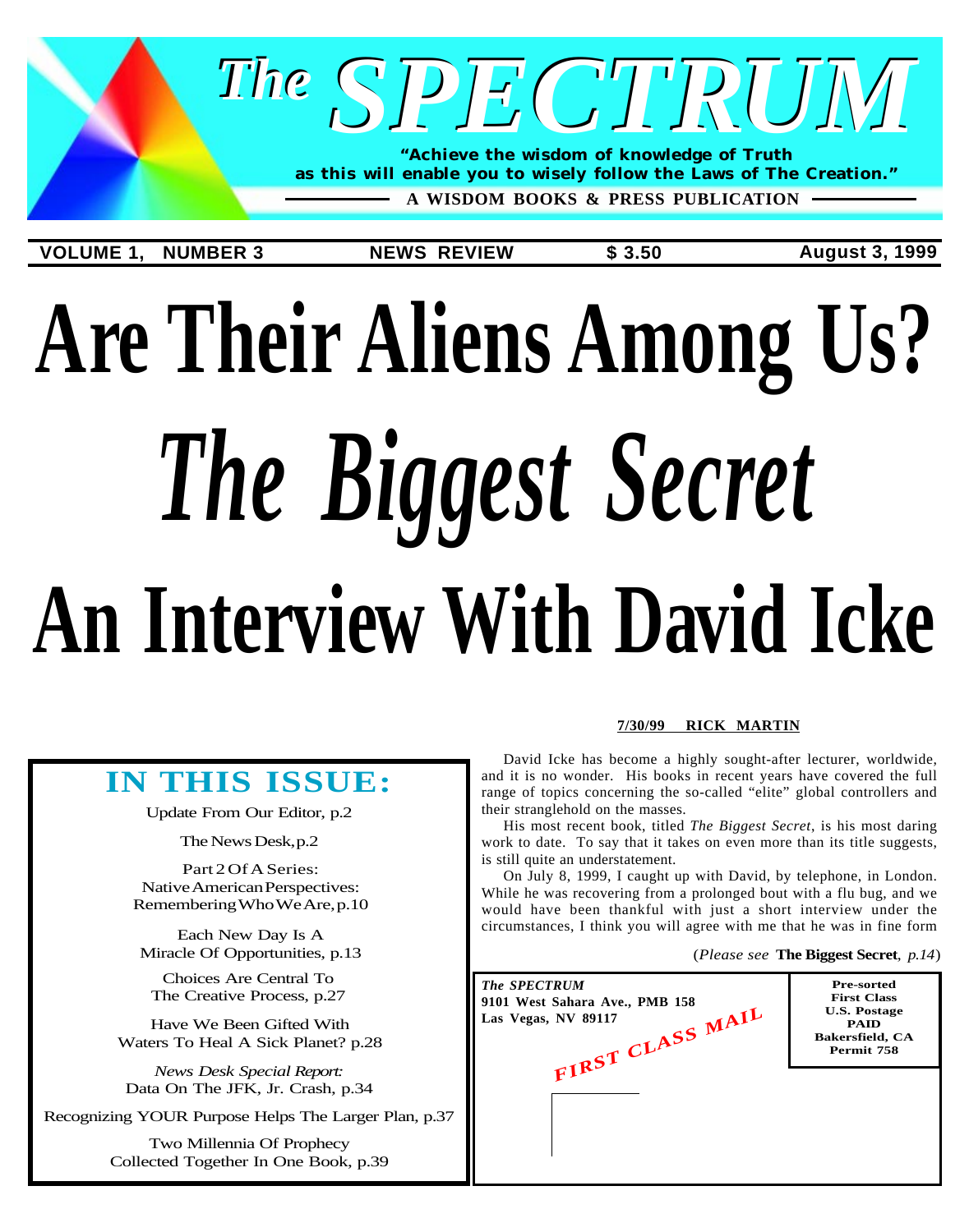# The SPECTRUM

**"Achieve the wisdom of knowledge of Truth as this will enable you to wisely follow the Laws of The Creation."**

**A WISDOM BOOKS & PRESS PUBLICATION**

**VOLUME 1, NUMBER 3** | **NEWS REVIEW** | **$ 3.50** | **August 3, 1999**

# Are Their Aliens Among Us?

# *The Biggest Secret*

# An Interview With David Icke

## IN THIS ISSUE:

Update From Our Editor, p.2

The News Desk, p.2

Part 2 Of A Series: Native American Perspectives: Remembering Who We Are, p.10

Each New Day Is A Miracle Of Opportunities, p.13

Choices Are Central To The Creative Process, p.27

Have We Been Gifted With Waters To Heal A Sick Planet? p.28

*News Desk Special Report:* Data On The JFK, Jr. Crash, p.34

Recognizing YOUR Purpose Helps The Larger Plan, p.37

Two Millennia Of Prophecy Collected Together In One Book, p.39

**7/30/99 RICK MARTIN**

David Icke has become a highly sought-after lecturer, worldwide, and it is no wonder. His books in recent years have covered the full range of topics concerning the so-called "elite" global controllers and their stranglehold on the masses.

His most recent book, titled *The Biggest Secret*, is his most daring work to date. To say that it takes on even more than its title suggests, is still quite an understatement.

On July 8, 1999, I caught up with David, by telephone, in London. While he was recovering from a prolonged bout with a flu bug, and we would have been thankful with just a short interview under the circumstances, I think you will agree with me that he was in fine form

(*Please see* **The Biggest Secret**, *p.14*)

*The SPECTRUM*
9101 West Sahara Ave., PMB 158
Las Vegas, NV 89117

FIRST CLASS MAIL

Pre-sorted
First Class
U.S. Postage
PAID
Bakersfield, CA
Permit 758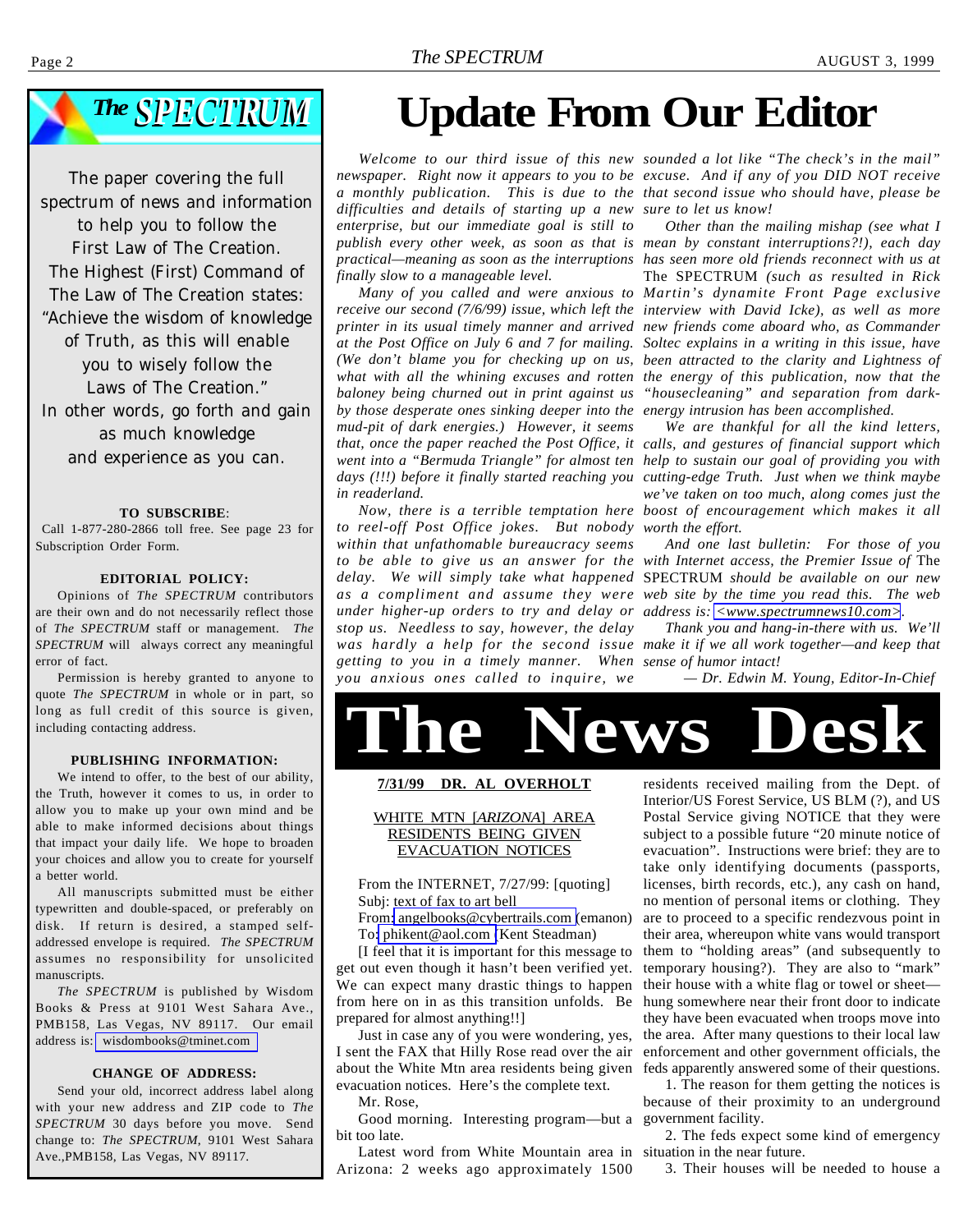## The SPECTRUM

The paper covering the full spectrum of news and information to help you to follow the First Law of The Creation. The Highest (First) Command of The Law of The Creation states: "Achieve the wisdom of knowledge of Truth, as this will enable you to wisely follow the Laws of The Creation." In other words, go forth and gain as much knowledge and experience as you can.

**TO SUBSCRIBE**: Call 1-877-280-2866 toll free. See page 23 for Subscription Order Form.

**EDITORIAL POLICY:**

Opinions of *The SPECTRUM* contributors are their own and do not necessarily reflect those of *The SPECTRUM* staff or management. *The SPECTRUM* will always correct any meaningful error of fact.

Permission is hereby granted to anyone to quote *The SPECTRUM* in whole or in part, so long as full credit of this source is given, including contacting address.

**PUBLISHING INFORMATION:**

We intend to offer, to the best of our ability, the Truth, however it comes to us, in order to allow you to make up your own mind and be able to make informed decisions about things that impact your daily life. We hope to broaden your choices and allow you to create for yourself a better world.

All manuscripts submitted must be either typewritten and double-spaced, or preferably on disk. If return is desired, a stamped self-addressed envelope is required. *The SPECTRUM* assumes no responsibility for unsolicited manuscripts.

*The SPECTRUM* is published by Wisdom Books & Press at 9101 West Sahara Ave., PMB158, Las Vegas, NV 89117. Our email address is: wisdombooks@tminet.com

**CHANGE OF ADDRESS:**

Send your old, incorrect address label along with your new address and ZIP code to *The SPECTRUM* 30 days before you move. Send change to: *The SPECTRUM*, 9101 West Sahara Ave.,PMB158, Las Vegas, NV 89117.

# Update From Our Editor

*Welcome to our third issue of this new newspaper. Right now it appears to you to be a monthly publication. This is due to the difficulties and details of starting up a new enterprise, but our immediate goal is still to publish every other week, as soon as that is practical—meaning as soon as the interruptions finally slow to a manageable level.*

*Many of you called and were anxious to receive our second (7/6/99) issue, which left the printer in its usual timely manner and arrived at the Post Office on July 6 and 7 for mailing. (We don't blame you for checking up on us, what with all the whining excuses and rotten baloney being churned out in print against us by those desperate ones sinking deeper into the mud-pit of dark energies.) However, it seems that, once the paper reached the Post Office, it went into a "Bermuda Triangle" for almost ten days (!!!) before it finally started reaching you in readerland.*

*Now, there is a terrible temptation here to reel-off Post Office jokes. But nobody within that unfathomable bureaucracy seems to be able to give us an answer for the delay. We will simply take what happened as a compliment and assume they were under higher-up orders to try and delay or stop us. Needless to say, however, the delay was hardly a help for the second issue getting to you in a timely manner. When you anxious ones called to inquire, we sounded a lot like "The check's in the mail" excuse. And if any of you DID NOT receive that second issue who should have, please be sure to let us know!*

*Other than the mailing mishap (see what I mean by constant interruptions?!), each day has seen more old friends reconnect with us at* The SPECTRUM *(such as resulted in Rick Martin's dynamite Front Page exclusive interview with David Icke), as well as more new friends come aboard who, as Commander Soltec explains in a writing in this issue, have been attracted to the clarity and Lightness of the energy of this publication, now that the "housecleaning" and separation from dark-energy intrusion has been accomplished.*

*We are thankful for all the kind letters, calls, and gestures of financial support which help to sustain our goal of providing you with cutting-edge Truth. Just when we think maybe we've taken on too much, along comes just the boost of encouragement which makes it all worth the effort.*

*And one last bulletin: For those of you with Internet access, the Premier Issue of* The SPECTRUM *should be available on our new web site by the time you read this. The web address is: <www.spectrumnews10.com>.*

*Thank you and hang-in-there with us. We'll make it if we all work together—and keep that sense of humor intact!*

*— Dr. Edwin M. Young, Editor-In-Chief*

# The News Desk

**7/31/99 DR. AL OVERHOLT**

WHITE MTN [*ARIZONA*] AREA RESIDENTS BEING GIVEN EVACUATION NOTICES

From the INTERNET, 7/27/99: [quoting]
Subj: text of fax to art bell
From: angelbooks@cybertrails.com (emanon)
To: phikent@aol.com (Kent Steadman)

[I feel that it is important for this message to get out even though it hasn't been verified yet. We can expect many drastic things to happen from here on in as this transition unfolds. Be prepared for almost anything!!]

Just in case any of you were wondering, yes, I sent the FAX that Hilly Rose read over the air about the White Mtn area residents being given evacuation notices. Here's the complete text.

Mr. Rose,

Good morning. Interesting program—but a bit too late.

Latest word from White Mountain area in Arizona: 2 weeks ago approximately 1500 residents received mailing from the Dept. of Interior/US Forest Service, US BLM (?), and US Postal Service giving NOTICE that they were subject to a possible future "20 minute notice of evacuation". Instructions were brief: they are to take only identifying documents (passports, licenses, birth records, etc.), any cash on hand, no mention of personal items or clothing. They are to proceed to a specific rendezvous point in their area, whereupon white vans would transport them to "holding areas" (and subsequently to temporary housing?). They are also to "mark" their house with a white flag or towel or sheet—hung somewhere near their front door to indicate they have been evacuated when troops move into the area. After many questions to their local law enforcement and other government officials, the feds apparently answered some of their questions.

1. The reason for them getting the notices is because of their proximity to an underground government facility.

2. The feds expect some kind of emergency situation in the near future.

3. Their houses will be needed to house a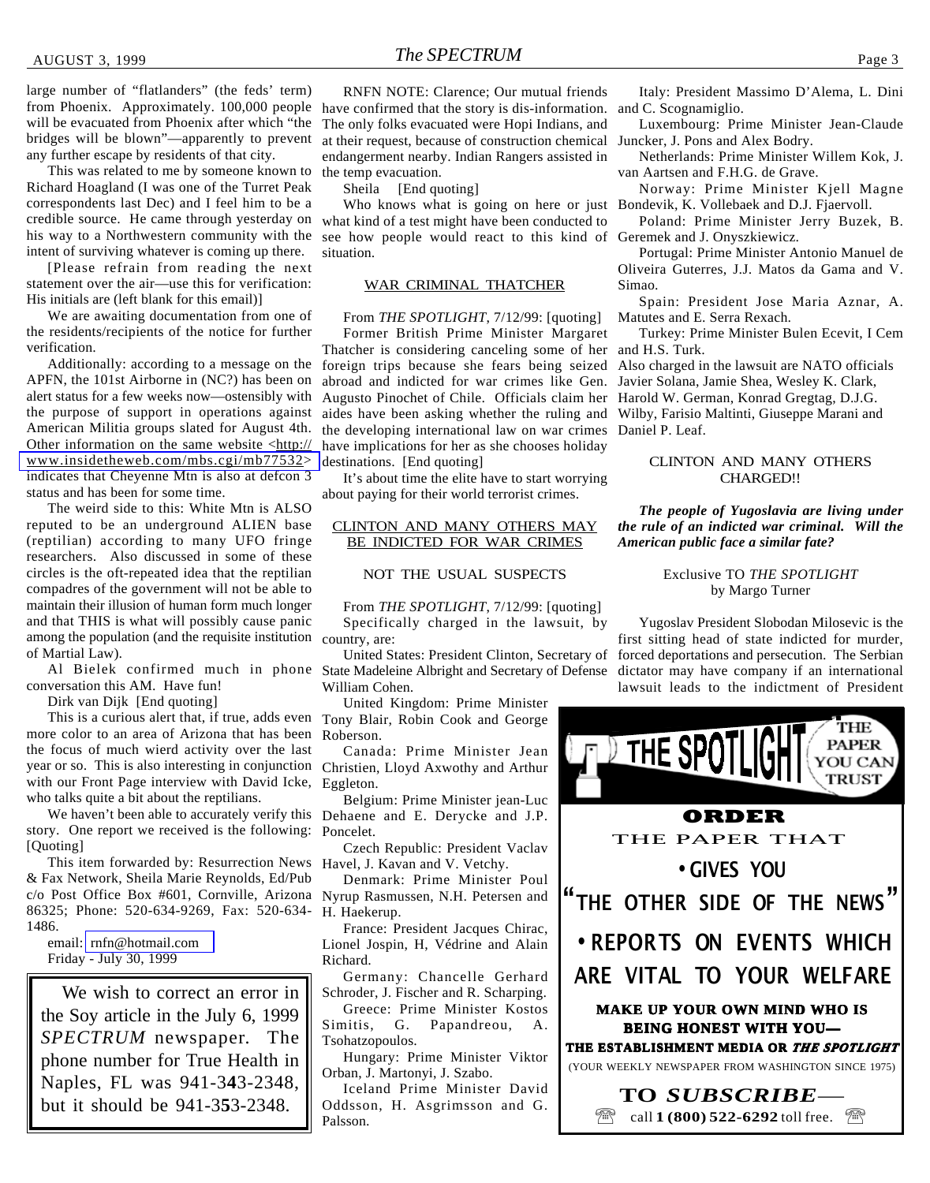large number of "flatlanders" (the feds' term) from Phoenix. Approximately. 100,000 people will be evacuated from Phoenix after which "the bridges will be blown"—apparently to prevent any further escape by residents of that city.

This was related to me by someone known to Richard Hoagland (I was one of the Turret Peak correspondents last Dec) and I feel him to be a credible source. He came through yesterday on his way to a Northwestern community with the intent of surviving whatever is coming up there.

[Please refrain from reading the next statement over the air—use this for verification: His initials are (left blank for this email)]

We are awaiting documentation from one of the residents/recipients of the notice for further verification.

Additionally: according to a message on the APFN, the 101st Airborne in (NC?) has been on alert status for a few weeks now—ostensibly with the purpose of support in operations against American Militia groups slated for August 4th. Other information on the same website <http://www.insidetheweb.com/mbs.cgi/mb77532> indicates that Cheyenne Mtn is also at defcon 3 status and has been for some time.

The weird side to this: White Mtn is ALSO reputed to be an underground ALIEN base (reptilian) according to many UFO fringe researchers. Also discussed in some of these circles is the oft-repeated idea that the reptilian compadres of the government will not be able to maintain their illusion of human form much longer and that THIS is what will possibly cause panic among the population (and the requisite institution of Martial Law).

Al Bielek confirmed much in phone conversation this AM. Have fun!

Dirk van Dijk [End quoting]

This is a curious alert that, if true, adds even more color to an area of Arizona that has been the focus of much wierd activity over the last year or so. This is also interesting in conjunction with our Front Page interview with David Icke, who talks quite a bit about the reptilians.

We haven't been able to accurately verify this story. One report we received is the following: [Quoting]

This item forwarded by: Resurrection News & Fax Network, Sheila Marie Reynolds, Ed/Pub c/o Post Office Box #601, Cornville, Arizona 86325; Phone: 520-634-9269, Fax: 520-634-1486.

email: rnfn@hotmail.com

Friday - July 30, 1999

RNFN NOTE: Clarence; Our mutual friends have confirmed that the story is dis-information. The only folks evacuated were Hopi Indians, and at their request, because of construction chemical endangerment nearby. Indian Rangers assisted in the temp evacuation.

Sheila [End quoting]

Who knows what is going on here or just what kind of a test might have been conducted to see how people would react to this kind of situation.

> We wish to correct an error in the Soy article in the July 6, 1999 *SPECTRUM* newspaper. The phone number for True Health in Naples, FL was 941-3**4**3-2348, but it should be 941-3**5**3-2348.

## WAR CRIMINAL THATCHER

From *THE SPOTLIGHT*, 7/12/99: [quoting]

Former British Prime Minister Margaret Thatcher is considering canceling some of her foreign trips because she fears being seized abroad and indicted for war crimes like Gen. Augusto Pinochet of Chile. Officials claim her aides have been asking whether the ruling and the developing international law on war crimes have implications for her as she chooses holiday destinations. [End quoting]

It's about time the elite have to start worrying about paying for their world terrorist crimes.

## CLINTON AND MANY OTHERS MAY BE INDICTED FOR WAR CRIMES

### NOT THE USUAL SUSPECTS

From *THE SPOTLIGHT*, 7/12/99: [quoting]

Specifically charged in the lawsuit, by country, are:

United States: President Clinton, Secretary of State Madeleine Albright and Secretary of Defense William Cohen.

United Kingdom: Prime Minister Tony Blair, Robin Cook and George Roberson.

Canada: Prime Minister Jean Christien, Lloyd Axworthy and Arthur Eggleton.

Belgium: Prime Minister jean-Luc Dehaene and E. Derycke and J.P. Poncelet.

Czech Republic: President Vaclav Havel, J. Kavan and V. Vetchy.

Denmark: Prime Minister Poul Nyrup Rasmussen, N.H. Petersen and H. Haekerup.

France: President Jacques Chirac, Lionel Jospin, H, Védrine and Alain Richard.

Germany: Chancelle Gerhard Schroder, J. Fischer and R. Scharping.

Greece: Prime Minister Kostos Simitis, G. Papandreou, A. Tsohatzopoulos.

Hungary: Prime Minister Viktor Orban, J. Martonyi, J. Szabo.

Iceland Prime Minister David Oddsson, H. Asgrimsson and G. Palsson.

Italy: President Massimo D'Alema, L. Dini and C. Scognamiglio.

Luxembourg: Prime Minister Jean-Claude Juncker, J. Pons and Alex Bodry.

Netherlands: Prime Minister Willem Kok, J. van Aartsen and F.H.G. de Grave.

Norway: Prime Minister Kjell Magne Bondevik, K. Vollebaek and D.J. Fjaervoll.

Poland: Prime Minister Jerry Buzek, B. Geremek and J. Onyszkiewicz.

Portugal: Prime Minister Antonio Manuel de Oliveira Guterres, J.J. Matos da Gama and V. Simao.

Spain: President Jose Maria Aznar, A. Matutes and E. Serra Rexach.

Turkey: Prime Minister Bulen Ecevit, I Cem and H.S. Turk.

Also charged in the lawsuit are NATO officials Javier Solana, Jamie Shea, Wesley K. Clark, Harold W. German, Konrad Gregtag, D.J.G. Wilby, Farisio Maltinti, Giuseppe Marani and Daniel P. Leaf.

### CLINTON AND MANY OTHERS CHARGED!!

***The people of Yugoslavia are living under the rule of an indicted war criminal. Will the American public face a similar fate?***

Exclusive TO *THE SPOTLIGHT*
by Margo Turner

Yugoslav President Slobodan Milosevic is the first sitting head of state indicted for murder, forced deportations and persecution. The Serbian dictator may have company if an international lawsuit leads to the indictment of President

THE SPOTLIGHT — THE PAPER YOU CAN TRUST

**ORDER**

THE PAPER THAT

• **GIVES YOU "THE OTHER SIDE OF THE NEWS"**

• **REPORTS ON EVENTS WHICH ARE VITAL TO YOUR WELFARE**

**MAKE UP YOUR OWN MIND WHO IS BEING HONEST WITH YOU— THE ESTABLISHMENT MEDIA OR *THE SPOTLIGHT***

(YOUR WEEKLY NEWSPAPER FROM WASHINGTON SINCE 1975)

**TO *SUBSCRIBE*—**

call **1 (800) 522-6292** toll free.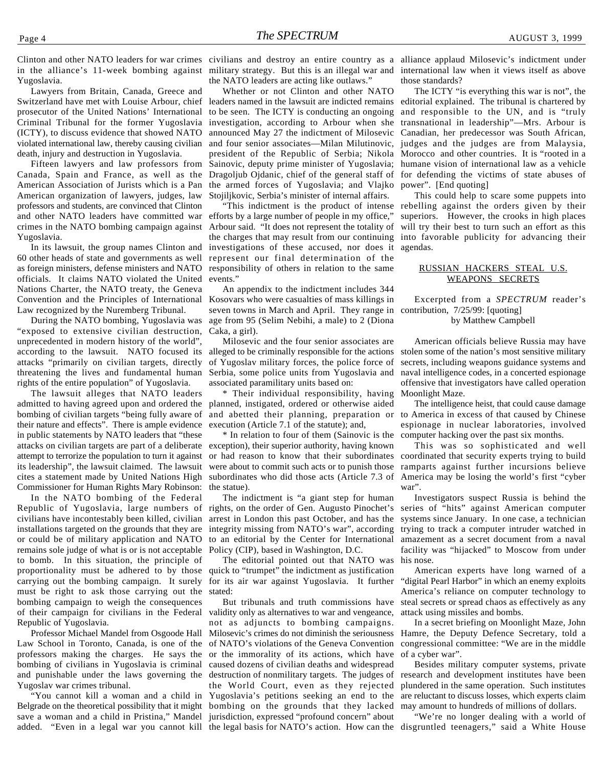Clinton and other NATO leaders for war crimes in the alliance's 11-week bombing against Yugoslavia.

Lawyers from Britain, Canada, Greece and Switzerland have met with Louise Arbour, chief prosecutor of the United Nations' International Criminal Tribunal for the former Yugoslavia (ICTY), to discuss evidence that showed NATO violated international law, thereby causing civilian death, injury and destruction in Yugoslavia.

Fifteen lawyers and law professors from Canada, Spain and France, as well as the American Association of Jurists which is a Pan American organization of lawyers, judges, law professors and students, are convinced that Clinton and other NATO leaders have committed war crimes in the NATO bombing campaign against Yugoslavia.

In its lawsuit, the group names Clinton and 60 other heads of state and governments as well as foreign ministers, defense ministers and NATO officials. It claims NATO violated the United Nations Charter, the NATO treaty, the Geneva Convention and the Principles of International Law recognized by the Nuremberg Tribunal.

During the NATO bombing, Yugoslavia was "exposed to extensive civilian destruction, unprecedented in modern history of the world", according to the lawsuit. NATO focused its attacks "primarily on civilian targets, directly threatening the lives and fundamental human rights of the entire population" of Yugoslavia.

The lawsuit alleges that NATO leaders admitted to having agreed upon and ordered the bombing of civilian targets "being fully aware of their nature and effects". There is ample evidence in public statements by NATO leaders that "these attacks on civilian targets are part of a deliberate attempt to terrorize the population to turn it against its leadership", the lawsuit claimed. The lawsuit cites a statement made by United Nations High Commissioner for Human Rights Mary Robinson:

In the NATO bombing of the Federal Republic of Yugoslavia, large numbers of civilians have incontestably been killed, civilian installations targeted on the grounds that they are or could be of military application and NATO remains sole judge of what is or is not acceptable to bomb. In this situation, the principle of proportionality must be adhered to by those carrying out the bombing campaign. It surely must be right to ask those carrying out the bombing campaign to weigh the consequences of their campaign for civilians in the Federal Republic of Yugoslavia.

Professor Michael Mandel from Osgoode Hall Law School in Toronto, Canada, is one of the professors making the charges. He says the bombing of civilians in Yugoslavia is criminal and punishable under the laws governing the Yugoslav war crimes tribunal.

"You cannot kill a woman and a child in Belgrade on the theoretical possibility that it might save a woman and a child in Pristina," Mandel added. "Even in a legal war you cannot kill civilians and destroy an entire country as a military strategy. But this is an illegal war and the NATO leaders are acting like outlaws."

Whether or not Clinton and other NATO leaders named in the lawsuit are indicted remains to be seen. The ICTY is conducting an ongoing investigation, according to Arbour when she announced May 27 the indictment of Milosevic and four senior associates—Milan Milutinovic, president of the Republic of Serbia; Nikola Sainovic, deputy prime minister of Yugoslavia; Dragoljub Ojdanic, chief of the general staff of the armed forces of Yugoslavia; and Vlajko Stojiljkovic, Serbia's minister of internal affairs.

"This indictment is the product of intense efforts by a large number of people in my office," Arbour said. "It does not represent the totality of the charges that may result from our continuing investigations of these accused, nor does it represent our final determination of the responsibility of others in relation to the same events."

An appendix to the indictment includes 344 Kosovars who were casualties of mass killings in seven towns in March and April. They range in age from 95 (Selim Nebihi, a male) to 2 (Diona Caka, a girl).

Milosevic and the four senior associates are alleged to be criminally responsible for the actions of Yugoslav military forces, the police force of Serbia, some police units from Yugoslavia and associated paramilitary units based on:

* Their individual responsibility, having planned, instigated, ordered or otherwise aided and abetted their planning, preparation or execution (Article 7.1 of the statute); and,

* In relation to four of them (Sainovic is the exception), their superior authority, having known or had reason to know that their subordinates were about to commit such acts or to punish those subordinates who did those acts (Article 7.3 of the statue).

The indictment is "a giant step for human rights, on the order of Gen. Augusto Pinochet's arrest in London this past October, and has the integrity missing from NATO's war", according to an editorial by the Center for International Policy (CIP), based in Washington, D.C.

The editorial pointed out that NATO was quick to "trumpet" the indictment as justification for its air war against Yugoslavia. It further stated:

But tribunals and truth commissions have validity only as alternatives to war and vengeance, not as adjuncts to bombing campaigns. Milosevic's crimes do not diminish the seriousness of NATO's violations of the Geneva Convention or the immorality of its actions, which have caused dozens of civilian deaths and widespread destruction of nonmilitary targets. The judges of the World Court, even as they rejected Yugoslavia's petitions seeking an end to the bombing on the grounds that they lacked jurisdiction, expressed "profound concern" about the legal basis for NATO's action. How can the alliance applaud Milosevic's indictment under international law when it views itself as above those standards?

The ICTY "is everything this war is not", the editorial explained. The tribunal is chartered by and responsible to the UN, and is "truly transnational in leadership"—Mrs. Arbour is Canadian, her predecessor was South African, judges and the judges are from Malaysia, Morocco and other countries. It is "rooted in a humane vision of international law as a vehicle for defending the victims of state abuses of power". [End quoting]

This could help to scare some puppets into rebelling against the orders given by their superiors. However, the crooks in high places will try their best to turn such an effort as this into favorable publicity for advancing their agendas.

## RUSSIAN HACKERS STEAL U.S. WEAPONS SECRETS

Excerpted from a *SPECTRUM* reader's contribution, 7/25/99: [quoting]
by Matthew Campbell

American officials believe Russia may have stolen some of the nation's most sensitive military secrets, including weapons guidance systems and naval intelligence codes, in a concerted espionage offensive that investigators have called operation Moonlight Maze.

The intelligence heist, that could cause damage to America in excess of that caused by Chinese espionage in nuclear laboratories, involved computer hacking over the past six months.

This was so sophisticated and well coordinated that security experts trying to build ramparts against further incursions believe America may be losing the world's first "cyber war".

Investigators suspect Russia is behind the series of "hits" against American computer systems since January. In one case, a technician trying to track a computer intruder watched in amazement as a secret document from a naval facility was "hijacked" to Moscow from under his nose.

American experts have long warned of a "digital Pearl Harbor" in which an enemy exploits America's reliance on computer technology to steal secrets or spread chaos as effectively as any attack using missiles and bombs.

In a secret briefing on Moonlight Maze, John Hamre, the Deputy Defence Secretary, told a congressional committee: "We are in the middle of a cyber war".

Besides military computer systems, private research and development institutes have been plundered in the same operation. Such institutes are reluctant to discuss losses, which experts claim may amount to hundreds of millions of dollars.

"We're no longer dealing with a world of disgruntled teenagers," said a White House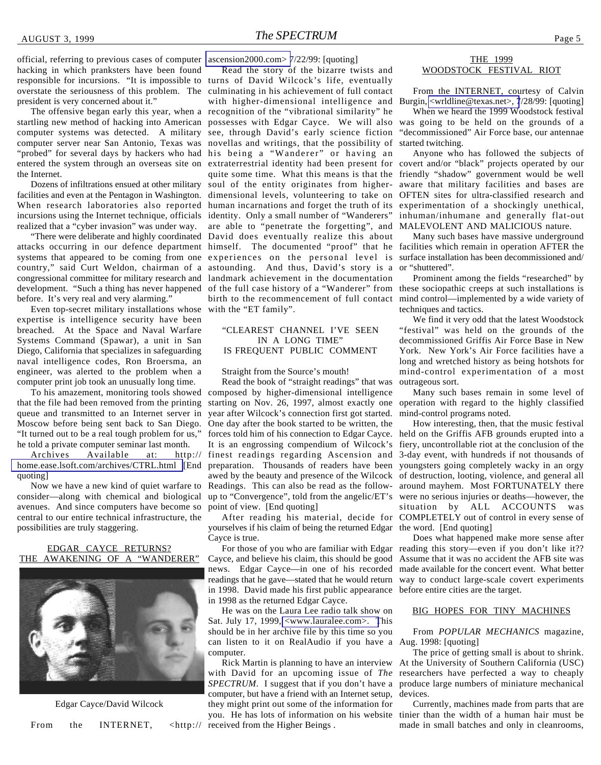official, referring to previous cases of computer hacking in which pranksters have been found responsible for incursions. "It is impossible to overstate the seriousness of this problem. The president is very concerned about it."

The offensive began early this year, when a startling new method of hacking into American computer systems was detected. A military computer server near San Antonio, Texas was "probed" for several days by hackers who had entered the system through an overseas site on the Internet.

Dozens of infiltrations ensued at other military facilities and even at the Pentagon in Washington. When research laboratories also reported incursions using the Internet technique, officials realized that a "cyber invasion" was under way.

"There were deliberate and highly coordinated attacks occurring in our defence department systems that appeared to be coming from one country," said Curt Weldon, chairman of a congressional committee for military research and development. "Such a thing has never happened before. It's very real and very alarming."

Even top-secret military installations whose expertise is intelligence security have been breached. At the Space and Naval Warfare Systems Command (Spawar), a unit in San Diego, California that specializes in safeguarding naval intelligence codes, Ron Broersma, an engineer, was alerted to the problem when a computer print job took an unusually long time.

To his amazement, monitoring tools showed that the file had been removed from the printing queue and transmitted to an Internet server in Moscow before being sent back to San Diego. "It turned out to be a real tough problem for us," he told a private computer seminar last month.

Archives Available at: http://home.ease.lsoft.com/archives/CTRL.html [End quoting]

Now we have a new kind of quiet warfare to consider—along with chemical and biological avenues. And since computers have become so central to our entire technical infrastructure, the possibilities are truly staggering.

## EDGAR CAYCE RETURNS? THE AWAKENING OF A "WANDERER"

Edgar Cayce/David Wilcock

From the INTERNET, <http://ascension2000.com> 7/22/99: [quoting]

Read the story of the bizarre twists and turns of David Wilcock's life, eventually culminating in his achievement of full contact with higher-dimensional intelligence and recognition of the "vibrational similarity" he possesses with Edgar Cayce. We will also see, through David's early science fiction novellas and writings, that the possibility of his being a "Wanderer" or having an extraterrestrial identity had been present for quite some time. What this means is that the soul of the entity originates from higher-dimensional levels, volunteering to take on human incarnations and forget the truth of its identity. Only a small number of "Wanderers" are able to "penetrate the forgetting", and David does eventually realize this about himself. The documented "proof" that he experiences on the personal level is astounding. And thus, David's story is a landmark achievement in the documentation of the full case history of a "Wanderer" from birth to the recommencement of full contact with the "ET family".

### "CLEAREST CHANNEL I'VE SEEN IN A LONG TIME" IS FREQUENT PUBLIC COMMENT

Straight from the Source's mouth!

Read the book of "straight readings" that was composed by higher-dimensional intelligence starting on Nov. 26, 1997, almost exactly one year after Wilcock's connection first got started. One day after the book started to be written, the forces told him of his connection to Edgar Cayce. It is an engrossing compendium of Wilcock's finest readings regarding Ascension and preparation. Thousands of readers have been awed by the beauty and presence of the Wilcock Readings. This can also be read as the follow-up to "Convergence", told from the angelic/ET's point of view. [End quoting]

After reading his material, decide for yourselves if his claim of being the returned Edgar Cayce is true.

For those of you who are familiar with Edgar Cayce, and believe his claim, this should be good news. Edgar Cayce—in one of his recorded readings that he gave—stated that he would return in 1998. David made his first public appearance in 1998 as the returned Edgar Cayce.

He was on the Laura Lee radio talk show on Sat. July 17, 1999, <www.lauralee.com>. This should be in her archive file by this time so you can listen to it on RealAudio if you have a computer.

Rick Martin is planning to have an interview with David for an upcoming issue of *The SPECTRUM*. I suggest that if you don't have a computer, but have a friend with an Internet setup, they might print out some of the information for you. He has lots of information on his website received from the Higher Beings .

## THE 1999 WOODSTOCK FESTIVAL RIOT

From the INTERNET, courtesy of Calvin Burgin, <wrldline@texas.net>, 7/28/99: [quoting]

When we heard the 1999 Woodstock festival was going to be held on the grounds of a "decommissioned" Air Force base, our antennae started twitching.

Anyone who has followed the subjects of covert and/or "black" projects operated by our friendly "shadow" government would be well aware that military facilities and bases are OFTEN sites for ultra-classified research and experimentation of a shockingly unethical, inhuman/inhumane and generally flat-out MALEVOLENT AND MALICIOUS nature.

Many such bases have massive underground facilities which remain in operation AFTER the surface installation has been decommissioned and/or "shuttered".

Prominent among the fields "researched" by these sociopathic creeps at such installations is mind control—implemented by a wide variety of techniques and tactics.

We find it very odd that the latest Woodstock "festival" was held on the grounds of the decommissioned Griffis Air Force Base in New York. New York's Air Force facilities have a long and wretched history as being hotshots for mind-control experimentation of a most outrageous sort.

Many such bases remain in some level of operation with regard to the highly classified mind-control programs noted.

How interesting, then, that the music festival held on the Griffis AFB grounds erupted into a fiery, uncontrollable riot at the conclusion of the 3-day event, with hundreds if not thousands of youngsters going completely wacky in an orgy of destruction, looting, violence, and general all around mayhem. Most FORTUNATELY there were no serious injuries or deaths—however, the situation by ALL ACCOUNTS was COMPLETELY out of control in every sense of the word. [End quoting]

Does what happened make more sense after reading this story—even if you don't like it?? Assume that it was no accident the AFB site was made available for the concert event. What better way to conduct large-scale covert experiments before entire cities are the target.

## BIG HOPES FOR TINY MACHINES

From *POPULAR MECHANICS* magazine, Aug. 1998: [quoting]

The price of getting small is about to shrink. At the University of Southern California (USC) researchers have perfected a way to cheaply produce large numbers of miniature mechanical devices.

Currently, machines made from parts that are tinier than the width of a human hair must be made in small batches and only in cleanrooms,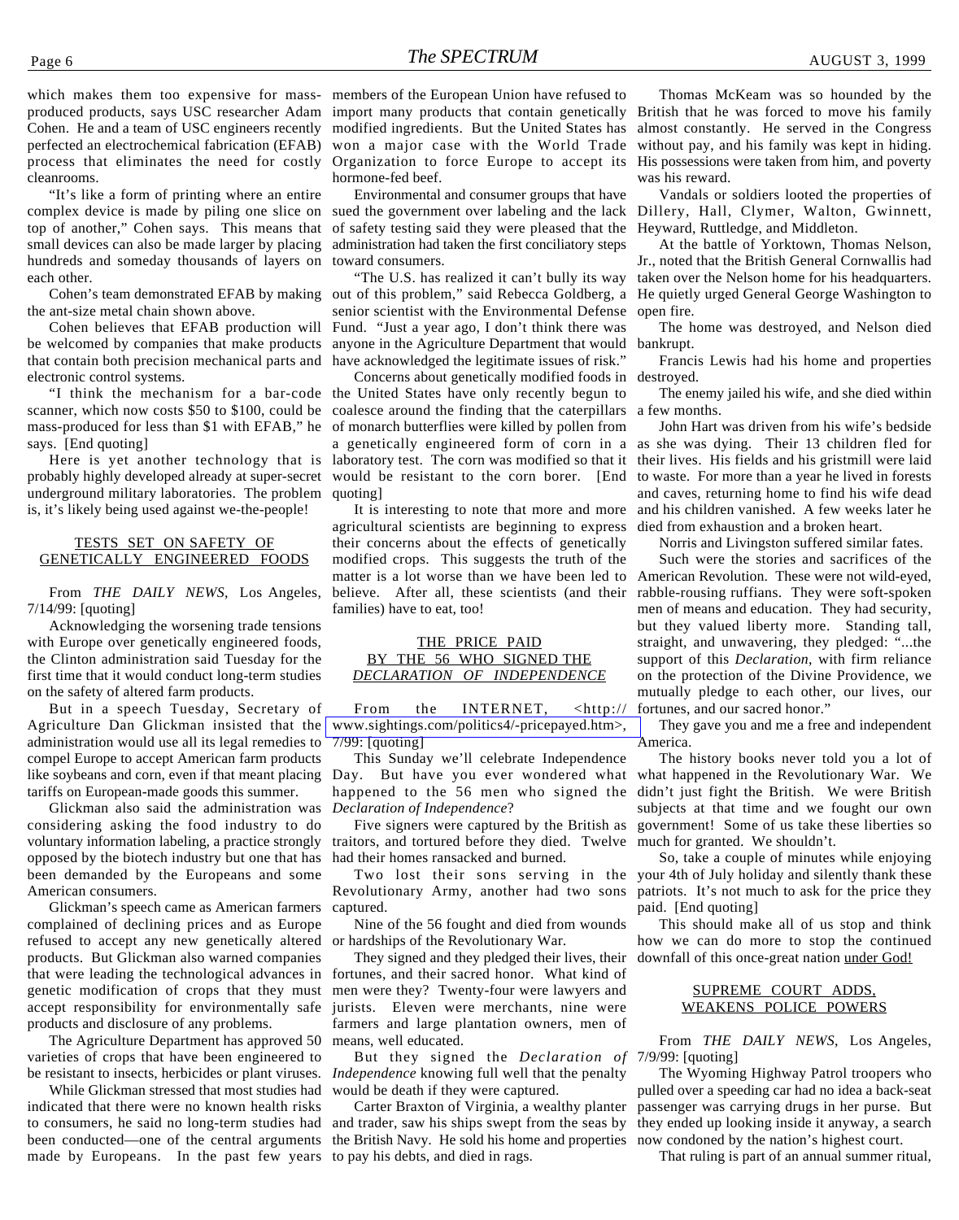which makes them too expensive for mass-produced products, says USC researcher Adam Cohen. He and a team of USC engineers recently perfected an electrochemical fabrication (EFAB) process that eliminates the need for costly cleanrooms.

"It's like a form of printing where an entire complex device is made by piling one slice on top of another," Cohen says. This means that small devices can also be made larger by placing hundreds and someday thousands of layers on each other.

Cohen's team demonstrated EFAB by making the ant-size metal chain shown above.

Cohen believes that EFAB production will be welcomed by companies that make products that contain both precision mechanical parts and electronic control systems.

"I think the mechanism for a bar-code scanner, which now costs $50 to $100, could be mass-produced for less than $1 with EFAB," he says. [End quoting]

Here is yet another technology that is probably highly developed already at super-secret underground military laboratories. The problem is, it's likely being used against we-the-people!

## TESTS SET ON SAFETY OF GENETICALLY ENGINEERED FOODS

From *THE DAILY NEWS*, Los Angeles, 7/14/99: [quoting]

Acknowledging the worsening trade tensions with Europe over genetically engineered foods, the Clinton administration said Tuesday for the first time that it would conduct long-term studies on the safety of altered farm products.

But in a speech Tuesday, Secretary of Agriculture Dan Glickman insisted that the administration would use all its legal remedies to compel Europe to accept American farm products like soybeans and corn, even if that meant placing tariffs on European-made goods this summer.

Glickman also said the administration was considering asking the food industry to do voluntary information labeling, a practice strongly opposed by the biotech industry but one that has been demanded by the Europeans and some American consumers.

Glickman's speech came as American farmers complained of declining prices and as Europe refused to accept any new genetically altered products. But Glickman also warned companies that were leading the technological advances in genetic modification of crops that they must accept responsibility for environmentally safe products and disclosure of any problems.

The Agriculture Department has approved 50 varieties of crops that have been engineered to be resistant to insects, herbicides or plant viruses.

While Glickman stressed that most studies had indicated that there were no known health risks to consumers, he said no long-term studies had been conducted—one of the central arguments made by Europeans. In the past few years members of the European Union have refused to import many products that contain genetically modified ingredients. But the United States has won a major case with the World Trade Organization to force Europe to accept its hormone-fed beef.

Environmental and consumer groups that have sued the government over labeling and the lack of safety testing said they were pleased that the administration had taken the first conciliatory steps toward consumers.

"The U.S. has realized it can't bully its way out of this problem," said Rebecca Goldberg, a senior scientist with the Environmental Defense Fund. "Just a year ago, I don't think there was anyone in the Agriculture Department that would have acknowledged the legitimate issues of risk."

Concerns about genetically modified foods in the United States have only recently begun to coalesce around the finding that the caterpillars of monarch butterflies were killed by pollen from a genetically engineered form of corn in a laboratory test. The corn was modified so that it would be resistant to the corn borer. [End quoting]

It is interesting to note that more and more agricultural scientists are beginning to express their concerns about the effects of genetically modified crops. This suggests the truth of the matter is a lot worse than we have been led to believe. After all, these scientists (and their families) have to eat, too!

## THE PRICE PAID BY THE 56 WHO SIGNED THE *DECLARATION OF INDEPENDENCE*

From the INTERNET, <http://www.sightings.com/politics4/-pricepayed.htm>, 7/99: [quoting]

This Sunday we'll celebrate Independence Day. But have you ever wondered what happened to the 56 men who signed the *Declaration of Independence*?

Five signers were captured by the British as traitors, and tortured before they died. Twelve had their homes ransacked and burned.

Two lost their sons serving in the Revolutionary Army, another had two sons captured.

Nine of the 56 fought and died from wounds or hardships of the Revolutionary War.

They signed and they pledged their lives, their fortunes, and their sacred honor. What kind of men were they? Twenty-four were lawyers and jurists. Eleven were merchants, nine were farmers and large plantation owners, men of means, well educated.

But they signed the *Declaration of Independence* knowing full well that the penalty would be death if they were captured.

Carter Braxton of Virginia, a wealthy planter and trader, saw his ships swept from the seas by the British Navy. He sold his home and properties to pay his debts, and died in rags.

Thomas McKeam was so hounded by the British that he was forced to move his family almost constantly. He served in the Congress without pay, and his family was kept in hiding. His possessions were taken from him, and poverty was his reward.

Vandals or soldiers looted the properties of Dillery, Hall, Clymer, Walton, Gwinnett, Heyward, Ruttledge, and Middleton.

At the battle of Yorktown, Thomas Nelson, Jr., noted that the British General Cornwallis had taken over the Nelson home for his headquarters. He quietly urged General George Washington to open fire.

The home was destroyed, and Nelson died bankrupt.

Francis Lewis had his home and properties destroyed.

The enemy jailed his wife, and she died within a few months.

John Hart was driven from his wife's bedside as she was dying. Their 13 children fled for their lives. His fields and his gristmill were laid to waste. For more than a year he lived in forests and caves, returning home to find his wife dead and his children vanished. A few weeks later he died from exhaustion and a broken heart.

Norris and Livingston suffered similar fates.

Such were the stories and sacrifices of the American Revolution. These were not wild-eyed, rabble-rousing ruffians. They were soft-spoken men of means and education. They had security, but they valued liberty more. Standing tall, straight, and unwavering, they pledged: "...the support of this *Declaration*, with firm reliance on the protection of the Divine Providence, we mutually pledge to each other, our lives, our fortunes, and our sacred honor."

They gave you and me a free and independent America.

The history books never told you a lot of what happened in the Revolutionary War. We didn't just fight the British. We were British subjects at that time and we fought our own government! Some of us take these liberties so much for granted. We shouldn't.

So, take a couple of minutes while enjoying your 4th of July holiday and silently thank these patriots. It's not much to ask for the price they paid. [End quoting]

This should make all of us stop and think how we can do more to stop the continued downfall of this once-great nation under God!

## SUPREME COURT ADDS, WEAKENS POLICE POWERS

From *THE DAILY NEWS*, Los Angeles, 7/9/99: [quoting]

The Wyoming Highway Patrol troopers who pulled over a speeding car had no idea a back-seat passenger was carrying drugs in her purse. But they ended up looking inside it anyway, a search now condoned by the nation's highest court.

That ruling is part of an annual summer ritual,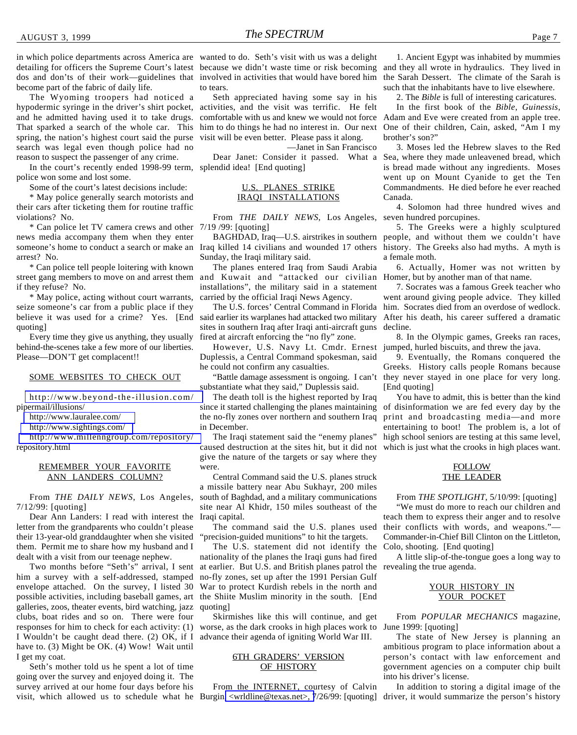in which police departments across America are detailing for officers the Supreme Court's latest dos and don'ts of their work—guidelines that become part of the fabric of daily life.

The Wyoming troopers had noticed a hypodermic syringe in the driver's shirt pocket, and he admitted having used it to take drugs. That sparked a search of the whole car. This spring, the nation's highest court said the purse search was legal even though police had no reason to suspect the passenger of any crime.

In the court's recently ended 1998-99 term, police won some and lost some.

Some of the court's latest decisions include:

* May police generally search motorists and their cars after ticketing them for routine traffic violations? No.

* Can police let TV camera crews and other news media accompany them when they enter someone's home to conduct a search or make an arrest? No.

* Can police tell people loitering with known street gang members to move on and arrest them if they refuse? No.

* May police, acting without court warrants, seize someone's car from a public place if they believe it was used for a crime? Yes. [End quoting]

Every time they give us anything, they usually behind-the-scenes take a few more of our liberties. Please—DON'T get complacent!!

## SOME WEBSITES TO CHECK OUT

http://www.beyond-the-illusion.com/pipermail/illusions/

http://www.lauralee.com/

http://www.sightings.com/

http://www.millenngroup.com/repository/repository.html

## REMEMBER YOUR FAVORITE ANN LANDERS COLUMN?

From *THE DAILY NEWS*, Los Angeles, 7/12/99: [quoting]

Dear Ann Landers: I read with interest the letter from the grandparents who couldn't please their 13-year-old granddaughter when she visited them. Permit me to share how my husband and I dealt with a visit from our teenage nephew.

Two months before "Seth's" arrival, I sent him a survey with a self-addressed, stamped envelope attached. On the survey, I listed 30 possible activities, including baseball games, art galleries, zoos, theater events, bird watching, jazz clubs, boat rides and so on. There were four responses for him to check for each activity: (1) I Wouldn't be caught dead there. (2) OK, if I have to. (3) Might be OK. (4) Wow! Wait until I get my coat.

Seth's mother told us he spent a lot of time going over the survey and enjoyed doing it. The survey arrived at our home four days before his visit, which allowed us to schedule what he wanted to do. Seth's visit with us was a delight because we didn't waste time or risk becoming involved in activities that would have bored him to tears.

Seth appreciated having some say in his activities, and the visit was terrific. He felt comfortable with us and knew we would not force him to do things he had no interest in. Our next visit will be even better. Please pass it along.

—Janet in San Francisco

Dear Janet: Consider it passed. What a splendid idea! [End quoting]

## U.S. PLANES STRIKE IRAQI INSTALLATIONS

From *THE DAILY NEWS,* Los Angeles, 7/19 /99: [quoting]

BAGHDAD, Iraq—U.S. airstrikes in southern Iraq killed 14 civilians and wounded 17 others Sunday, the Iraqi military said.

The planes entered Iraq from Saudi Arabia and Kuwait and "attacked our civilian installations", the military said in a statement carried by the official Iraqi News Agency.

The U.S. forces' Central Command in Florida said earlier its warplanes had attacked two military sites in southern Iraq after Iraqi anti-aircraft guns fired at aircraft enforcing the "no fly" zone.

However, U.S. Navy Lt. Cmdr. Ernest Duplessis, a Central Command spokesman, said he could not confirm any casualties.

"Battle damage assessment is ongoing. I can't substantiate what they said," Duplessis said.

The death toll is the highest reported by Iraq since it started challenging the planes maintaining the no-fly zones over northern and southern Iraq in December.

The Iraqi statement said the "enemy planes" caused destruction at the sites hit, but it did not give the nature of the targets or say where they were.

Central Command said the U.S. planes struck a missile battery near Abu Sukhayr, 200 miles south of Baghdad, and a military communications site near Al Khidr, 150 miles southeast of the Iraqi capital.

The command said the U.S. planes used "precision-guided munitions" to hit the targets.

The U.S. statement did not identify the nationality of the planes the Iraqi guns had fired at earlier. But U.S. and British planes patrol the no-fly zones, set up after the 1991 Persian Gulf War to protect Kurdish rebels in the north and the Shiite Muslim minority in the south. [End quoting]

Skirmishes like this will continue, and get worse, as the dark crooks in high places work to advance their agenda of igniting World War III.

## 6TH GRADERS' VERSION OF HISTORY

From the INTERNET, courtesy of Calvin Burgin <wrldline@texas.net>, 7/26/99: [quoting]

1. Ancient Egypt was inhabited by mummies and they all wrote in hydraulics. They lived in the Sarah Dessert. The climate of the Sarah is such that the inhabitants have to live elsewhere.

2. The *Bible* is full of interesting caricatures.

In the first book of the *Bible*, *Guinessis*, Adam and Eve were created from an apple tree. One of their children, Cain, asked, "Am I my brother's son?"

3. Moses led the Hebrew slaves to the Red Sea, where they made unleavened bread, which is bread made without any ingredients. Moses went up on Mount Cyanide to get the Ten Commandments. He died before he ever reached Canada.

4. Solomon had three hundred wives and seven hundred porcupines.

5. The Greeks were a highly sculptured people, and without them we couldn't have history. The Greeks also had myths. A myth is a female moth.

6. Actually, Homer was not written by Homer, but by another man of that name.

7. Socrates was a famous Greek teacher who went around giving people advice. They killed him. Socrates died from an overdose of wedlock. After his death, his career suffered a dramatic decline.

8. In the Olympic games, Greeks ran races, jumped, hurled biscuits, and threw the java.

9. Eventually, the Romans conquered the Greeks. History calls people Romans because they never stayed in one place for very long. [End quoting]

You have to admit, this is better than the kind of disinformation we are fed every day by the print and broadcasting media—and more entertaining to boot! The problem is, a lot of high school seniors are testing at this same level, which is just what the crooks in high places want.

## FOLLOW THE LEADER

From *THE SPOTLIGHT*, 5/10/99: [quoting]

"We must do more to reach our children and teach them to express their anger and to resolve their conflicts with words, and weapons."—Commander-in-Chief Bill Clinton on the Littleton, Colo, shooting. [End quoting]

A little slip-of-the-tongue goes a long way to revealing the true agenda.

## YOUR HISTORY IN YOUR POCKET

From *POPULAR MECHANICS* magazine, June 1999: [quoting]

The state of New Jersey is planning an ambitious program to place information about a person's contact with law enforcement and government agencies on a computer chip built into his driver's license.

In addition to storing a digital image of the driver, it would summarize the person's history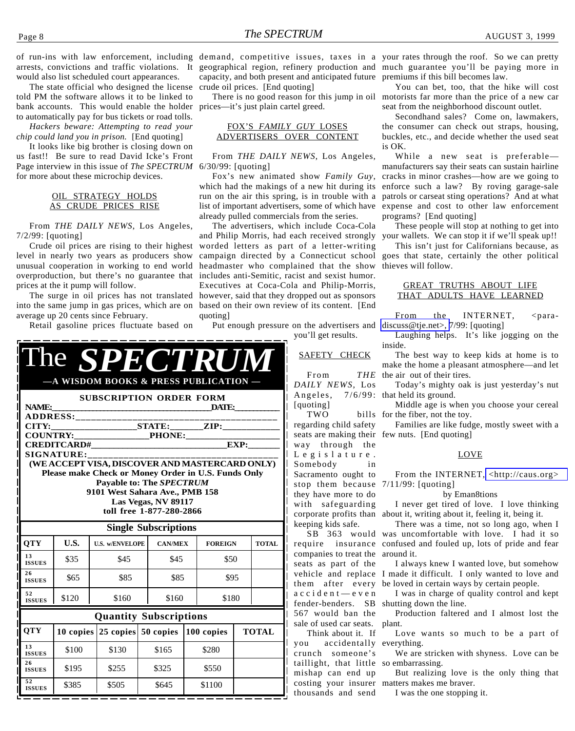of run-ins with law enforcement, including arrests, convictions and traffic violations. It would also list scheduled court appearances.

The state official who designed the license told PM the software allows it to be linked to bank accounts. This would enable the holder to automatically pay for bus tickets or road tolls.

*Hackers beware: Attempting to read your chip could land you in prison.* [End quoting]

It looks like big brother is closing down on us fast!! Be sure to read David Icke's Front Page interview in this issue of *The SPECTRUM* for more about these microchip devices.

## OIL STRATEGY HOLDS AS CRUDE PRICES RISE

From *THE DAILY NEWS*, Los Angeles, 7/2/99: [quoting]

Crude oil prices are rising to their highest level in nearly two years as producers show unusual cooperation in working to end world overproduction, but there's no guarantee that prices at the it pump will follow.

The surge in oil prices has not translated into the same jump in gas prices, which are on average up 20 cents since February.

Retail gasoline prices fluctuate based on demand, competitive issues, taxes in a geographical region, refinery production and capacity, and both present and anticipated future crude oil prices. [End quoting]

There is no good reason for this jump in oil prices—it's just plain cartel greed.

## FOX'S *FAMILY GUY* LOSES ADVERTISERS OVER CONTENT

From *THE DAILY NEWS*, Los Angeles, 6/30/99: [quoting]

Fox's new animated show *Family Guy*, which had the makings of a new hit during its run on the air this spring, is in trouble with a list of important advertisers, some of which have already pulled commercials from the series.

The advertisers, which include Coca-Cola and Philip Morris, had each received strongly worded letters as part of a letter-writing campaign directed by a Connecticut school headmaster who complained that the show includes anti-Semitic, racist and sexist humor. Executives at Coca-Cola and Philip-Morris, however, said that they dropped out as sponsors based on their own review of its content. [End quoting]

Put enough pressure on the advertisers and you'll get results.

## SAFETY CHECK

From *THE DAILY NEWS*, Los Angeles, 7/6/99: [quoting]

TWO bills regarding child safety seats are making their way through the Legislature. Somebody in Sacramento ought to stop them because they have more to do with safeguarding corporate profits than keeping kids safe.

SB 363 would require insurance companies to treat the seats as part of the vehicle and replace them after every accident—even fender-benders. SB 567 would ban the sale of used car seats.

Think about it. If you accidentally crunch someone's taillight, that little mishap can end up costing your insurer thousands and send your rates through the roof. So we can pretty much guarantee you'll be paying more in premiums if this bill becomes law.

You can bet, too, that the hike will cost motorists far more than the price of a new car seat from the neighborhood discount outlet.

Secondhand sales? Come on, lawmakers, the consumer can check out straps, housing, buckles, etc., and decide whether the used seat is OK.

While a new seat is preferable—manufacturers say their seats can sustain hairline cracks in minor crashes—how are we going to enforce such a law? By roving garage-sale patrols or carseat sting operations? And at what expense and cost to other law enforcement programs? [End quoting]

These people will stop at nothing to get into your wallets. We can stop it if we'll speak up!!

This isn't just for Californians because, as goes that state, certainly the other political thieves will follow.

## GREAT TRUTHS ABOUT LIFE THAT ADULTS HAVE LEARNED

From the INTERNET, <para-discuss@tje.net>, 7/99: [quoting]

Laughing helps. It's like jogging on the inside.

The best way to keep kids at home is to make the home a pleasant atmosphere—and let the air out of their tires.

Today's mighty oak is just yesterday's nut that held its ground.

Middle age is when you choose your cereal for the fiber, not the toy.

Families are like fudge, mostly sweet with a few nuts. [End quoting]

## LOVE

From the INTERNET, <http://caus.org> 7/11/99: [quoting]

by Eman8tions

I never get tired of love. I love thinking about it, writing about it, feeling it, being it.

There was a time, not so long ago, when I was uncomfortable with love. I had it so confused and fouled up, lots of pride and fear around it.

I always knew I wanted love, but somehow I made it difficult. I only wanted to love and be loved in certain ways by certain people.

I was in charge of quality control and kept shutting down the line.

Production faltered and I almost lost the plant.

Love wants so much to be a part of everything.

We are stricken with shyness. Love can be so embarrassing.

But realizing love is the only thing that matters makes me braver.

I was the one stopping it.

---

# The *SPECTRUM*

**—A WISDOM BOOKS & PRESS PUBLICATION —**

**SUBSCRIPTION ORDER FORM**

NAME:______________________ DATE:__________

ADDRESS:______________________________

CITY:______________ STATE:________ ZIP:__________

COUNTRY:______________ PHONE:______________

CREDITCARD#______________________ EXP:________

SIGNATURE:______________________________

**(WE ACCEPT VISA, DISCOVER AND MASTERCARD ONLY)**

**Please make Check or Money Order in U.S. Funds Only**

**Payable to: The *SPECTRUM***

**9101 West Sahara Ave., PMB 158**

**Las Vegas, NV 89117**

**toll free 1-877-280-2866**

**Single Subscriptions**

| QTY | U.S. | U.S. w/ENVELOPE | CAN/MEX | FOREIGN | TOTAL |
|---|---|---|---|---|---|
| 13 ISSUES | $35 | $45 | $45 | $50 | |
| 26 ISSUES | $65 | $85 | $85 | $95 | |
| 52 ISSUES | $120 | $160 | $160 | $180 | |

**Quantity Subscriptions**

| QTY | 10 copies | 25 copies | 50 copies | 100 copies | TOTAL |
|---|---|---|---|---|---|
| 13 ISSUES | $100 | $130 | $165 | $280 | |
| 26 ISSUES | $195 | $255 | $325 | $550 | |
| 52 ISSUES | $385 | $505 | $645 | $1100 | |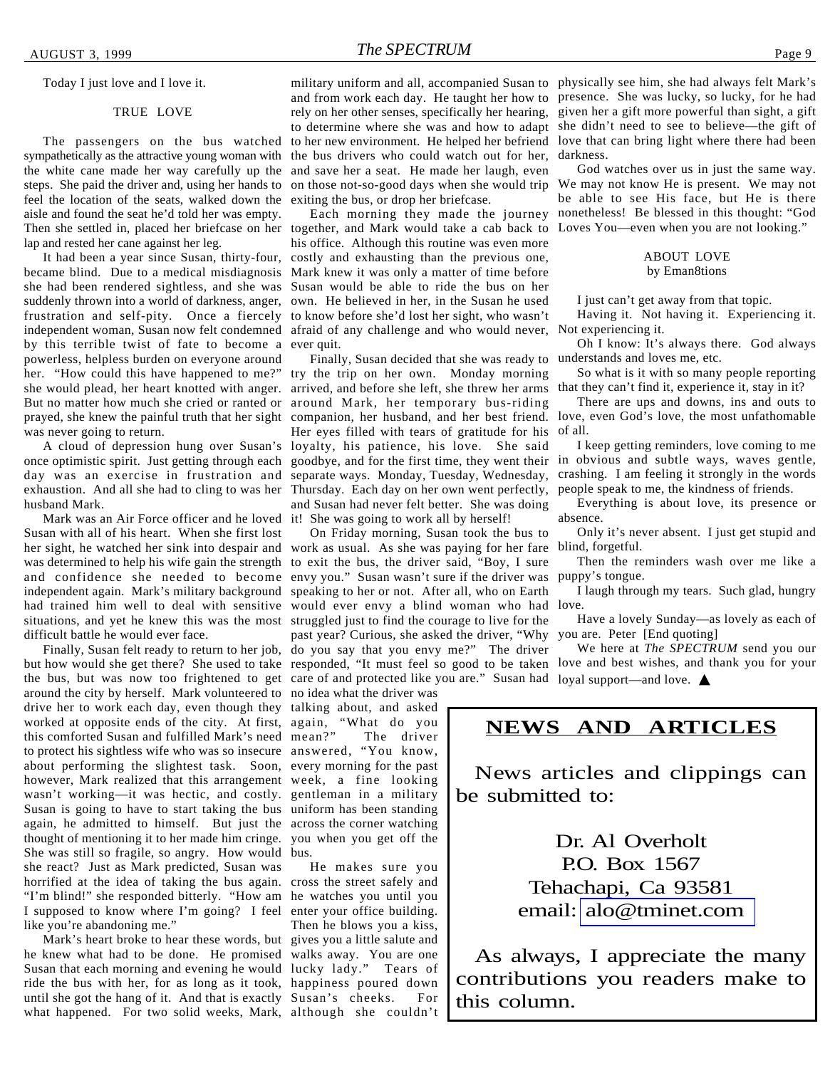Today I just love and I love it.

### TRUE LOVE

The passengers on the bus watched sympathetically as the attractive young woman with the white cane made her way carefully up the steps. She paid the driver and, using her hands to feel the location of the seats, walked down the aisle and found the seat he'd told her was empty. Then she settled in, placed her briefcase on her lap and rested her cane against her leg.

It had been a year since Susan, thirty-four, became blind. Due to a medical misdiagnosis she had been rendered sightless, and she was suddenly thrown into a world of darkness, anger, frustration and self-pity. Once a fiercely independent woman, Susan now felt condemned by this terrible twist of fate to become a powerless, helpless burden on everyone around her. "How could this have happened to me?" she would plead, her heart knotted with anger. But no matter how much she cried or ranted or prayed, she knew the painful truth that her sight was never going to return.

A cloud of depression hung over Susan's once optimistic spirit. Just getting through each day was an exercise in frustration and exhaustion. And all she had to cling to was her husband Mark.

Mark was an Air Force officer and he loved Susan with all of his heart. When she first lost her sight, he watched her sink into despair and was determined to help his wife gain the strength and confidence she needed to become independent again. Mark's military background had trained him well to deal with sensitive situations, and yet he knew this was the most difficult battle he would ever face.

Finally, Susan felt ready to return to her job, but how would she get there? She used to take the bus, but was now too frightened to get around the city by herself. Mark volunteered to drive her to work each day, even though they worked at opposite ends of the city. At first, this comforted Susan and fulfilled Mark's need to protect his sightless wife who was so insecure about performing the slightest task. Soon, however, Mark realized that this arrangement wasn't working—it was hectic, and costly. Susan is going to have to start taking the bus again, he admitted to himself. But just the thought of mentioning it to her made him cringe. She was still so fragile, so angry. How would she react? Just as Mark predicted, Susan was horrified at the idea of taking the bus again. "I'm blind!" she responded bitterly. "How am I supposed to know where I'm going? I feel like you're abandoning me."

Mark's heart broke to hear these words, but he knew what had to be done. He promised Susan that each morning and evening he would ride the bus with her, for as long as it took, until she got the hang of it. And that is exactly what happened. For two solid weeks, Mark, military uniform and all, accompanied Susan to and from work each day. He taught her how to rely on her other senses, specifically her hearing, to determine where she was and how to adapt to her new environment. He helped her befriend the bus drivers who could watch out for her, and save her a seat. He made her laugh, even on those not-so-good days when she would trip exiting the bus, or drop her briefcase.

Each morning they made the journey together, and Mark would take a cab back to his office. Although this routine was even more costly and exhausting than the previous one, Mark knew it was only a matter of time before Susan would be able to ride the bus on her own. He believed in her, in the Susan he used to know before she'd lost her sight, who wasn't afraid of any challenge and who would never, ever quit.

Finally, Susan decided that she was ready to try the trip on her own. Monday morning arrived, and before she left, she threw her arms around Mark, her temporary bus-riding companion, her husband, and her best friend. Her eyes filled with tears of gratitude for his loyalty, his patience, his love. She said goodbye, and for the first time, they went their separate ways. Monday, Tuesday, Wednesday, Thursday. Each day on her own went perfectly, and Susan had never felt better. She was doing it! She was going to work all by herself!

On Friday morning, Susan took the bus to work as usual. As she was paying for her fare to exit the bus, the driver said, "Boy, I sure envy you." Susan wasn't sure if the driver was speaking to her or not. After all, who on Earth would ever envy a blind woman who had struggled just to find the courage to live for the past year? Curious, she asked the driver, "Why do you say that you envy me?" The driver responded, "It must feel so good to be taken care of and protected like you are." Susan had no idea what the driver was talking about, and asked again, "What do you mean?" The driver answered, "You know, every morning for the past week, a fine looking gentleman in a military uniform has been standing across the corner watching you when you get off the bus.

He makes sure you cross the street safely and he watches you until you enter your office building. Then he blows you a kiss, gives you a little salute and walks away. You are one lucky lady." Tears of happiness poured down Susan's cheeks. For although she couldn't physically see him, she had always felt Mark's presence. She was lucky, so lucky, for he had given her a gift more powerful than sight, a gift she didn't need to see to believe—the gift of love that can bring light where there had been darkness.

God watches over us in just the same way. We may not know He is present. We may not be able to see His face, but He is there nonetheless! Be blessed in this thought: "God Loves You—even when you are not looking."

### ABOUT LOVE
by Eman8tions

I just can't get away from that topic.

Having it. Not having it. Experiencing it. Not experiencing it.

Oh I know: It's always there. God always understands and loves me, etc.

So what is it with so many people reporting that they can't find it, experience it, stay in it?

There are ups and downs, ins and outs to love, even God's love, the most unfathomable of all.

I keep getting reminders, love coming to me in obvious and subtle ways, waves gentle, crashing. I am feeling it strongly in the words people speak to me, the kindness of friends.

Everything is about love, its presence or absence.

Only it's never absent. I just get stupid and blind, forgetful.

Then the reminders wash over me like a puppy's tongue.

I laugh through my tears. Such glad, hungry love.

Have a lovely Sunday—as lovely as each of you are. Peter [End quoting]

We here at *The SPECTRUM* send you our love and best wishes, and thank you for your loyal support—and love. ▲

## NEWS AND ARTICLES

News articles and clippings can be submitted to:

Dr. Al Overholt
P.O. Box 1567
Tehachapi, Ca 93581
email: alo@tminet.com

As always, I appreciate the many contributions you readers make to this column.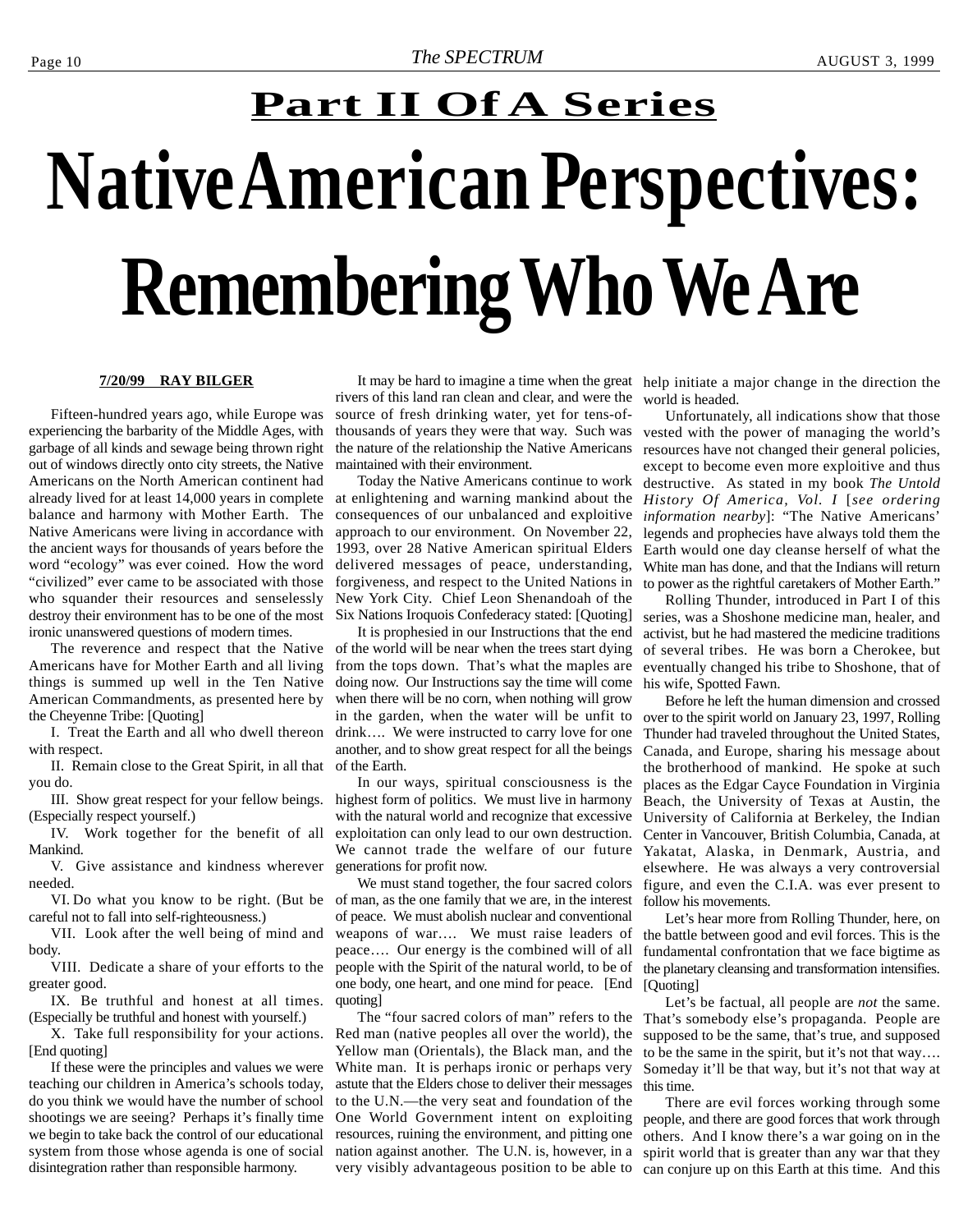## Part II Of A Series

# Native American Perspectives: Remembering Who We Are

**7/20/99 RAY BILGER**

Fifteen-hundred years ago, while Europe was experiencing the barbarity of the Middle Ages, with garbage of all kinds and sewage being thrown right out of windows directly onto city streets, the Native Americans on the North American continent had already lived for at least 14,000 years in complete balance and harmony with Mother Earth. The Native Americans were living in accordance with the ancient ways for thousands of years before the word "ecology" was ever coined. How the word "civilized" ever came to be associated with those who squander their resources and senselessly destroy their environment has to be one of the most ironic unanswered questions of modern times.

The reverence and respect that the Native Americans have for Mother Earth and all living things is summed up well in the Ten Native American Commandments, as presented here by the Cheyenne Tribe: [Quoting]

I. Treat the Earth and all who dwell thereon with respect.

II. Remain close to the Great Spirit, in all that you do.

III. Show great respect for your fellow beings. (Especially respect yourself.)

IV. Work together for the benefit of all Mankind.

V. Give assistance and kindness wherever needed.

VI. Do what you know to be right. (But be careful not to fall into self-righteousness.)

VII. Look after the well being of mind and body.

VIII. Dedicate a share of your efforts to the greater good.

IX. Be truthful and honest at all times. (Especially be truthful and honest with yourself.)

X. Take full responsibility for your actions. [End quoting]

If these were the principles and values we were teaching our children in America's schools today, do you think we would have the number of school shootings we are seeing? Perhaps it's finally time we begin to take back the control of our educational system from those whose agenda is one of social disintegration rather than responsible harmony.

It may be hard to imagine a time when the great rivers of this land ran clean and clear, and were the source of fresh drinking water, yet for tens-of-thousands of years they were that way. Such was the nature of the relationship the Native Americans maintained with their environment.

Today the Native Americans continue to work at enlightening and warning mankind about the consequences of our unbalanced and exploitive approach to our environment. On November 22, 1993, over 28 Native American spiritual Elders delivered messages of peace, understanding, forgiveness, and respect to the United Nations in New York City. Chief Leon Shenandoah of the Six Nations Iroquois Confederacy stated: [Quoting]

It is prophesied in our Instructions that the end of the world will be near when the trees start dying from the tops down. That's what the maples are doing now. Our Instructions say the time will come when there will be no corn, when nothing will grow in the garden, when the water will be unfit to drink…. We were instructed to carry love for one another, and to show great respect for all the beings of the Earth.

In our ways, spiritual consciousness is the highest form of politics. We must live in harmony with the natural world and recognize that excessive exploitation can only lead to our own destruction. We cannot trade the welfare of our future generations for profit now.

We must stand together, the four sacred colors of man, as the one family that we are, in the interest of peace. We must abolish nuclear and conventional weapons of war…. We must raise leaders of peace…. Our energy is the combined will of all people with the Spirit of the natural world, to be of one body, one heart, and one mind for peace. [End quoting]

The "four sacred colors of man" refers to the Red man (native peoples all over the world), the Yellow man (Orientals), the Black man, and the White man. It is perhaps ironic or perhaps very astute that the Elders chose to deliver their messages to the U.N.—the very seat and foundation of the One World Government intent on exploiting resources, ruining the environment, and pitting one nation against another. The U.N. is, however, in a very visibly advantageous position to be able to help initiate a major change in the direction the world is headed.

Unfortunately, all indications show that those vested with the power of managing the world's resources have not changed their general policies, except to become even more exploitive and thus destructive. As stated in my book *The Untold History Of America, Vol. I* [*see ordering information nearby*]: "The Native Americans' legends and prophecies have always told them the Earth would one day cleanse herself of what the White man has done, and that the Indians will return to power as the rightful caretakers of Mother Earth."

Rolling Thunder, introduced in Part I of this series, was a Shoshone medicine man, healer, and activist, but he had mastered the medicine traditions of several tribes. He was born a Cherokee, but eventually changed his tribe to Shoshone, that of his wife, Spotted Fawn.

Before he left the human dimension and crossed over to the spirit world on January 23, 1997, Rolling Thunder had traveled throughout the United States, Canada, and Europe, sharing his message about the brotherhood of mankind. He spoke at such places as the Edgar Cayce Foundation in Virginia Beach, the University of Texas at Austin, the University of California at Berkeley, the Indian Center in Vancouver, British Columbia, Canada, at Yakatat, Alaska, in Denmark, Austria, and elsewhere. He was always a very controversial figure, and even the C.I.A. was ever present to follow his movements.

Let's hear more from Rolling Thunder, here, on the battle between good and evil forces. This is the fundamental confrontation that we face bigtime as the planetary cleansing and transformation intensifies. [Quoting]

Let's be factual, all people are *not* the same. That's somebody else's propaganda. People are supposed to be the same, that's true, and supposed to be the same in the spirit, but it's not that way…. Someday it'll be that way, but it's not that way at this time.

There are evil forces working through some people, and there are good forces that work through others. And I know there's a war going on in the spirit world that is greater than any war that they can conjure up on this Earth at this time. And this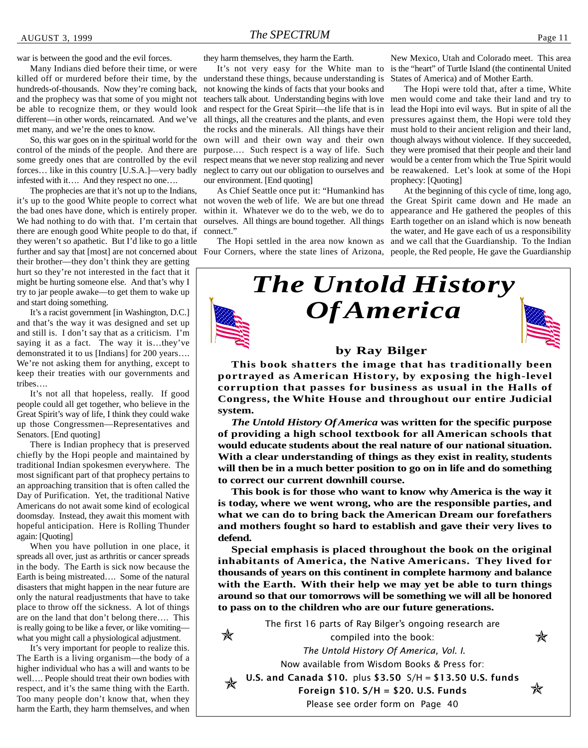war is between the good and the evil forces.

Many Indians died before their time, or were killed off or murdered before their time, by the hundreds-of-thousands. Now they're coming back, and the prophecy was that some of you might not be able to recognize them, or they would look different—in other words, reincarnated. And we've met many, and we're the ones to know.

So, this war goes on in the spiritual world for the control of the minds of the people. And there are some greedy ones that are controlled by the evil forces… like in this country [U.S.A.]—very badly infested with it…. And they respect no one….

The prophecies are that it's not up to the Indians, it's up to the good White people to correct what the bad ones have done, which is entirely proper. We had nothing to do with that. I'm certain that there are enough good White people to do that, if they weren't so apathetic. But I'd like to go a little further and say that [most] are not concerned about their brother—they don't think they are getting hurt so they're not interested in the fact that it might be hurting someone else. And that's why I try to jar people awake—to get them to wake up and start doing something.

It's a racist government [in Washington, D.C.] and that's the way it was designed and set up and still is. I don't say that as a criticism. I'm saying it as a fact. The way it is…they've demonstrated it to us [Indians] for 200 years…. We're not asking them for anything, except to keep their treaties with our governments and tribes….

It's not all that hopeless, really. If good people could all get together, who believe in the Great Spirit's way of life, I think they could wake up those Congressmen—Representatives and Senators. [End quoting]

There is Indian prophecy that is preserved chiefly by the Hopi people and maintained by traditional Indian spokesmen everywhere. The most significant part of that prophecy pertains to an approaching transition that is often called the Day of Purification. Yet, the traditional Native Americans do not await some kind of ecological doomsday. Instead, they await this moment with hopeful anticipation. Here is Rolling Thunder again: [Quoting]

When you have pollution in one place, it spreads all over, just as arthritis or cancer spreads in the body. The Earth is sick now because the Earth is being mistreated…. Some of the natural disasters that might happen in the near future are only the natural readjustments that have to take place to throw off the sickness. A lot of things are on the land that don't belong there…. This is really going to be like a fever, or like vomiting—what you might call a physiological adjustment.

It's very important for people to realize this. The Earth is a living organism—the body of a higher individual who has a will and wants to be well…. People should treat their own bodies with respect, and it's the same thing with the Earth. Too many people don't know that, when they harm the Earth, they harm themselves, and when they harm themselves, they harm the Earth.

It's not very easy for the White man to understand these things, because understanding is not knowing the kinds of facts that your books and teachers talk about. Understanding begins with love and respect for the Great Spirit—the life that is in all things, all the creatures and the plants, and even the rocks and the minerals. All things have their own will and their own way and their own purpose…. Such respect is a way of life. Such respect means that we never stop realizing and never neglect to carry out our obligation to ourselves and our environment. [End quoting]

As Chief Seattle once put it: "Humankind has not woven the web of life. We are but one thread within it. Whatever we do to the web, we do to ourselves. All things are bound together. All things connect."

The Hopi settled in the area now known as Four Corners, where the state lines of Arizona, New Mexico, Utah and Colorado meet. This area is the "heart" of Turtle Island (the continental United States of America) and of Mother Earth.

The Hopi were told that, after a time, White men would come and take their land and try to lead the Hopi into evil ways. But in spite of all the pressures against them, the Hopi were told they must hold to their ancient religion and their land, though always without violence. If they succeeded, they were promised that their people and their land would be a center from which the True Spirit would be reawakened. Let's look at some of the Hopi prophecy: [Quoting]

At the beginning of this cycle of time, long ago, the Great Spirit came down and He made an appearance and He gathered the peoples of this Earth together on an island which is now beneath the water, and He gave each of us a responsibility and we call that the Guardianship. To the Indian people, the Red people, He gave the Guardianship

---

# *The Untold History Of America*

**by Ray Bilger**

**This book shatters the image that has traditionally been portrayed as American History, by exposing the high-level corruption that passes for business as usual in the Halls of Congress, the White House and throughout our entire Judicial system.**

***The Untold History Of America* was written for the specific purpose of providing a high school textbook for all American schools that would educate students about the real nature of our national situation. With a clear understanding of things as they exist in reality, students will then be in a much better position to go on in life and do something to correct our current downhill course.**

**This book is for those who want to know why America is the way it is today, where we went wrong, who are the responsible parties, and what we can do to bring back the American Dream our forefathers and mothers fought so hard to establish and gave their very lives to defend.**

**Special emphasis is placed throughout the book on the original inhabitants of America, the Native Americans. They lived for thousands of years on this continent in complete harmony and balance with the Earth. With their help we may yet be able to turn things around so that our tomorrows will be something we will all be honored to pass on to the children who are our future generations.**

The first 16 parts of Ray Bilger's ongoing research are compiled into the book:
*The Untold History Of America, Vol. I.*
Now available from Wisdom Books & Press for:
**U.S. and Canada $10.** plus **$3.50** S/H = **$13.50 U.S. funds**
**Foreign $10. S/H = $20. U.S. Funds**
Please see order form on Page 40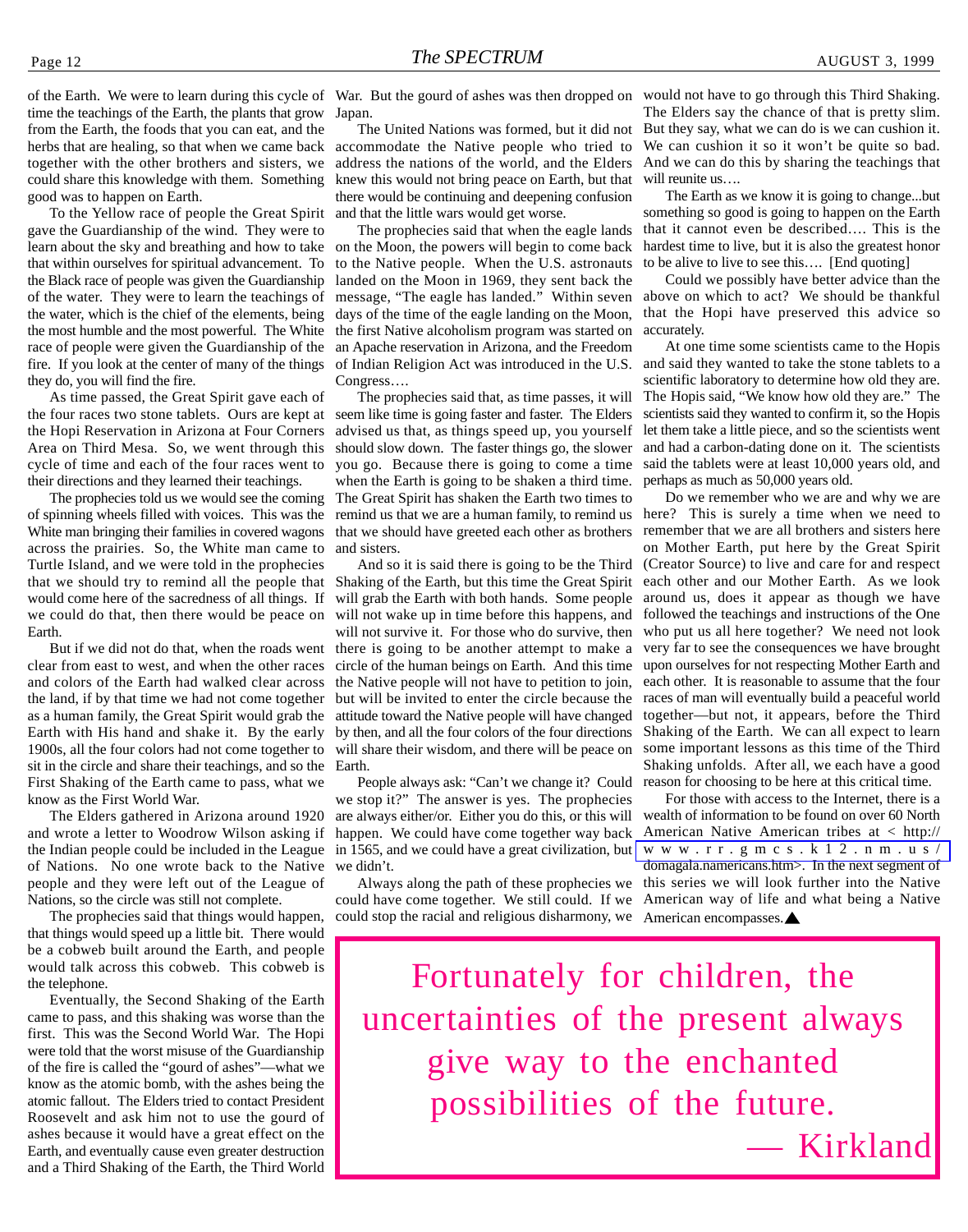of the Earth. We were to learn during this cycle of time the teachings of the Earth, the plants that grow from the Earth, the foods that you can eat, and the herbs that are healing, so that when we came back together with the other brothers and sisters, we could share this knowledge with them. Something good was to happen on Earth.

To the Yellow race of people the Great Spirit gave the Guardianship of the wind. They were to learn about the sky and breathing and how to take that within ourselves for spiritual advancement. To the Black race of people was given the Guardianship of the water. They were to learn the teachings of the water, which is the chief of the elements, being the most humble and the most powerful. The White race of people were given the Guardianship of the fire. If you look at the center of many of the things they do, you will find the fire.

As time passed, the Great Spirit gave each of the four races two stone tablets. Ours are kept at the Hopi Reservation in Arizona at Four Corners Area on Third Mesa. So, we went through this cycle of time and each of the four races went to their directions and they learned their teachings.

The prophecies told us we would see the coming of spinning wheels filled with voices. This was the White man bringing their families in covered wagons across the prairies. So, the White man came to Turtle Island, and we were told in the prophecies that we should try to remind all the people that would come here of the sacredness of all things. If we could do that, then there would be peace on Earth.

But if we did not do that, when the roads went clear from east to west, and when the other races and colors of the Earth had walked clear across the land, if by that time we had not come together as a human family, the Great Spirit would grab the Earth with His hand and shake it. By the early 1900s, all the four colors had not come together to sit in the circle and share their teachings, and so the First Shaking of the Earth came to pass, what we know as the First World War.

The Elders gathered in Arizona around 1920 and wrote a letter to Woodrow Wilson asking if the Indian people could be included in the League of Nations. No one wrote back to the Native people and they were left out of the League of Nations, so the circle was still not complete.

The prophecies said that things would happen, that things would speed up a little bit. There would be a cobweb built around the Earth, and people would talk across this cobweb. This cobweb is the telephone.

Eventually, the Second Shaking of the Earth came to pass, and this shaking was worse than the first. This was the Second World War. The Hopi were told that the worst misuse of the Guardianship of the fire is called the "gourd of ashes"—what we know as the atomic bomb, with the ashes being the atomic fallout. The Elders tried to contact President Roosevelt and ask him not to use the gourd of ashes because it would have a great effect on the Earth, and eventually cause even greater destruction and a Third Shaking of the Earth, the Third World War. But the gourd of ashes was then dropped on Japan.

The United Nations was formed, but it did not accommodate the Native people who tried to address the nations of the world, and the Elders knew this would not bring peace on Earth, but that there would be continuing and deepening confusion and that the little wars would get worse.

The prophecies said that when the eagle lands on the Moon, the powers will begin to come back to the Native people. When the U.S. astronauts landed on the Moon in 1969, they sent back the message, "The eagle has landed." Within seven days of the time of the eagle landing on the Moon, the first Native alcoholism program was started on an Apache reservation in Arizona, and the Freedom of Indian Religion Act was introduced in the U.S. Congress….

The prophecies said that, as time passes, it will seem like time is going faster and faster. The Elders advised us that, as things speed up, you yourself should slow down. The faster things go, the slower you go. Because there is going to come a time when the Earth is going to be shaken a third time. The Great Spirit has shaken the Earth two times to remind us that we are a human family, to remind us that we should have greeted each other as brothers and sisters.

And so it is said there is going to be the Third Shaking of the Earth, but this time the Great Spirit will grab the Earth with both hands. Some people will not wake up in time before this happens, and will not survive it. For those who do survive, then there is going to be another attempt to make a circle of the human beings on Earth. And this time the Native people will not have to petition to join, but will be invited to enter the circle because the attitude toward the Native people will have changed by then, and all the four colors of the four directions will share their wisdom, and there will be peace on Earth.

People always ask: "Can't we change it? Could we stop it?" The answer is yes. The prophecies are always either/or. Either you do this, or this will happen. We could have come together way back in 1565, and we could have a great civilization, but we didn't.

Always along the path of these prophecies we could have come together. We still could. If we could stop the racial and religious disharmony, we would not have to go through this Third Shaking. The Elders say the chance of that is pretty slim. But they say, what we can do is we can cushion it. We can cushion it so it won't be quite so bad. And we can do this by sharing the teachings that will reunite us….

The Earth as we know it is going to change...but something so good is going to happen on the Earth that it cannot even be described…. This is the hardest time to live, but it is also the greatest honor to be alive to live to see this…. [End quoting]

Could we possibly have better advice than the above on which to act? We should be thankful that the Hopi have preserved this advice so accurately.

At one time some scientists came to the Hopis and said they wanted to take the stone tablets to a scientific laboratory to determine how old they are. The Hopis said, "We know how old they are." The scientists said they wanted to confirm it, so the Hopis let them take a little piece, and so the scientists went and had a carbon-dating done on it. The scientists said the tablets were at least 10,000 years old, and perhaps as much as 50,000 years old.

Do we remember who we are and why we are here? This is surely a time when we need to remember that we are all brothers and sisters here on Mother Earth, put here by the Great Spirit (Creator Source) to live and care for and respect each other and our Mother Earth. As we look around us, does it appear as though we have followed the teachings and instructions of the One who put us all here together? We need not look very far to see the consequences we have brought upon ourselves for not respecting Mother Earth and each other. It is reasonable to assume that the four races of man will eventually build a peaceful world together—but not, it appears, before the Third Shaking of the Earth. We can all expect to learn some important lessons as this time of the Third Shaking unfolds. After all, we each have a good reason for choosing to be here at this critical time.

For those with access to the Internet, there is a wealth of information to be found on over 60 North American Native American tribes at < http://www.rr.gmcs.k12.nm.us/domagala.namericans.htm>. In the next segment of this series we will look further into the Native American way of life and what being a Native American encompasses.▲

> Fortunately for children, the uncertainties of the present always give way to the enchanted possibilities of the future.
>
> — Kirkland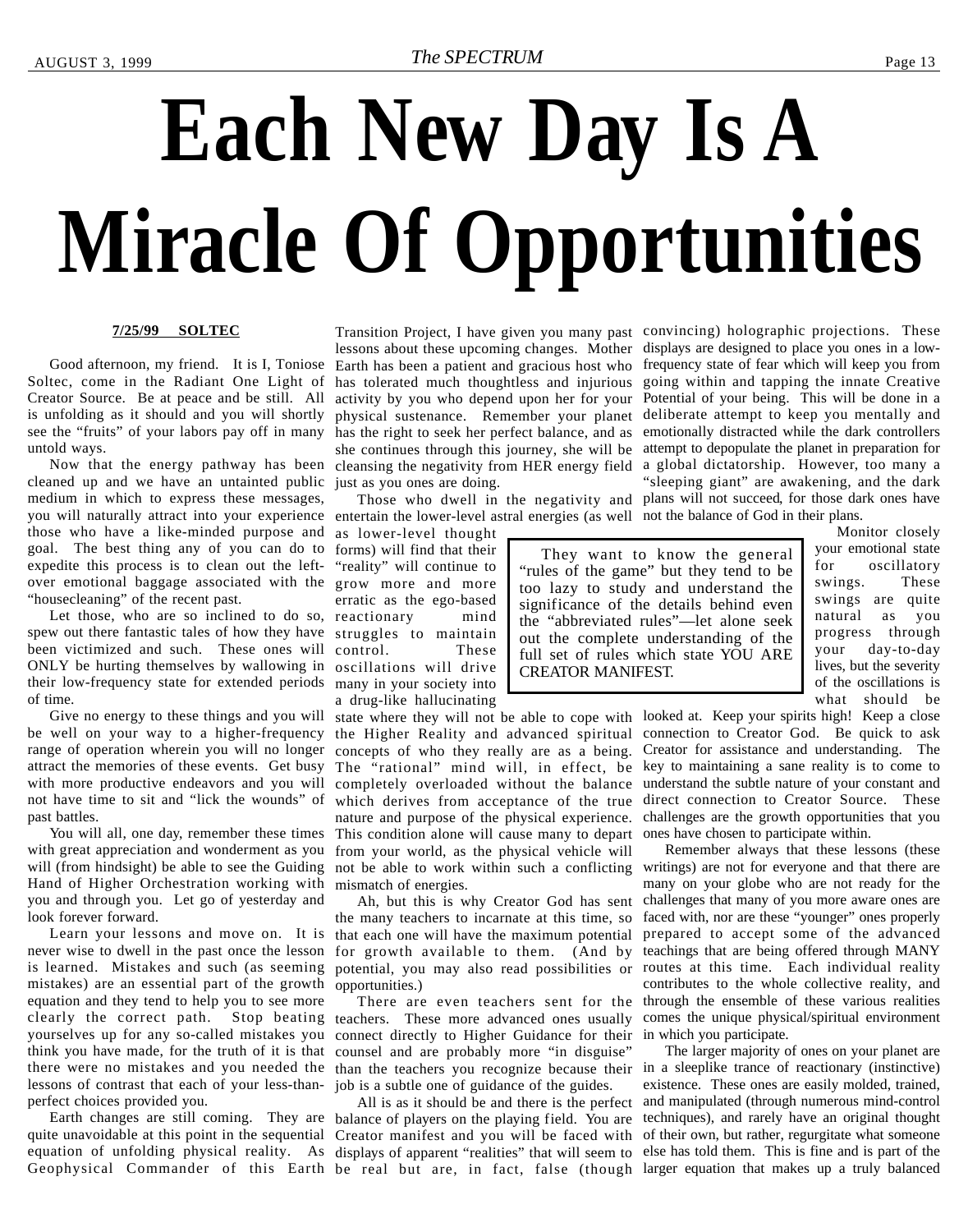# Each New Day Is A Miracle Of Opportunities

**7/25/99 SOLTEC**

Good afternoon, my friend. It is I, Toniose Soltec, come in the Radiant One Light of Creator Source. Be at peace and be still. All is unfolding as it should and you will shortly see the "fruits" of your labors pay off in many untold ways.

Now that the energy pathway has been cleaned up and we have an untainted public medium in which to express these messages, you will naturally attract into your experience those who have a like-minded purpose and goal. The best thing any of you can do to expedite this process is to clean out the left-over emotional baggage associated with the "housecleaning" of the recent past.

Let those, who are so inclined to do so, spew out there fantastic tales of how they have been victimized and such. These ones will ONLY be hurting themselves by wallowing in their low-frequency state for extended periods of time.

Give no energy to these things and you will be well on your way to a higher-frequency range of operation wherein you will no longer attract the memories of these events. Get busy with more productive endeavors and you will not have time to sit and "lick the wounds" of past battles.

You will all, one day, remember these times with great appreciation and wonderment as you will (from hindsight) be able to see the Guiding Hand of Higher Orchestration working with you and through you. Let go of yesterday and look forever forward.

Learn your lessons and move on. It is never wise to dwell in the past once the lesson is learned. Mistakes and such (as seeming mistakes) are an essential part of the growth equation and they tend to help you to see more clearly the correct path. Stop beating yourselves up for any so-called mistakes you think you have made, for the truth of it is that there were no mistakes and you needed the lessons of contrast that each of your less-than-perfect choices provided you.

Earth changes are still coming. They are quite unavoidable at this point in the sequential equation of unfolding physical reality. As Geophysical Commander of this Earth Transition Project, I have given you many past lessons about these upcoming changes. Mother Earth has been a patient and gracious host who has tolerated much thoughtless and injurious activity by you who depend upon her for your physical sustenance. Remember your planet has the right to seek her perfect balance, and as she continues through this journey, she will be cleansing the negativity from HER energy field just as you ones are doing.

Those who dwell in the negativity and entertain the lower-level astral energies (as well as lower-level thought forms) will find that their "reality" will continue to grow more and more erratic as the ego-based reactionary mind struggles to maintain control. These oscillations will drive many in your society into a drug-like hallucinating state where they will not be able to cope with the Higher Reality and advanced spiritual concepts of who they really are as a being. The "rational" mind will, in effect, be completely overloaded without the balance which derives from acceptance of the true nature and purpose of the physical experience. This condition alone will cause many to depart from your world, as the physical vehicle will not be able to work within such a conflicting mismatch of energies.

> They want to know the general "rules of the game" but they tend to be too lazy to study and understand the significance of the details behind even the "abbreviated rules"—let alone seek out the complete understanding of the full set of rules which state YOU ARE CREATOR MANIFEST.

Ah, but this is why Creator God has sent the many teachers to incarnate at this time, so that each one will have the maximum potential for growth available to them. (And by potential, you may also read possibilities or opportunities.)

There are even teachers sent for the teachers. These more advanced ones usually connect directly to Higher Guidance for their counsel and are probably more "in disguise" than the teachers you recognize because their job is a subtle one of guidance of the guides.

All is as it should be and there is the perfect balance of players on the playing field. You are Creator manifest and you will be faced with displays of apparent "realities" that will seem to be real but are, in fact, false (though convincing) holographic projections. These displays are designed to place you ones in a low-frequency state of fear which will keep you from going within and tapping the innate Creative Potential of your being. This will be done in a deliberate attempt to keep you mentally and emotionally distracted while the dark controllers attempt to depopulate the planet in preparation for a global dictatorship. However, too many a "sleeping giant" are awakening, and the dark plans will not succeed, for those dark ones have not the balance of God in their plans.

Monitor closely your emotional state for oscillatory swings. These swings are quite natural as you progress through your day-to-day lives, but the severity of the oscillations is what should be looked at. Keep your spirits high! Keep a close connection to Creator God. Be quick to ask Creator for assistance and understanding. The key to maintaining a sane reality is to come to understand the subtle nature of your constant and direct connection to Creator Source. These challenges are the growth opportunities that you ones have chosen to participate within.

Remember always that these lessons (these writings) are not for everyone and that there are many on your globe who are not ready for the challenges that many of you more aware ones are faced with, nor are these "younger" ones properly prepared to accept some of the advanced teachings that are being offered through MANY routes at this time. Each individual reality contributes to the whole collective reality, and through the ensemble of these various realities comes the unique physical/spiritual environment in which you participate.

The larger majority of ones on your planet are in a sleeplike trance of reactionary (instinctive) existence. These ones are easily molded, trained, and manipulated (through numerous mind-control techniques), and rarely have an original thought of their own, but rather, regurgitate what someone else has told them. This is fine and is part of the larger equation that makes up a truly balanced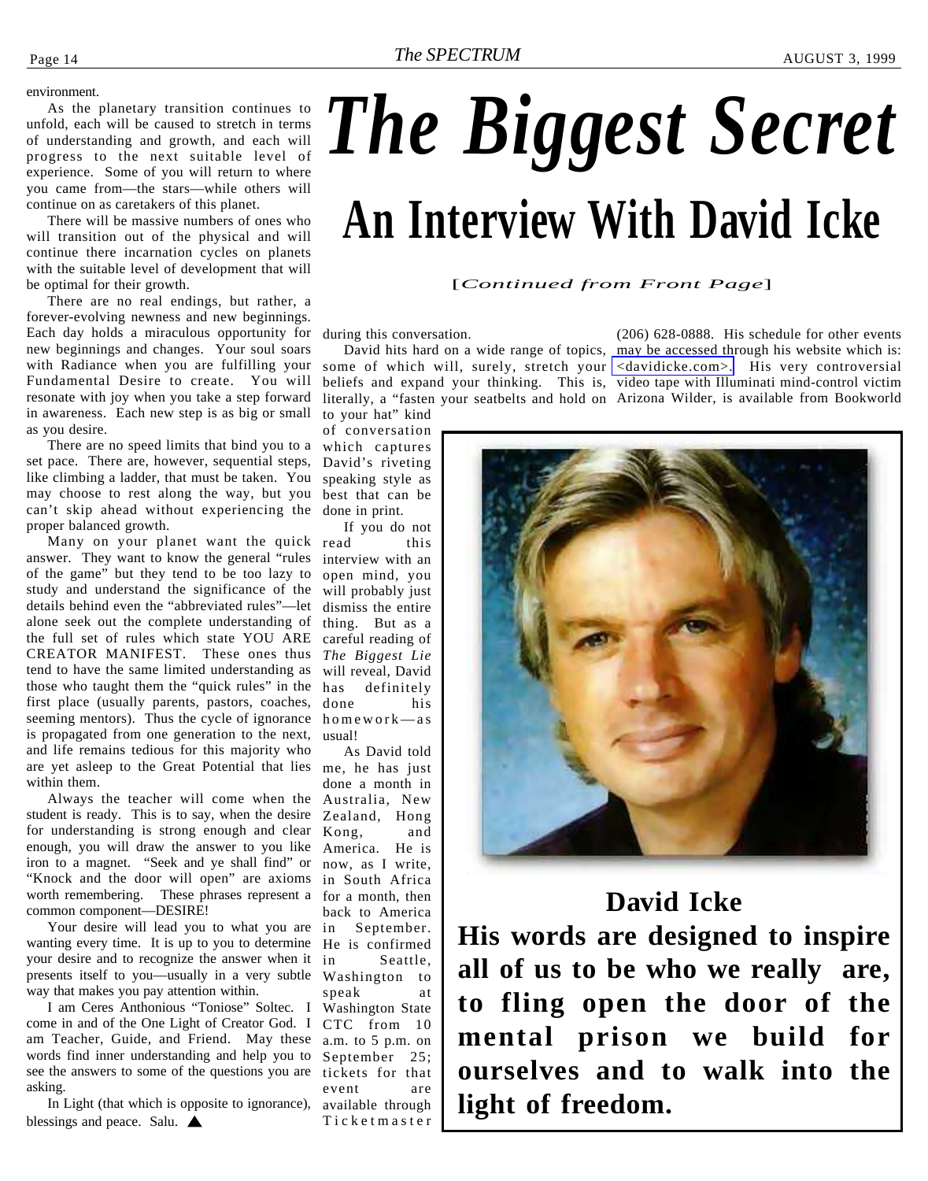environment.

As the planetary transition continues to unfold, each will be caused to stretch in terms of understanding and growth, and each will progress to the next suitable level of experience. Some of you will return to where you came from—the stars—while others will continue on as caretakers of this planet.

There will be massive numbers of ones who will transition out of the physical and will continue there incarnation cycles on planets with the suitable level of development that will be optimal for their growth.

There are no real endings, but rather, a forever-evolving newness and new beginnings. Each day holds a miraculous opportunity for new beginnings and changes. Your soul soars with Radiance when you are fulfilling your Fundamental Desire to create. You will resonate with joy when you take a step forward in awareness. Each new step is as big or small as you desire.

There are no speed limits that bind you to a set pace. There are, however, sequential steps, like climbing a ladder, that must be taken. You may choose to rest along the way, but you can't skip ahead without experiencing the proper balanced growth.

Many on your planet want the quick answer. They want to know the general "rules of the game" but they tend to be too lazy to study and understand the significance of the details behind even the "abbreviated rules"—let alone seek out the complete understanding of the full set of rules which state YOU ARE CREATOR MANIFEST. These ones thus tend to have the same limited understanding as those who taught them the "quick rules" in the first place (usually parents, pastors, coaches, seeming mentors). Thus the cycle of ignorance is propagated from one generation to the next, and life remains tedious for this majority who are yet asleep to the Great Potential that lies within them.

Always the teacher will come when the student is ready. This is to say, when the desire for understanding is strong enough and clear enough, you will draw the answer to you like iron to a magnet. "Seek and ye shall find" or "Knock and the door will open" are axioms worth remembering. These phrases represent a common component—DESIRE!

Your desire will lead you to what you are wanting every time. It is up to you to determine your desire and to recognize the answer when it presents itself to you—usually in a very subtle way that makes you pay attention within.

I am Ceres Anthonious "Toniose" Soltec. I come in and of the One Light of Creator God. I am Teacher, Guide, and Friend. May these words find inner understanding and help you to see the answers to some of the questions you are asking.

In Light (that which is opposite to ignorance), blessings and peace. Salu. ▲

# The Biggest Secret

## An Interview With David Icke

[*Continued from Front Page*]

during this conversation.

David hits hard on a wide range of topics, some of which will, surely, stretch your beliefs and expand your thinking. This is, literally, a "fasten your seatbelts and hold on to your hat" kind of conversation which captures David's riveting speaking style as best that can be done in print.

If you do not read this interview with an open mind, you will probably just dismiss the entire thing. But as a careful reading of *The Biggest Lie* will reveal, David has definitely done his homework—as usual!

As David told me, he has just done a month in Australia, New Zealand, Hong Kong, and America. He is now, as I write, in South Africa for a month, then back to America in September. He is confirmed in Seattle, Washington to speak at Washington State CTC from 10 a.m. to 5 p.m. on September 25; tickets for that event are available through Ticketmaster (206) 628-0888. His schedule for other events may be accessed through his website which is: <davidicke.com>. His very controversial video tape with Illuminati mind-control victim Arizona Wilder, is available from Bookworld

**David Icke**

**His words are designed to inspire all of us to be who we really are, to fling open the door of the mental prison we build for ourselves and to walk into the light of freedom.**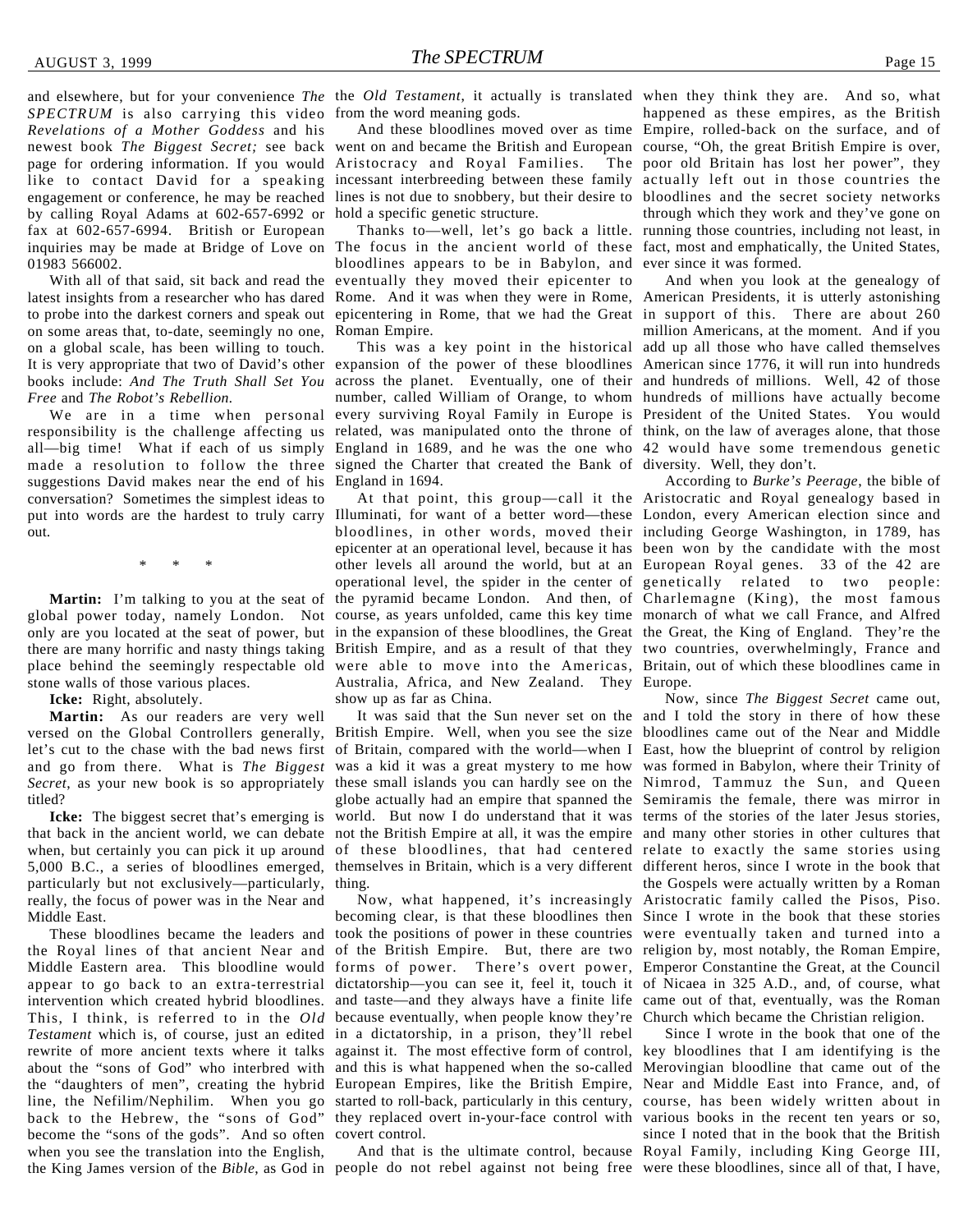and elsewhere, but for your convenience *The SPECTRUM* is also carrying this video *Revelations of a Mother Goddess* and his newest book *The Biggest Secret;* see back page for ordering information. If you would like to contact David for a speaking engagement or conference, he may be reached by calling Royal Adams at 602-657-6992 or fax at 602-657-6994. British or European inquiries may be made at Bridge of Love on 01983 566002.

With all of that said, sit back and read the latest insights from a researcher who has dared to probe into the darkest corners and speak out on some areas that, to-date, seemingly no one, on a global scale, has been willing to touch. It is very appropriate that two of David's other books include: *And The Truth Shall Set You Free* and *The Robot's Rebellion.*

We are in a time when personal responsibility is the challenge affecting us all—big time! What if each of us simply made a resolution to follow the three suggestions David makes near the end of his conversation? Sometimes the simplest ideas to put into words are the hardest to truly carry out.

\* \* \*

**Martin:** I'm talking to you at the seat of global power today, namely London. Not only are you located at the seat of power, but there are many horrific and nasty things taking place behind the seemingly respectable old stone walls of those various places.

**Icke:** Right, absolutely.

**Martin:** As our readers are very well versed on the Global Controllers generally, let's cut to the chase with the bad news first and go from there. What is *The Biggest Secret*, as your new book is so appropriately titled?

**Icke:** The biggest secret that's emerging is that back in the ancient world, we can debate when, but certainly you can pick it up around 5,000 B.C., a series of bloodlines emerged, particularly but not exclusively—particularly, really, the focus of power was in the Near and Middle East.

These bloodlines became the leaders and the Royal lines of that ancient Near and Middle Eastern area. This bloodline would appear to go back to an extra-terrestrial intervention which created hybrid bloodlines. This, I think, is referred to in the *Old Testament* which is, of course, just an edited rewrite of more ancient texts where it talks about the "sons of God" who interbred with the "daughters of men", creating the hybrid line, the Nefilim/Nephilim. When you go back to the Hebrew, the "sons of God" become the "sons of the gods". And so often when you see the translation into the English, the King James version of the *Bible*, as God in the *Old Testament*, it actually is translated from the word meaning gods.

And these bloodlines moved over as time went on and became the British and European Aristocracy and Royal Families. The incessant interbreeding between these family lines is not due to snobbery, but their desire to hold a specific genetic structure.

Thanks to—well, let's go back a little. The focus in the ancient world of these bloodlines appears to be in Babylon, and eventually they moved their epicenter to Rome. And it was when they were in Rome, epicentering in Rome, that we had the Great Roman Empire.

This was a key point in the historical expansion of the power of these bloodlines across the planet. Eventually, one of their number, called William of Orange, to whom every surviving Royal Family in Europe is related, was manipulated onto the throne of England in 1689, and he was the one who signed the Charter that created the Bank of England in 1694.

At that point, this group—call it the Illuminati, for want of a better word—these bloodlines, in other words, moved their epicenter at an operational level, because it has other levels all around the world, but at an operational level, the spider in the center of the pyramid became London. And then, of course, as years unfolded, came this key time in the expansion of these bloodlines, the Great British Empire, and as a result of that they were able to move into the Americas, Australia, Africa, and New Zealand. They show up as far as China.

It was said that the Sun never set on the British Empire. Well, when you see the size of Britain, compared with the world—when I was a kid it was a great mystery to me how these small islands you can hardly see on the globe actually had an empire that spanned the world. But now I do understand that it was not the British Empire at all, it was the empire of these bloodlines, that had centered themselves in Britain, which is a very different thing.

Now, what happened, it's increasingly becoming clear, is that these bloodlines then took the positions of power in these countries of the British Empire. But, there are two forms of power. There's overt power, dictatorship—you can see it, feel it, touch it and taste—and they always have a finite life because eventually, when people know they're in a dictatorship, in a prison, they'll rebel against it. The most effective form of control, and this is what happened when the so-called European Empires, like the British Empire, started to roll-back, particularly in this century, they replaced overt in-your-face control with covert control.

And that is the ultimate control, because people do not rebel against not being free when they think they are. And so, what happened as these empires, as the British Empire, rolled-back on the surface, and of course, "Oh, the great British Empire is over, poor old Britain has lost her power", they actually left out in those countries the bloodlines and the secret society networks through which they work and they've gone on running those countries, including not least, in fact, most and emphatically, the United States, ever since it was formed.

And when you look at the genealogy of American Presidents, it is utterly astonishing in support of this. There are about 260 million Americans, at the moment. And if you add up all those who have called themselves American since 1776, it will run into hundreds and hundreds of millions. Well, 42 of those hundreds of millions have actually become President of the United States. You would think, on the law of averages alone, that those 42 would have some tremendous genetic diversity. Well, they don't.

According to *Burke's Peerage*, the bible of Aristocratic and Royal genealogy based in London, every American election since and including George Washington, in 1789, has been won by the candidate with the most European Royal genes. 33 of the 42 are genetically related to two people: Charlemagne (King), the most famous monarch of what we call France, and Alfred the Great, the King of England. They're the two countries, overwhelmingly, France and Britain, out of which these bloodlines came in Europe.

Now, since *The Biggest Secret* came out, and I told the story in there of how these bloodlines came out of the Near and Middle East, how the blueprint of control by religion was formed in Babylon, where their Trinity of Nimrod, Tammuz the Sun, and Queen Semiramis the female, there was mirror in terms of the stories of the later Jesus stories, and many other stories in other cultures that relate to exactly the same stories using different heros, since I wrote in the book that the Gospels were actually written by a Roman Aristocratic family called the Pisos, Piso. Since I wrote in the book that these stories were eventually taken and turned into a religion by, most notably, the Roman Empire, Emperor Constantine the Great, at the Council of Nicaea in 325 A.D., and, of course, what came out of that, eventually, was the Roman Church which became the Christian religion.

Since I wrote in the book that one of the key bloodlines that I am identifying is the Merovingian bloodline that came out of the Near and Middle East into France, and, of course, has been widely written about in various books in the recent ten years or so, since I noted that in the book that the British Royal Family, including King George III, were these bloodlines, since all of that, I have,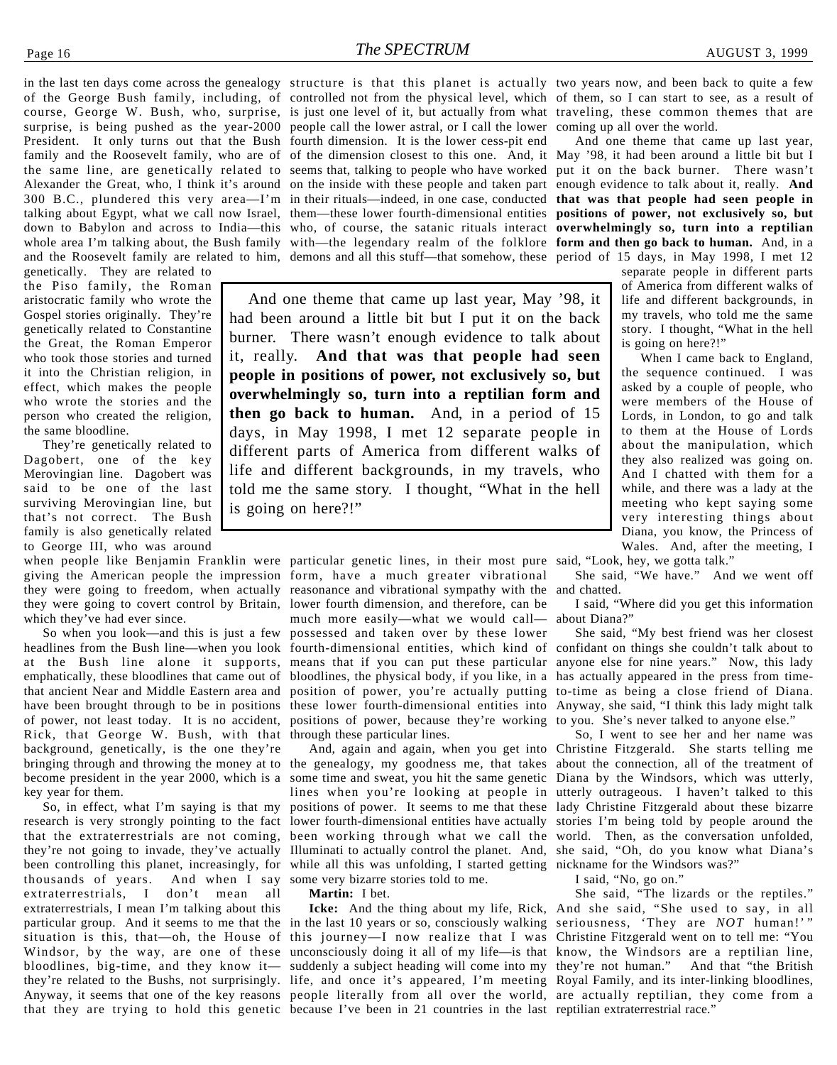in the last ten days come across the genealogy of the George Bush family, including, of course, George W. Bush, who, surprise, surprise, is being pushed as the year-2000 President. It only turns out that the Bush family and the Roosevelt family, who are of the same line, are genetically related to Alexander the Great, who, I think it's around 300 B.C., plundered this very area—I'm talking about Egypt, what we call now Israel, down to Babylon and across to India—this whole area I'm talking about, the Bush family and the Roosevelt family are related to him, genetically. They are related to the Piso family, the Roman aristocratic family who wrote the Gospel stories originally. They're genetically related to Constantine the Great, the Roman Emperor who took those stories and turned it into the Christian religion, in effect, which makes the people who wrote the stories and the person who created the religion, the same bloodline.

They're genetically related to Dagobert, one of the key Merovingian line. Dagobert was said to be one of the last surviving Merovingian line, but that's not correct. The Bush family is also genetically related to George III, who was around when people like Benjamin Franklin were giving the American people the impression they were going to freedom, when actually they were going to covert control by Britain, which they've had ever since.

So when you look—and this is just a few headlines from the Bush line—when you look at the Bush line alone it supports, emphatically, these bloodlines that came out of that ancient Near and Middle Eastern area and have been brought through to be in positions of power, not least today. It is no accident, Rick, that George W. Bush, with that background, genetically, is the one they're bringing through and throwing the money at to become president in the year 2000, which is a key year for them.

So, in effect, what I'm saying is that my research is very strongly pointing to the fact that the extraterrestrials are not coming, they're not going to invade, they've actually been controlling this planet, increasingly, for thousands of years. And when I say extraterrestrials, I don't mean all extraterrestrials, I mean I'm talking about this particular group. And it seems to me that the situation is this, that—oh, the House of Windsor, by the way, are one of these bloodlines, big-time, and they know it—they're related to the Bushs, not surprisingly. Anyway, it seems that one of the key reasons that they are trying to hold this genetic structure is that this planet is actually controlled not from the physical level, which is just one level of it, but actually from what people call the lower astral, or I call the lower fourth dimension. It is the lower cess-pit end of the dimension closest to this one. And, it seems that, talking to people who have worked on the inside with these people and taken part in their rituals—indeed, in one case, conducted them—these lower fourth-dimensional entities who, of course, the satanic rituals interact with—the legendary realm of the folklore demons and all this stuff—that somehow, these particular genetic lines, in their most pure form, have a much greater vibrational reasonance and vibrational sympathy with the lower fourth dimension, and therefore, can be much more easily—what we would call—possessed and taken over by these lower fourth-dimensional entities, which kind of means that if you can put these particular bloodlines, the physical body, if you like, in a position of power, you're actually putting these lower fourth-dimensional entities into positions of power, because they're working through these particular lines.

And, again and again, when you get into the genealogy, my goodness me, that takes some time and sweat, you hit the same genetic lines when you're looking at people in positions of power. It seems to me that these lower fourth-dimensional entities have actually been working through what we call the Illuminati to actually control the planet. And, while all this was unfolding, I started getting some very bizarre stories told to me.

**Martin:** I bet.

**Icke:** And the thing about my life, Rick, in the last 10 years or so, consciously walking this journey—I now realize that I was unconsciously doing it all of my life—is that suddenly a subject heading will come into my life, and once it's appeared, I'm meeting people literally from all over the world, because I've been in 21 countries in the last two years now, and been back to quite a few of them, so I can start to see, as a result of traveling, these common themes that are coming up all over the world.

And one theme that came up last year, May '98, it had been around a little bit but I put it on the back burner. There wasn't enough evidence to talk about it, really. **And that was that people had seen people in positions of power, not exclusively so, but overwhelmingly so, turn into a reptilian form and then go back to human.** And, in a period of 15 days, in May 1998, I met 12 separate people in different parts of America from different walks of life and different backgrounds, in my travels, who told me the same story. I thought, "What in the hell is going on here?!"

> And one theme that came up last year, May '98, it had been around a little bit but I put it on the back burner. There wasn't enough evidence to talk about it, really. **And that was that people had seen people in positions of power, not exclusively so, but overwhelmingly so, turn into a reptilian form and then go back to human.** And, in a period of 15 days, in May 1998, I met 12 separate people in different parts of America from different walks of life and different backgrounds, in my travels, who told me the same story. I thought, "What in the hell is going on here?!"

When I came back to England, the sequence continued. I was asked by a couple of people, who were members of the House of Lords, in London, to go and talk to them at the House of Lords about the manipulation, which they also realized was going on. And I chatted with them for a while, and there was a lady at the meeting who kept saying some very interesting things about Diana, you know, the Princess of Wales. And, after the meeting, I said, "Look, hey, we gotta talk."

She said, "We have." And we went off and chatted.

I said, "Where did you get this information about Diana?"

She said, "My best friend was her closest confidant on things she couldn't talk about to anyone else for nine years." Now, this lady has actually appeared in the press from time-to-time as being a close friend of Diana. Anyway, she said, "I think this lady might talk to you. She's never talked to anyone else."

So, I went to see her and her name was Christine Fitzgerald. She starts telling me about the connection, all of the treatment of Diana by the Windsors, which was utterly, utterly outrageous. I haven't talked to this lady Christine Fitzgerald about these bizarre stories I'm being told by people around the world. Then, as the conversation unfolded, she said, "Oh, do you know what Diana's nickname for the Windsors was?"

I said, "No, go on."

She said, "The lizards or the reptiles." And she said, "She used to say, in all seriousness, 'They are *NOT* human!' " Christine Fitzgerald went on to tell me: "You know, the Windsors are a reptilian line, they're not human." And that "the British Royal Family, and its inter-linking bloodlines, are actually reptilian, they come from a reptilian extraterrestrial race."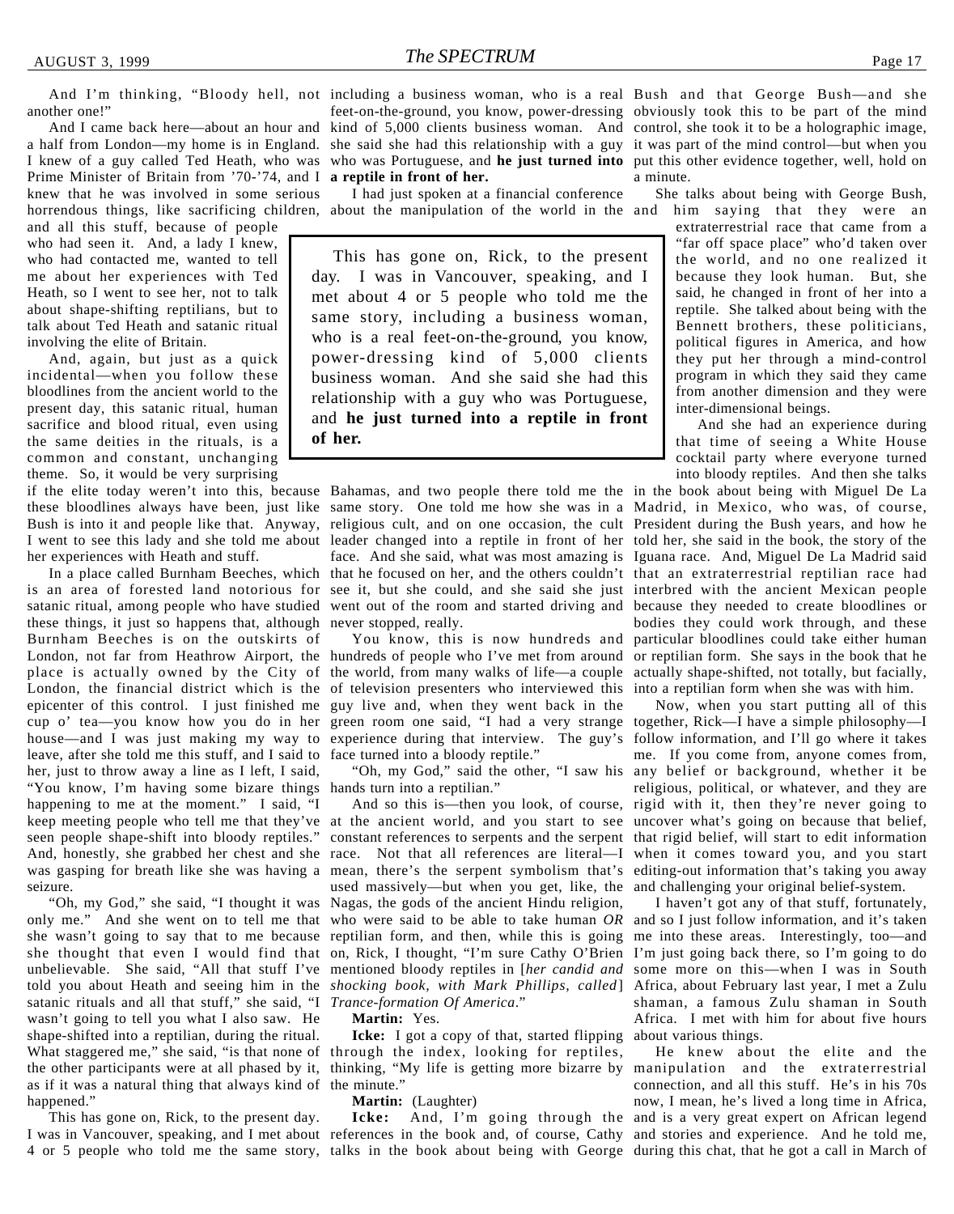And I'm thinking, "Bloody hell, not another one!"

And I came back here—about an hour and a half from London—my home is in England. I knew of a guy called Ted Heath, who was Prime Minister of Britain from '70-'74, and I knew that he was involved in some serious horrendous things, like sacrificing children, and all this stuff, because of people who had seen it. And, a lady I knew, who had contacted me, wanted to tell me about her experiences with Ted Heath, so I went to see her, not to talk about shape-shifting reptilians, but to talk about Ted Heath and satanic ritual involving the elite of Britain.

And, again, but just as a quick incidental—when you follow these bloodlines from the ancient world to the present day, this satanic ritual, human sacrifice and blood ritual, even using the same deities in the rituals, is a common and constant, unchanging theme. So, it would be very surprising if the elite today weren't into this, because these bloodlines always have been, just like Bush is into it and people like that. Anyway, I went to see this lady and she told me about her experiences with Heath and stuff.

In a place called Burnham Beeches, which is an area of forested land notorious for satanic ritual, among people who have studied these things, it just so happens that, although Burnham Beeches is on the outskirts of London, not far from Heathrow Airport, the place is actually owned by the City of London, the financial district which is the epicenter of this control. I just finished me cup o' tea—you know how you do in her house—and I was just making my way to leave, after she told me this stuff, and I said to her, just to throw away a line as I left, I said, "You know, I'm having some bizare things happening to me at the moment." I said, "I keep meeting people who tell me that they've seen people shape-shift into bloody reptiles." And, honestly, she grabbed her chest and she was gasping for breath like she was having a seizure.

"Oh, my God," she said, "I thought it was only me." And she went on to tell me that she wasn't going to say that to me because she thought that even I would find that unbelievable. She said, "All that stuff I've told you about Heath and seeing him in the satanic rituals and all that stuff," she said, "I wasn't going to tell you what I also saw. He shape-shifted into a reptilian, during the ritual. What staggered me," she said, "is that none of the other participants were at all phased by it, as if it was a natural thing that always kind of happened."

This has gone on, Rick, to the present day. I was in Vancouver, speaking, and I met about 4 or 5 people who told me the same story, including a business woman, who is a real feet-on-the-ground, you know, power-dressing kind of 5,000 clients business woman. And she said she had this relationship with a guy who was Portuguese, and **he just turned into a reptile in front of her.**

> This has gone on, Rick, to the present day. I was in Vancouver, speaking, and I met about 4 or 5 people who told me the same story, including a business woman, who is a real feet-on-the-ground, you know, power-dressing kind of 5,000 clients business woman. And she said she had this relationship with a guy who was Portuguese, and **he just turned into a reptile in front of her.**

I had just spoken at a financial conference about the manipulation of the world in the Bahamas, and two people there told me the same story. One told me how she was in a religious cult, and on one occasion, the cult leader changed into a reptile in front of her face. And she said, what was most amazing is that he focused on her, and the others couldn't see it, but she could, and she said she just went out of the room and started driving and never stopped, really.

You know, this is now hundreds and hundreds of people who I've met from around the world, from many walks of life—a couple of television presenters who interviewed this guy live and, when they went back in the green room one said, "I had a very strange experience during that interview. The guy's face turned into a bloody reptile."

"Oh, my God," said the other, "I saw his hands turn into a reptilian."

And so this is—then you look, of course, at the ancient world, and you start to see constant references to serpents and the serpent race. Not that all references are literal—I mean, there's the serpent symbolism that's used massively—but when you get, like, the Nagas, the gods of the ancient Hindu religion, who were said to be able to take human *OR* reptilian form, and then, while this is going on, Rick, I thought, "I'm sure Cathy O'Brien mentioned bloody reptiles in [*her candid and shocking book, with Mark Phillips, called*] *Trance-formation Of America*."

**Martin:** Yes.

**Icke:** I got a copy of that, started flipping through the index, looking for reptiles, thinking, "My life is getting more bizarre by the minute."

**Martin:** (Laughter)

**Icke:** And, I'm going through the references in the book and, of course, Cathy talks in the book about being with George Bush and that George Bush—and she obviously took this to be part of the mind control, she took it to be a holographic image, it was part of the mind control—but when you put this other evidence together, well, hold on a minute.

She talks about being with George Bush, and him saying that they were an extraterrestrial race that came from a "far off space place" who'd taken over the world, and no one realized it because they look human. But, she said, he changed in front of her into a reptile. She talked about being with the Bennett brothers, these politicians, political figures in America, and how they put her through a mind-control program in which they said they came from another dimension and they were inter-dimensional beings.

And she had an experience during that time of seeing a White House cocktail party where everyone turned into bloody reptiles. And then she talks in the book about being with Miguel De La Madrid, in Mexico, who was, of course, President during the Bush years, and how he told her, she said in the book, the story of the Iguana race. And, Miguel De La Madrid said that an extraterrestrial reptilian race had interbred with the ancient Mexican people because they needed to create bloodlines or bodies they could work through, and these particular bloodlines could take either human or reptilian form. She says in the book that he actually shape-shifted, not totally, but facially, into a reptilian form when she was with him.

Now, when you start putting all of this together, Rick—I have a simple philosophy—I follow information, and I'll go where it takes me. If you come from, anyone comes from, any belief or background, whether it be religious, political, or whatever, and they are rigid with it, then they're never going to uncover what's going on because that belief, that rigid belief, will start to edit information when it comes toward you, and you start editing-out information that's taking you away and challenging your original belief-system.

I haven't got any of that stuff, fortunately, and so I just follow information, and it's taken me into these areas. Interestingly, too—and I'm just going back there, so I'm going to do some more on this—when I was in South Africa, about February last year, I met a Zulu shaman, a famous Zulu shaman in South Africa. I met with him for about five hours about various things.

He knew about the elite and the manipulation and the extraterrestrial connection, and all this stuff. He's in his 70s now, I mean, he's lived a long time in Africa, and is a very great expert on African legend and stories and experience. And he told me, during this chat, that he got a call in March of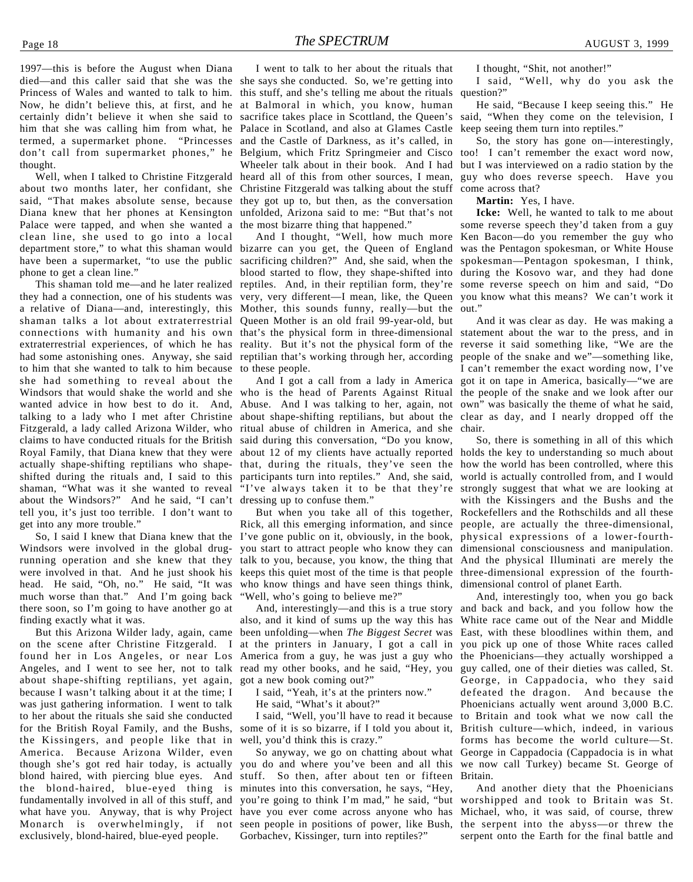1997—this is before the August when Diana died—and this caller said that she was the Princess of Wales and wanted to talk to him. Now, he didn't believe this, at first, and he certainly didn't believe it when she said to him that she was calling him from what, he termed, a supermarket phone. "Princesses don't call from supermarket phones," he thought.

Well, when I talked to Christine Fitzgerald about two months later, her confidant, she said, "That makes absolute sense, because Diana knew that her phones at Kensington Palace were tapped, and when she wanted a clean line, she used to go into a local department store," to what this shaman would have been a supermarket, "to use the public phone to get a clean line."

This shaman told me—and he later realized they had a connection, one of his students was a relative of Diana—and, interestingly, this shaman talks a lot about extraterrestrial connections with humanity and his own extraterrestrial experiences, of which he has had some astonishing ones. Anyway, she said to him that she wanted to talk to him because she had something to reveal about the Windsors that would shake the world and she wanted advice in how best to do it. And, talking to a lady who I met after Christine Fitzgerald, a lady called Arizona Wilder, who claims to have conducted rituals for the British Royal Family, that Diana knew that they were actually shape-shifting reptilians who shape-shifted during the rituals and, I said to this shaman, "What was it she wanted to reveal about the Windsors?" And he said, "I can't tell you, it's just too terrible. I don't want to get into any more trouble."

So, I said I knew that Diana knew that the Windsors were involved in the global drug-running operation and she knew that they were involved in that. And he just shook his head. He said, "Oh, no." He said, "It was much worse than that." And I'm going back there soon, so I'm going to have another go at finding exactly what it was.

But this Arizona Wilder lady, again, came on the scene after Christine Fitzgerald. I found her in Los Angeles, or near Los Angeles, and I went to see her, not to talk about shape-shifting reptilians, yet again, because I wasn't talking about it at the time; I was just gathering information. I went to talk to her about the rituals she said she conducted for the British Royal Family, and the Bushs, the Kissingers, and people like that in America. Because Arizona Wilder, even though she's got red hair today, is actually blond haired, with piercing blue eyes. And the blond-haired, blue-eyed thing is fundamentally involved in all of this stuff, and what have you. Anyway, that is why Project Monarch is overwhelmingly, if not exclusively, blond-haired, blue-eyed people.

I went to talk to her about the rituals that she says she conducted. So, we're getting into this stuff, and she's telling me about the rituals at Balmoral in which, you know, human sacrifice takes place in Scottland, the Queen's Palace in Scotland, and also at Glames Castle and the Castle of Darkness, as it's called, in Belgium, which Fritz Springmeier and Cisco Wheeler talk about in their book. And I had heard all of this from other sources, I mean, Christine Fitzgerald was talking about the stuff they got up to, but then, as the conversation unfolded, Arizona said to me: "But that's not the most bizarre thing that happened."

And I thought, "Well, how much more bizarre can you get, the Queen of England sacrificing children?" And, she said, when the blood started to flow, they shape-shifted into reptiles. And, in their reptilian form, they're very, very different—I mean, like, the Queen Mother, this sounds funny, really—but the Queen Mother is an old frail 99-year-old, but that's the physical form in three-dimensional reality. But it's not the physical form of the reptilian that's working through her, according to these people.

And I got a call from a lady in America who is the head of Parents Against Ritual Abuse. And I was talking to her, again, not about shape-shifting reptilians, but about the ritual abuse of children in America, and she said during this conversation, "Do you know, about 12 of my clients have actually reported that, during the rituals, they've seen the participants turn into reptiles." And, she said, "I've always taken it to be that they're dressing up to confuse them."

But when you take all of this together, Rick, all this emerging information, and since I've gone public on it, obviously, in the book, you start to attract people who know they can talk to you, because, you know, the thing that keeps this quiet most of the time is that people who know things and have seen things think, "Well, who's going to believe me?"

And, interestingly—and this is a true story also, and it kind of sums up the way this has been unfolding—when *The Biggest Secret* was at the printers in January, I got a call in America from a guy, he was just a guy who read my other books, and he said, "Hey, you got a new book coming out?"

I said, "Yeah, it's at the printers now."

He said, "What's it about?"

I said, "Well, you'll have to read it because some of it is so bizarre, if I told you about it, well, you'd think this is crazy."

So anyway, we go on chatting about what you do and where you've been and all this stuff. So then, after about ten or fifteen minutes into this conversation, he says, "Hey, you're going to think I'm mad," he said, "but have you ever come across anyone who has seen people in positions of power, like Bush, Gorbachev, Kissinger, turn into reptiles?"

I thought, "Shit, not another!"

I said, "Well, why do you ask the question?"

He said, "Because I keep seeing this." He said, "When they come on the television, I keep seeing them turn into reptiles."

So, the story has gone on—interestingly, too! I can't remember the exact word now, but I was interviewed on a radio station by the guy who does reverse speech. Have you come across that?

**Martin:** Yes, I have.

**Icke:** Well, he wanted to talk to me about some reverse speech they'd taken from a guy Ken Bacon—do you remember the guy who was the Pentagon spokesman, or White House spokesman—Pentagon spokesman, I think, during the Kosovo war, and they had done some reverse speech on him and said, "Do you know what this means? We can't work it out."

And it was clear as day. He was making a statement about the war to the press, and in reverse it said something like, "We are the people of the snake and we"—something like, I can't remember the exact wording now, I've got it on tape in America, basically—"we are the people of the snake and we look after our own" was basically the theme of what he said, clear as day, and I nearly dropped off the chair.

So, there is something in all of this which holds the key to understanding so much about how the world has been controlled, where this world is actually controlled from, and I would strongly suggest that what we are looking at with the Kissingers and the Bushs and the Rockefellers and the Rothschilds and all these people, are actually the three-dimensional, physical expressions of a lower-fourth-dimensional consciousness and manipulation. And the physical Illuminati are merely the three-dimensional expression of the fourth-dimensional control of planet Earth.

And, interestingly too, when you go back and back and back, and you follow how the White race came out of the Near and Middle East, with these bloodlines within them, and you pick up one of those White races called the Phoenicians—they actually worshipped a guy called, one of their dieties was called, St. George, in Cappadocia, who they said defeated the dragon. And because the Phoenicians actually went around 3,000 B.C. to Britain and took what we now call the British culture—which, indeed, in various forms has become the world culture—St. George in Cappadocia (Cappadocia is in what we now call Turkey) became St. George of Britain.

And another diety that the Phoenicians worshipped and took to Britain was St. Michael, who, it was said, of course, threw the serpent into the abyss—or threw the serpent onto the Earth for the final battle and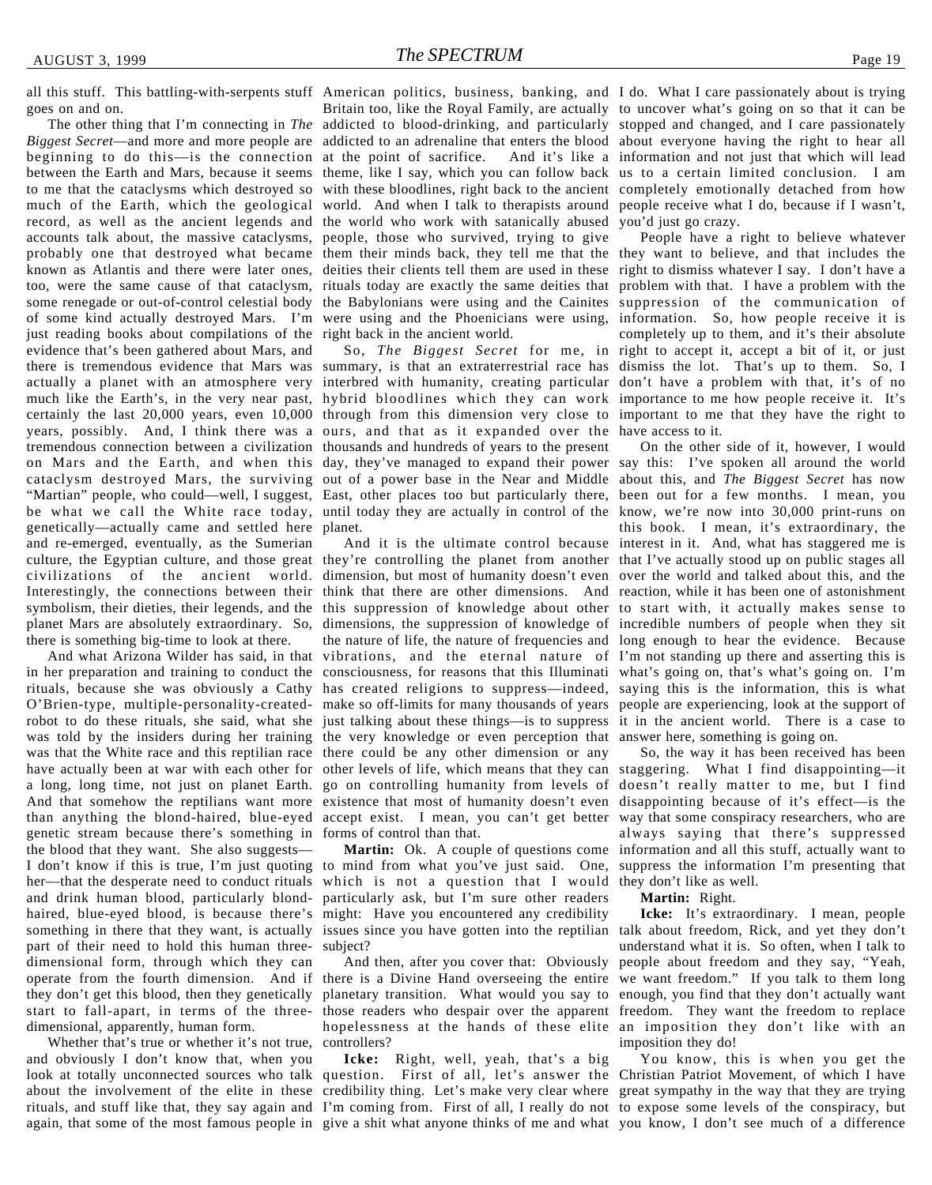all this stuff. This battling-with-serpents stuff goes on and on.

The other thing that I'm connecting in *The Biggest Secret*—and more and more people are beginning to do this—is the connection between the Earth and Mars, because it seems to me that the cataclysms which destroyed so much of the Earth, which the geological record, as well as the ancient legends and accounts talk about, the massive cataclysms, probably one that destroyed what became known as Atlantis and there were later ones, too, were the same cause of that cataclysm, some renegade or out-of-control celestial body of some kind actually destroyed Mars. I'm just reading books about compilations of the evidence that's been gathered about Mars, and there is tremendous evidence that Mars was actually a planet with an atmosphere very much like the Earth's, in the very near past, certainly the last 20,000 years, even 10,000 years, possibly. And, I think there was a tremendous connection between a civilization on Mars and the Earth, and when this cataclysm destroyed Mars, the surviving "Martian" people, who could—well, I suggest, be what we call the White race today, genetically—actually came and settled here and re-emerged, eventually, as the Sumerian culture, the Egyptian culture, and those great civilizations of the ancient world. Interestingly, the connections between their symbolism, their dieties, their legends, and the planet Mars are absolutely extraordinary. So, there is something big-time to look at there.

And what Arizona Wilder has said, in that in her preparation and training to conduct the rituals, because she was obviously a Cathy O'Brien-type, multiple-personality-created-robot to do these rituals, she said, what she was told by the insiders during her training was that the White race and this reptilian race have actually been at war with each other for a long, long time, not just on planet Earth. And that somehow the reptilians want more than anything the blond-haired, blue-eyed genetic stream because there's something in the blood that they want. She also suggests—I don't know if this is true, I'm just quoting her—that the desperate need to conduct rituals and drink human blood, particularly blond-haired, blue-eyed blood, is because there's something in there that they want, is actually part of their need to hold this human three-dimensional form, through which they can operate from the fourth dimension. And if they don't get this blood, then they genetically start to fall-apart, in terms of the three-dimensional, apparently, human form.

Whether that's true or whether it's not true, and obviously I don't know that, when you look at totally unconnected sources who talk about the involvement of the elite in these rituals, and stuff like that, they say again and again, that some of the most famous people in American politics, business, banking, and Britain too, like the Royal Family, are actually addicted to blood-drinking, and particularly addicted to an adrenaline that enters the blood at the point of sacrifice. And it's like a theme, like I say, which you can follow back with these bloodlines, right back to the ancient world. And when I talk to therapists around the world who work with satanically abused people, those who survived, trying to give them their minds back, they tell me that the deities their clients tell them are used in these rituals today are exactly the same deities that the Babylonians were using and the Cainites were using and the Phoenicians were using, right back in the ancient world.

So, *The Biggest Secret* for me, in summary, is that an extraterrestrial race has interbred with humanity, creating particular hybrid bloodlines which they can work through from this dimension very close to ours, and that as it expanded over the thousands and hundreds of years to the present day, they've managed to expand their power out of a power base in the Near and Middle East, other places too but particularly there, until today they are actually in control of the planet.

And it is the ultimate control because they're controlling the planet from another dimension, but most of humanity doesn't even think that there are other dimensions. And this suppression of knowledge about other dimensions, the suppression of knowledge of the nature of life, the nature of frequencies and vibrations, and the eternal nature of consciousness, for reasons that this Illuminati has created religions to suppress—indeed, make so off-limits for many thousands of years just talking about these things—is to suppress the very knowledge or even perception that there could be any other dimension or any other levels of life, which means that they can go on controlling humanity from levels of existence that most of humanity doesn't even accept exist. I mean, you can't get better forms of control than that.

**Martin:** Ok. A couple of questions come to mind from what you've just said. One, which is not a question that I would particularly ask, but I'm sure other readers might: Have you encountered any credibility issues since you have gotten into the reptilian subject?

And then, after you cover that: Obviously there is a Divine Hand overseeing the entire planetary transition. What would you say to those readers who despair over the apparent hopelessness at the hands of these elite controllers?

**Icke:** Right, well, yeah, that's a big question. First of all, let's answer the credibility thing. Let's make very clear where I'm coming from. First of all, I really do not give a shit what anyone thinks of me and what I do. What I care passionately about is trying to uncover what's going on so that it can be stopped and changed, and I care passionately about everyone having the right to hear all information and not just that which will lead us to a certain limited conclusion. I am completely emotionally detached from how people receive what I do, because if I wasn't, you'd just go crazy.

People have a right to believe whatever they want to believe, and that includes the right to dismiss whatever I say. I don't have a problem with that. I have a problem with the suppression of the communication of information. So, how people receive it is completely up to them, and it's their absolute right to accept it, accept a bit of it, or just dismiss the lot. That's up to them. So, I don't have a problem with that, it's of no importance to me how people receive it. It's important to me that they have the right to have access to it.

On the other side of it, however, I would say this: I've spoken all around the world about this, and *The Biggest Secret* has now been out for a few months. I mean, you know, we're now into 30,000 print-runs on this book. I mean, it's extraordinary, the interest in it. And, what has staggered me is that I've actually stood up on public stages all over the world and talked about this, and the reaction, while it has been one of astonishment to start with, it actually makes sense to incredible numbers of people when they sit long enough to hear the evidence. Because I'm not standing up there and asserting this is what's going on, that's what's going on. I'm saying this is the information, this is what people are experiencing, look at the support of it in the ancient world. There is a case to answer here, something is going on.

So, the way it has been received has been staggering. What I find disappointing—it doesn't really matter to me, but I find disappointing because of it's effect—is the way that some conspiracy researchers, who are always saying that there's suppressed information and all this stuff, actually want to suppress the information I'm presenting that they don't like as well.

**Martin:** Right.

**Icke:** It's extraordinary. I mean, people talk about freedom, Rick, and yet they don't understand what it is. So often, when I talk to people about freedom and they say, "Yeah, we want freedom." If you talk to them long enough, you find that they don't actually want freedom. They want the freedom to replace an imposition they don't like with an imposition they do!

You know, this is when you get the Christian Patriot Movement, of which I have great sympathy in the way that they are trying to expose some levels of the conspiracy, but you know, I don't see much of a difference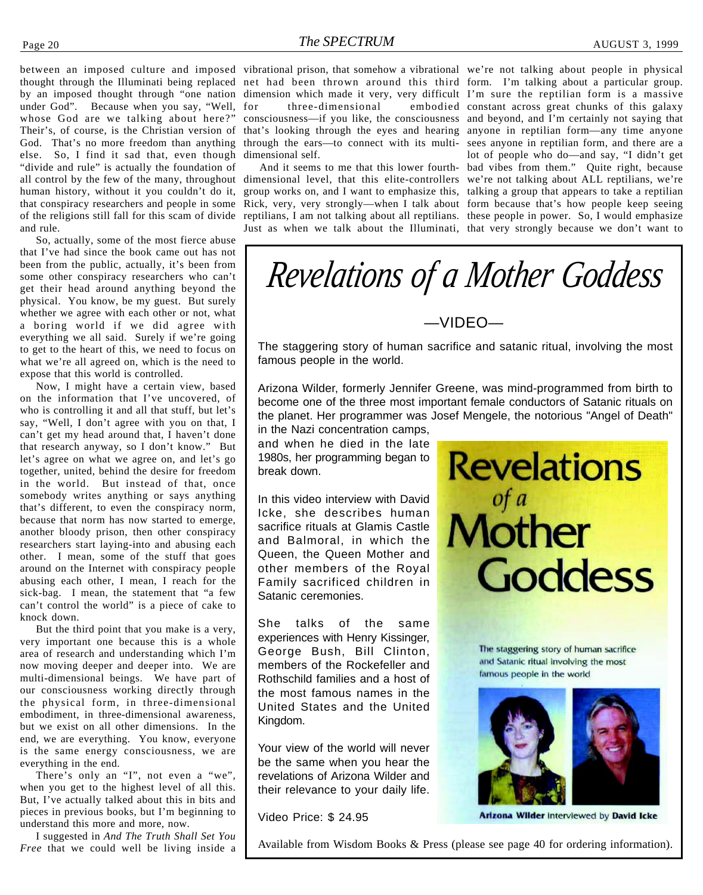between an imposed culture and imposed thought through the Illuminati being replaced by an imposed thought through "one nation under God". Because when you say, "Well, whose God are we talking about here?" Their's, of course, is the Christian version of God. That's no more freedom than anything else. So, I find it sad that, even though "divide and rule" is actually the foundation of all control by the few of the many, throughout human history, without it you couldn't do it, that conspiracy researchers and people in some of the religions still fall for this scam of divide and rule.

So, actually, some of the most fierce abuse that I've had since the book came out has not been from the public, actually, it's been from some other conspiracy researchers who can't get their head around anything beyond the physical. You know, be my guest. But surely whether we agree with each other or not, what a boring world if we did agree with everything we all said. Surely if we're going to get to the heart of this, we need to focus on what we're all agreed on, which is the need to expose that this world is controlled.

Now, I might have a certain view, based on the information that I've uncovered, of who is controlling it and all that stuff, but let's say, "Well, I don't agree with you on that, I can't get my head around that, I haven't done that research anyway, so I don't know." But let's agree on what we agree on, and let's go together, united, behind the desire for freedom in the world. But instead of that, once somebody writes anything or says anything that's different, to even the conspiracy norm, because that norm has now started to emerge, another bloody prison, then other conspiracy researchers start laying-into and abusing each other. I mean, some of the stuff that goes around on the Internet with conspiracy people abusing each other, I mean, I reach for the sick-bag. I mean, the statement that "a few can't control the world" is a piece of cake to knock down.

But the third point that you make is a very, very important one because this is a whole area of research and understanding which I'm now moving deeper and deeper into. We are multi-dimensional beings. We have part of our consciousness working directly through the physical form, in three-dimensional embodiment, in three-dimensional awareness, but we exist on all other dimensions. In the end, we are everything. You know, everyone is the same energy consciousness, we are everything in the end.

There's only an "I", not even a "we", when you get to the highest level of all this. But, I've actually talked about this in bits and pieces in previous books, but I'm beginning to understand this more and more, now.

I suggested in *And The Truth Shall Set You Free* that we could well be living inside a vibrational prison, that somehow a vibrational net had been thrown around this third dimension which made it very, very difficult for three-dimensional embodied consciousness—if you like, the consciousness that's looking through the eyes and hearing through the ears—to connect with its multi-dimensional self.

And it seems to me that this lower fourth-dimensional level, that this elite-controllers group works on, and I want to emphasize this, Rick, very, very strongly—when I talk about reptilians, I am not talking about all reptilians. Just as when we talk about the Illuminati, we're not talking about people in physical form. I'm talking about a particular group. I'm sure the reptilian form is a massive constant across great chunks of this galaxy and beyond, and I'm certainly not saying that anyone in reptilian form—any time anyone sees anyone in reptilian form, and there are a lot of people who do—and say, "I didn't get bad vibes from them." Quite right, because we're not talking about ALL reptilians, we're talking a group that appears to take a reptilian form because that's how people keep seeing these people in power. So, I would emphasize that very strongly because we don't want to

---

# *Revelations of a Mother Goddess*

—VIDEO—

The staggering story of human sacrifice and satanic ritual, involving the most famous people in the world.

Arizona Wilder, formerly Jennifer Greene, was mind-programmed from birth to become one of the three most important female conductors of Satanic rituals on the planet. Her programmer was Josef Mengele, the notorious "Angel of Death" in the Nazi concentration camps, and when he died in the late 1980s, her programming began to break down.

In this video interview with David Icke, she describes human sacrifice rituals at Glamis Castle and Balmoral, in which the Queen, the Queen Mother and other members of the Royal Family sacrificed children in Satanic ceremonies.

She talks of the same experiences with Henry Kissinger, George Bush, Bill Clinton, members of the Rockefeller and Rothschild families and a host of the most famous names in the United States and the United Kingdom.

Your view of the world will never be the same when you hear the revelations of Arizona Wilder and their relevance to your daily life.

Video Price: $ 24.95

Revelations of a Mother Goddess

The staggering story of human sacrifice and Satanic ritual involving the most famous people in the world

**Arizona Wilder** interviewed by **David Icke**

Available from Wisdom Books & Press (please see page 40 for ordering information).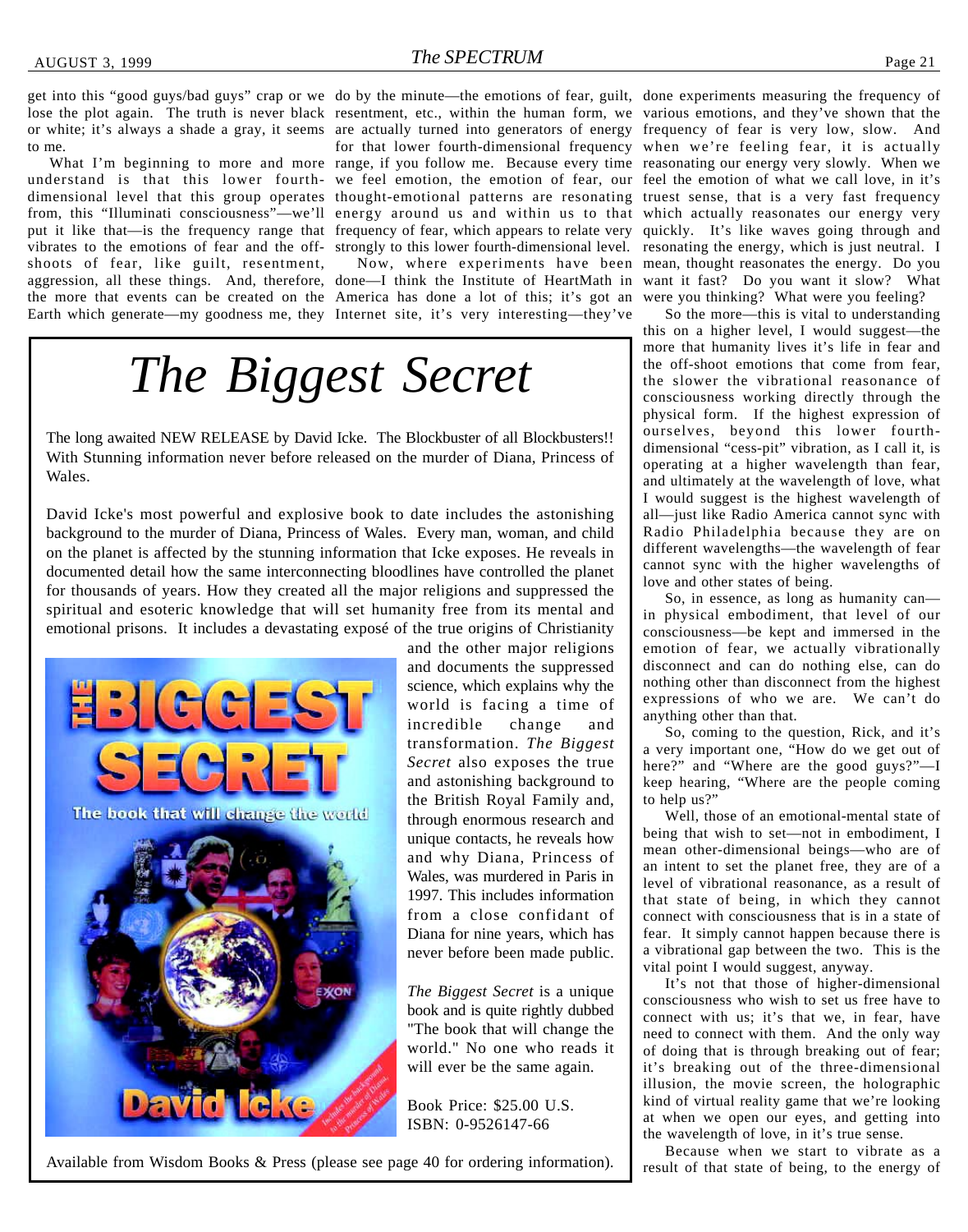get into this "good guys/bad guys" crap or we lose the plot again. The truth is never black or white; it's always a shade a gray, it seems to me.

What I'm beginning to more and more understand is that this lower fourth-dimensional level that this group operates from, this "Illuminati consciousness"—we'll put it like that—is the frequency range that vibrates to the emotions of fear and the off-shoots of fear, like guilt, resentment, aggression, all these things. And, therefore, the more that events can be created on the Earth which generate—my goodness me, they do by the minute—the emotions of fear, guilt, resentment, etc., within the human form, we are actually turned into generators of energy for that lower fourth-dimensional frequency range, if you follow me. Because every time we feel emotion, the emotion of fear, our thought-emotional patterns are resonating energy around us and within us to that frequency of fear, which appears to relate very strongly to this lower fourth-dimensional level.

Now, where experiments have been done—I think the Institute of HeartMath in America has done a lot of this; it's got an Internet site, it's very interesting—they've done experiments measuring the frequency of various emotions, and they've shown that the frequency of fear is very low, slow. And when we're feeling fear, it is actually reasonating our energy very slowly. When we feel the emotion of what we call love, in it's truest sense, that is a very fast frequency which actually reasonates our energy very quickly. It's like waves going through and resonating the energy, which is just neutral. I mean, thought reasonates the energy. Do you want it fast? Do you want it slow? What were you thinking? What were you feeling?

So the more—this is vital to understanding this on a higher level, I would suggest—the more that humanity lives it's life in fear and the off-shoot emotions that come from fear, the slower the vibrational reasonance of consciousness working directly through the physical form. If the highest expression of ourselves, beyond this lower fourth-dimensional "cess-pit" vibration, as I call it, is operating at a higher wavelength than fear, and ultimately at the wavelength of love, what I would suggest is the highest wavelength of all—just like Radio America cannot sync with Radio Philadelphia because they are on different wavelengths—the wavelength of fear cannot sync with the higher wavelengths of love and other states of being.

So, in essence, as long as humanity can—in physical embodiment, that level of our consciousness—be kept and immersed in the emotion of fear, we actually vibrationally disconnect and can do nothing else, can do nothing other than disconnect from the highest expressions of who we are. We can't do anything other than that.

So, coming to the question, Rick, and it's a very important one, "How do we get out of here?" and "Where are the good guys?"—I keep hearing, "Where are the people coming to help us?"

Well, those of an emotional-mental state of being that wish to set—not in embodiment, I mean other-dimensional beings—who are of an intent to set the planet free, they are of a level of vibrational reasonance, as a result of that state of being, in which they cannot connect with consciousness that is in a state of fear. It simply cannot happen because there is a vibrational gap between the two. This is the vital point I would suggest, anyway.

It's not that those of higher-dimensional consciousness who wish to set us free have to connect with us; it's that we, in fear, have need to connect with them. And the only way of doing that is through breaking out of fear; it's breaking out of the three-dimensional illusion, the movie screen, the holographic kind of virtual reality game that we're looking at when we open our eyes, and getting into the wavelength of love, in it's true sense.

Because when we start to vibrate as a result of that state of being, to the energy of

---

# *The Biggest Secret*

The long awaited NEW RELEASE by David Icke. The Blockbuster of all Blockbusters!! With Stunning information never before released on the murder of Diana, Princess of Wales.

David Icke's most powerful and explosive book to date includes the astonishing background to the murder of Diana, Princess of Wales. Every man, woman, and child on the planet is affected by the stunning information that Icke exposes. He reveals in documented detail how the same interconnecting bloodlines have controlled the planet for thousands of years. How they created all the major religions and suppressed the spiritual and esoteric knowledge that will set humanity free from its mental and emotional prisons. It includes a devastating exposé of the true origins of Christianity and the other major religions and documents the suppressed science, which explains why the world is facing a time of incredible change and transformation. *The Biggest Secret* also exposes the true and astonishing background to the British Royal Family and, through enormous research and unique contacts, he reveals how and why Diana, Princess of Wales, was murdered in Paris in 1997. This includes information from a close confidant of Diana for nine years, which has never before been made public.

*The Biggest Secret* is a unique book and is quite rightly dubbed "The book that will change the world." No one who reads it will ever be the same again.

Book Price: $25.00 U.S.
ISBN: 0-9526147-66

Available from Wisdom Books & Press (please see page 40 for ordering information).

---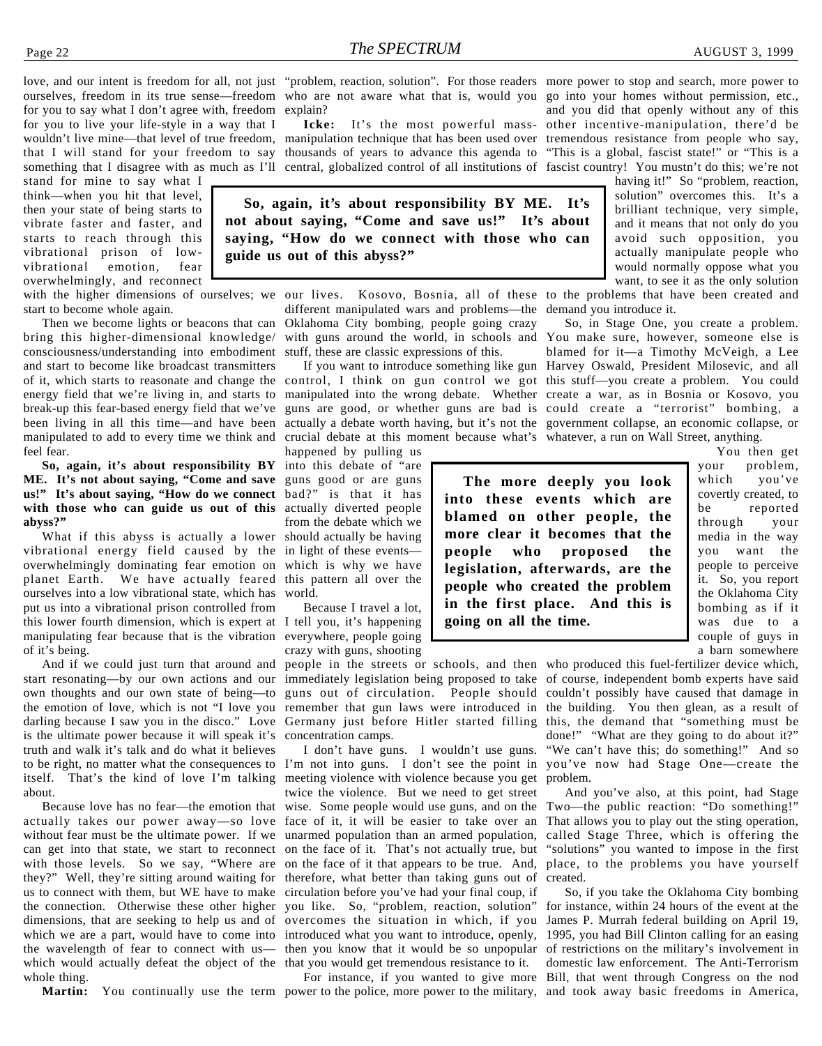love, and our intent is freedom for all, not just ourselves, freedom in its true sense—freedom for you to say what I don't agree with, freedom for you to live your life-style in a way that I wouldn't live mine—that level of true freedom, that I will stand for your freedom to say something that I disagree with as much as I'll stand for mine to say what I think—when you hit that level, then your state of being starts to vibrate faster and faster, and starts to reach through this vibrational prison of low-vibrational emotion, fear overwhelmingly, and reconnect with the higher dimensions of ourselves; we start to become whole again.

Then we become lights or beacons that can bring this higher-dimensional knowledge/consciousness/understanding into embodiment and start to become like broadcast transmitters of it, which starts to reasonate and change the energy field that we're living in, and starts to break-up this fear-based energy field that we've been living in all this time—and have been manipulated to add to every time we think and feel fear.

**So, again, it's about responsibility BY ME. It's not about saying, "Come and save us!" It's about saying, "How do we connect with those who can guide us out of this abyss?"**

What if this abyss is actually a lower vibrational energy field caused by the overwhelmingly dominating fear emotion on planet Earth. We have actually feared ourselves into a low vibrational state, which has put us into a vibrational prison controlled from this lower fourth dimension, which is expert at manipulating fear because that is the vibration of it's being.

And if we could just turn that around and start resonating—by our own actions and our own thoughts and our own state of being—to the emotion of love, which is not "I love you darling because I saw you in the disco." Love is the ultimate power because it will speak it's truth and walk it's talk and do what it believes to be right, no matter what the consequences to itself. That's the kind of love I'm talking about.

Because love has no fear—the emotion that actually takes our power away—so love without fear must be the ultimate power. If we can get into that state, we start to reconnect with those levels. So we say, "Where are they?" Well, they're sitting around waiting for us to connect with them, but WE have to make the connection. Otherwise these other higher dimensions, that are seeking to help us and of which we are a part, would have to come into the wavelength of fear to connect with us—which would actually defeat the object of the whole thing.

**Martin:** You continually use the term "problem, reaction, solution". For those readers who are not aware what that is, would you explain?

**Icke:** It's the most powerful mass-manipulation technique that has been used over thousands of years to advance this agenda to central, globalized control of all institutions of our lives. Kosovo, Bosnia, all of these different manipulated wars and problems—the Oklahoma City bombing, people going crazy with guns around the world, in schools and stuff, these are classic expressions of this.

If you want to introduce something like gun control, I think on gun control we got manipulated into the wrong debate. Whether guns are good, or whether guns are bad is actually a debate worth having, but it's not the crucial debate at this moment because what's happened by pulling us into this debate of "are guns good or are guns bad?" is that it has actually diverted people from the debate which we should actually be having in light of these events—which is why we have this pattern all over the world.

Because I travel a lot, I tell you, it's happening everywhere, people going crazy with guns, shooting people in the streets or schools, and then immediately legislation being proposed to take guns out of circulation. People should remember that gun laws were introduced in Germany just before Hitler started filling concentration camps.

I don't have guns. I wouldn't use guns. I'm not into guns. I don't see the point in meeting violence with violence because you get twice the violence. But we need to get street wise. Some people would use guns, and on the face of it, it will be easier to take over an unarmed population than an armed population, on the face of it. That's not actually true, but on the face of it that appears to be true. And, therefore, what better than taking guns out of circulation before you've had your final coup, if you like. So, "problem, reaction, solution" overcomes the situation in which, if you introduced what you want to introduce, openly, then you know that it would be so unpopular that you would get tremendous resistance to it.

For instance, if you wanted to give more power to the police, more power to the military, more power to stop and search, more power to go into your homes without permission, etc., and you did that openly without any of this other incentive-manipulation, there'd be tremendous resistance from people who say, "This is a global, fascist state!" or "This is a fascist country! You mustn't do this; we're not having it!" So "problem, reaction, solution" overcomes this. It's a brilliant technique, very simple, and it means that not only do you avoid such opposition, you actually manipulate people who would normally oppose what you want, to see it as the only solution to the problems that have been created and demand you introduce it.

So, in Stage One, you create a problem. You make sure, however, someone else is blamed for it—a Timothy McVeigh, a Lee Harvey Oswald, President Milosevic, and all this stuff—you create a problem. You could create a war, as in Bosnia or Kosovo, you could create a "terrorist" bombing, a government collapse, an economic collapse, or whatever, a run on Wall Street, anything.

**The more deeply you look into these events which are blamed on other people, the more clear it becomes that the people who proposed the legislation, afterwards, are the people who created the problem in the first place. And this is going on all the time.**

You then get your problem, which you've covertly created, to be reported through your media in the way you want the people to perceive it. So, you report the Oklahoma City bombing as if it was due to a couple of guys in a barn somewhere who produced this fuel-fertilizer device which, of course, independent bomb experts have said couldn't possibly have caused that damage in the building. You then glean, as a result of this, the demand that "something must be done!" "What are they going to do about it?" "We can't have this; do something!" And so you've now had Stage One—create the problem.

And you've also, at this point, had Stage Two—the public reaction: "Do something!" That allows you to play out the sting operation, called Stage Three, which is offering the "solutions" you wanted to impose in the first place, to the problems you have yourself created.

So, if you take the Oklahoma City bombing for instance, within 24 hours of the event at the James P. Murrah federal building on April 19, 1995, you had Bill Clinton calling for an easing of restrictions on the military's involvement in domestic law enforcement. The Anti-Terrorism Bill, that went through Congress on the nod and took away basic freedoms in America,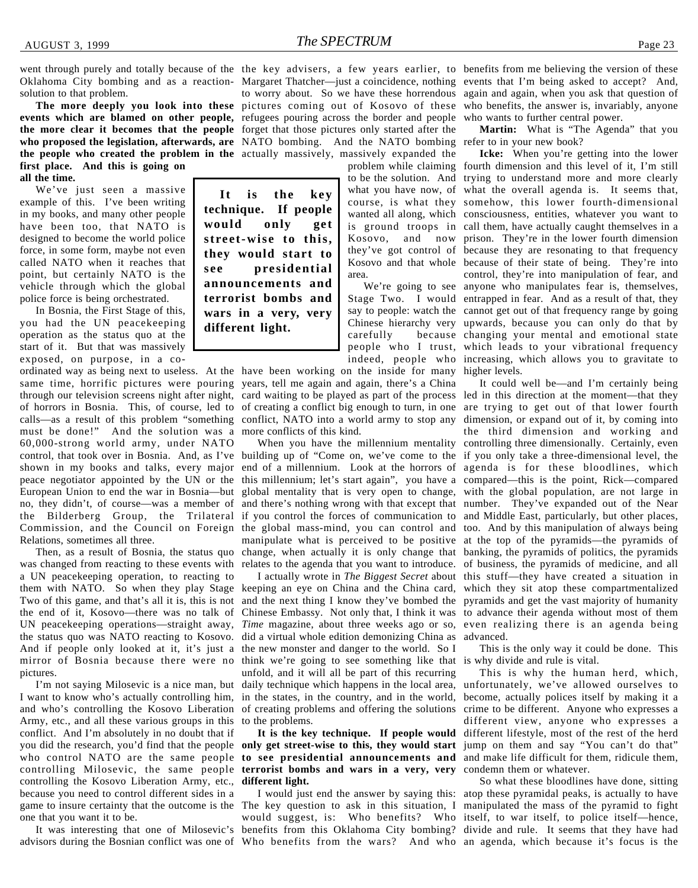went through purely and totally because of the Oklahoma City bombing and as a reaction-solution to that problem.

**The more deeply you look into these events which are blamed on other people, the more clear it becomes that the people who proposed the legislation, afterwards, are the people who created the problem in the first place. And this is going on all the time.**

We've just seen a massive example of this. I've been writing in my books, and many other people have been too, that NATO is designed to become the world police force, in some form, maybe not even called NATO when it reaches that point, but certainly NATO is the vehicle through which the global police force is being orchestrated.

In Bosnia, the First Stage of this, you had the UN peacekeeping operation as the status quo at the start of it. But that was massively exposed, on purpose, in a co-ordinated way as being next to useless. At the same time, horrific pictures were pouring through our television screens night after night, of horrors in Bosnia. This, of course, led to calls—as a result of this problem "something must be done!" And the solution was a 60,000-strong world army, under NATO control, that took over in Bosnia. And, as I've shown in my books and talks, every major peace negotiator appointed by the UN or the European Union to end the war in Bosnia—but no, they didn't, of course—was a member of the Bilderberg Group, the Trilateral Commission, and the Council on Foreign Relations, sometimes all three.

Then, as a result of Bosnia, the status quo was changed from reacting to these events with a UN peacekeeping operation, to reacting to them with NATO. So when they play Stage Two of this game, and that's all it is, this is not the end of it, Kosovo—there was no talk of UN peacekeeping operations—straight away, the status quo was NATO reacting to Kosovo. And if people only looked at it, it's just a mirror of Bosnia because there were no pictures.

I'm not saying Milosevic is a nice man, but I want to know who's actually controlling him, and who's controlling the Kosovo Liberation Army, etc., and all these various groups in this conflict. And I'm absolutely in no doubt that if you did the research, you'd find that the people who control NATO are the same people controlling Milosevic, the same people controlling the Kosovo Liberation Army, etc., because you need to control different sides in a game to insure certainty that the outcome is the one that you want it to be.

It was interesting that one of Milosevic's advisors during the Bosnian conflict was one of the key advisers, a few years earlier, to Margaret Thatcher—just a coincidence, nothing to worry about. So we have these horrendous pictures coming out of Kosovo of these refugees pouring across the border and people forget that those pictures only started after the NATO bombing. And the NATO bombing actually massively, massively expanded the problem while claiming to be the solution. And what you have now, of course, is what they wanted all along, which is ground troops in Kosovo, and now they've got control of Kosovo and that whole area.

**It is the key technique. If people would only get street-wise to this, they would start to see presidential announcements and terrorist bombs and wars in a very, very different light.**

We're going to see Stage Two. I would say to people: watch the Chinese hierarchy very carefully because people who I trust, indeed, people who have been working on the inside for many years, tell me again and again, there's a China card waiting to be played as part of the process of creating a conflict big enough to turn, in one conflict, NATO into a world army to stop any more conflicts of this kind.

When you have the millennium mentality building up of "Come on, we've come to the end of a millennium. Look at the horrors of this millennium; let's start again", you have a global mentality that is very open to change, and there's nothing wrong with that except that if you control the forces of communication to the global mass-mind, you can control and manipulate what is perceived to be positive change, when actually it is only change that relates to the agenda that you want to introduce.

I actually wrote in *The Biggest Secret* about keeping an eye on China and the China card, and the next thing I know they've bombed the Chinese Embassy. Not only that, I think it was *Time* magazine, about three weeks ago or so, did a virtual whole edition demonizing China as the new monster and danger to the world. So I think we're going to see something like that unfold, and it will all be part of this recurring daily technique which happens in the local area, in the states, in the country, and in the world, of creating problems and offering the solutions to the problems.

**It is the key technique. If people would only get street-wise to this, they would start to see presidential announcements and terrorist bombs and wars in a very, very different light.**

I would just end the answer by saying this: The key question to ask in this situation, I would suggest, is: Who benefits? Who benefits from this Oklahoma City bombing? Who benefits from the wars? And who benefits from me believing the version of these events that I'm being asked to accept? And, again and again, when you ask that question of who benefits, the answer is, invariably, anyone who wants to further central power.

**Martin:** What is "The Agenda" that you refer to in your new book?

**Icke:** When you're getting into the lower fourth dimension and this level of it, I'm still trying to understand more and more clearly what the overall agenda is. It seems that, somehow, this lower fourth-dimensional consciousness, entities, whatever you want to call them, have actually caught themselves in a prison. They're in the lower fourth dimension because they are resonating to that frequency because of their state of being. They're into control, they're into manipulation of fear, and anyone who manipulates fear is, themselves, entrapped in fear. And as a result of that, they cannot get out of that frequency range by going upwards, because you can only do that by changing your mental and emotional state which leads to your vibrational frequency increasing, which allows you to gravitate to higher levels.

It could well be—and I'm certainly being led in this direction at the moment—that they are trying to get out of that lower fourth dimension, or expand out of it, by coming into the third dimension and working and controlling three dimensionally. Certainly, even if you only take a three-dimensional level, the agenda is for these bloodlines, which compared—this is the point, Rick—compared with the global population, are not large in number. They've expanded out of the Near and Middle East, particularly, but other places, too. And by this manipulation of always being at the top of the pyramids—the pyramids of banking, the pyramids of politics, the pyramids of business, the pyramids of medicine, and all this stuff—they have created a situation in which they sit atop these compartmentalized pyramids and get the vast majority of humanity to advance their agenda without most of them even realizing there is an agenda being advanced.

This is the only way it could be done. This is why divide and rule is vital.

This is why the human herd, which, unfortunately, we've allowed ourselves to become, actually polices itself by making it a crime to be different. Anyone who expresses a different view, anyone who expresses a different lifestyle, most of the rest of the herd jump on them and say "You can't do that" and make life difficult for them, ridicule them, condemn them or whatever.

So what these bloodlines have done, sitting atop these pyramidal peaks, is actually to have manipulated the mass of the pyramid to fight itself, to war itself, to police itself—hence, divide and rule. It seems that they have had an agenda, which because it's focus is the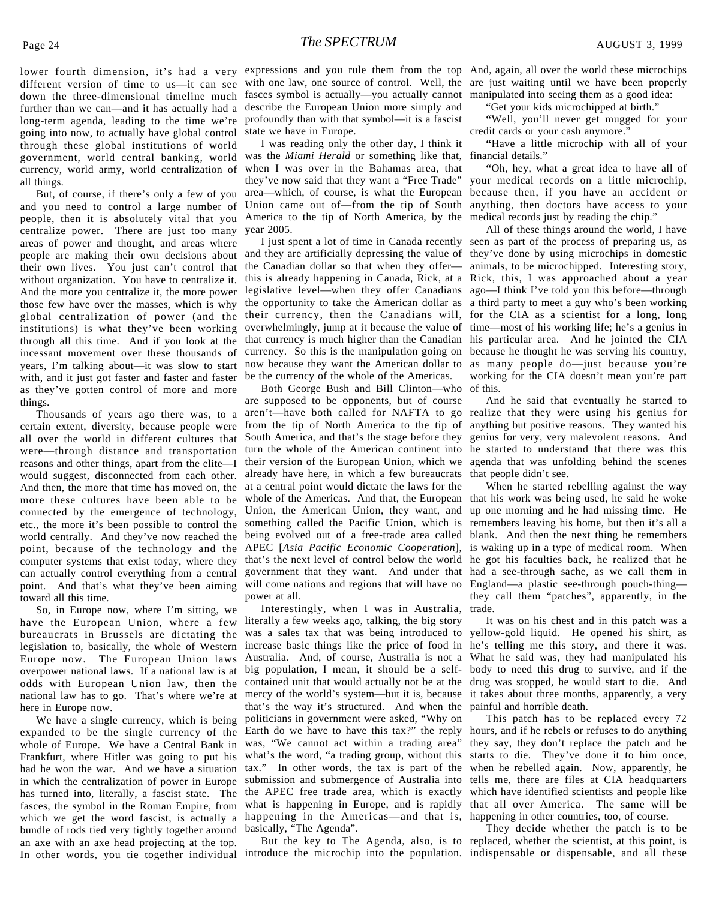lower fourth dimension, it's had a very different version of time to us—it can see down the three-dimensional timeline much further than we can—and it has actually had a long-term agenda, leading to the time we're going into now, to actually have global control through these global institutions of world government, world central banking, world currency, world army, world centralization of all things.

But, of course, if there's only a few of you and you need to control a large number of people, then it is absolutely vital that you centralize power. There are just too many areas of power and thought, and areas where people are making their own decisions about their own lives. You just can't control that without organization. You have to centralize it. And the more you centralize it, the more power those few have over the masses, which is why global centralization of power (and the institutions) is what they've been working through all this time. And if you look at the incessant movement over these thousands of years, I'm talking about—it was slow to start with, and it just got faster and faster and faster as they've gotten control of more and more things.

Thousands of years ago there was, to a certain extent, diversity, because people were all over the world in different cultures that were—through distance and transportation reasons and other things, apart from the elite—I would suggest, disconnected from each other. And then, the more that time has moved on, the more these cultures have been able to be connected by the emergence of technology, etc., the more it's been possible to control the world centrally. And they've now reached the point, because of the technology and the computer systems that exist today, where they can actually control everything from a central point. And that's what they've been aiming toward all this time.

So, in Europe now, where I'm sitting, we have the European Union, where a few bureaucrats in Brussels are dictating the legislation to, basically, the whole of Western Europe now. The European Union laws overpower national laws. If a national law is at odds with European Union law, then the national law has to go. That's where we're at here in Europe now.

We have a single currency, which is being expanded to be the single currency of the whole of Europe. We have a Central Bank in Frankfurt, where Hitler was going to put his had he won the war. And we have a situation in which the centralization of power in Europe has turned into, literally, a fascist state. The fasces, the symbol in the Roman Empire, from which we get the word fascist, is actually a bundle of rods tied very tightly together around an axe with an axe head projecting at the top. In other words, you tie together individual expressions and you rule them from the top with one law, one source of control. Well, the fasces symbol is actually—you actually cannot describe the European Union more simply and profoundly than with that symbol—it is a fascist state we have in Europe.

I was reading only the other day, I think it was the *Miami Herald* or something like that, when I was over in the Bahamas area, that they've now said that they want a "Free Trade" area—which, of course, is what the European Union came out of—from the tip of South America to the tip of North America, by the year 2005.

I just spent a lot of time in Canada recently and they are artificially depressing the value of the Canadian dollar so that when they offer—this is already happening in Canada, Rick, at a legislative level—when they offer Canadians the opportunity to take the American dollar as their currency, then the Canadians will, overwhelmingly, jump at it because the value of that currency is much higher than the Canadian currency. So this is the manipulation going on now because they want the American dollar to be the currency of the whole of the Americas.

Both George Bush and Bill Clinton—who are supposed to be opponents, but of course aren't—have both called for NAFTA to go from the tip of North America to the tip of South America, and that's the stage before they turn the whole of the American continent into their version of the European Union, which we already have here, in which a few bureaucrats at a central point would dictate the laws for the whole of the Americas. And that, the European Union, the American Union, they want, and something called the Pacific Union, which is being evolved out of a free-trade area called APEC [*Asia Pacific Economic Cooperation*], that's the next level of control below the world government that they want. And under that will come nations and regions that will have no power at all.

Interestingly, when I was in Australia, literally a few weeks ago, talking, the big story was a sales tax that was being introduced to increase basic things like the price of food in Australia. And, of course, Australia is not a big population, I mean, it should be a self-contained unit that would actually not be at the mercy of the world's system—but it is, because that's the way it's structured. And when the politicians in government were asked, "Why on Earth do we have to have this tax?" the reply was, "We cannot act within a trading area" what's the word, "a trading group, without this tax." In other words, the tax is part of the submission and submergence of Australia into the APEC free trade area, which is exactly what is happening in Europe, and is rapidly happening in the Americas—and that is, basically, "The Agenda".

But the key to The Agenda, also, is to introduce the microchip into the population. And, again, all over the world these microchips are just waiting until we have been properly manipulated into seeing them as a good idea:

"Get your kids microchipped at birth."

"Well, you'll never get mugged for your credit cards or your cash anymore."

"Have a little microchip with all of your financial details."

"Oh, hey, what a great idea to have all of your medical records on a little microchip, because then, if you have an accident or anything, then doctors have access to your medical records just by reading the chip."

All of these things around the world, I have seen as part of the process of preparing us, as they've done by using microchips in domestic animals, to be microchipped. Interesting story, Rick, this, I was approached about a year ago—I think I've told you this before—through a third party to meet a guy who's been working for the CIA as a scientist for a long, long time—most of his working life; he's a genius in his particular area. And he jointed the CIA because he thought he was serving his country, as many people do—just because you're working for the CIA doesn't mean you're part of this.

And he said that eventually he started to realize that they were using his genius for anything but positive reasons. They wanted his genius for very, very malevolent reasons. And he started to understand that there was this agenda that was unfolding behind the scenes that people didn't see.

When he started rebelling against the way that his work was being used, he said he woke up one morning and he had missing time. He remembers leaving his home, but then it's all a blank. And then the next thing he remembers is waking up in a type of medical room. When he got his faculties back, he realized that he had a see-through sache, as we call them in England—a plastic see-through pouch-thing—they call them "patches", apparently, in the trade.

It was on his chest and in this patch was a yellow-gold liquid. He opened his shirt, as he's telling me this story, and there it was. What he said was, they had manipulated his body to need this drug to survive, and if the drug was stopped, he would start to die. And it takes about three months, apparently, a very painful and horrible death.

This patch has to be replaced every 72 hours, and if he rebels or refuses to do anything they say, they don't replace the patch and he starts to die. They've done it to him once, when he rebelled again. Now, apparently, he tells me, there are files at CIA headquarters which have identified scientists and people like that all over America. The same will be happening in other countries, too, of course.

They decide whether the patch is to be replaced, whether the scientist, at this point, is indispensable or dispensable, and all these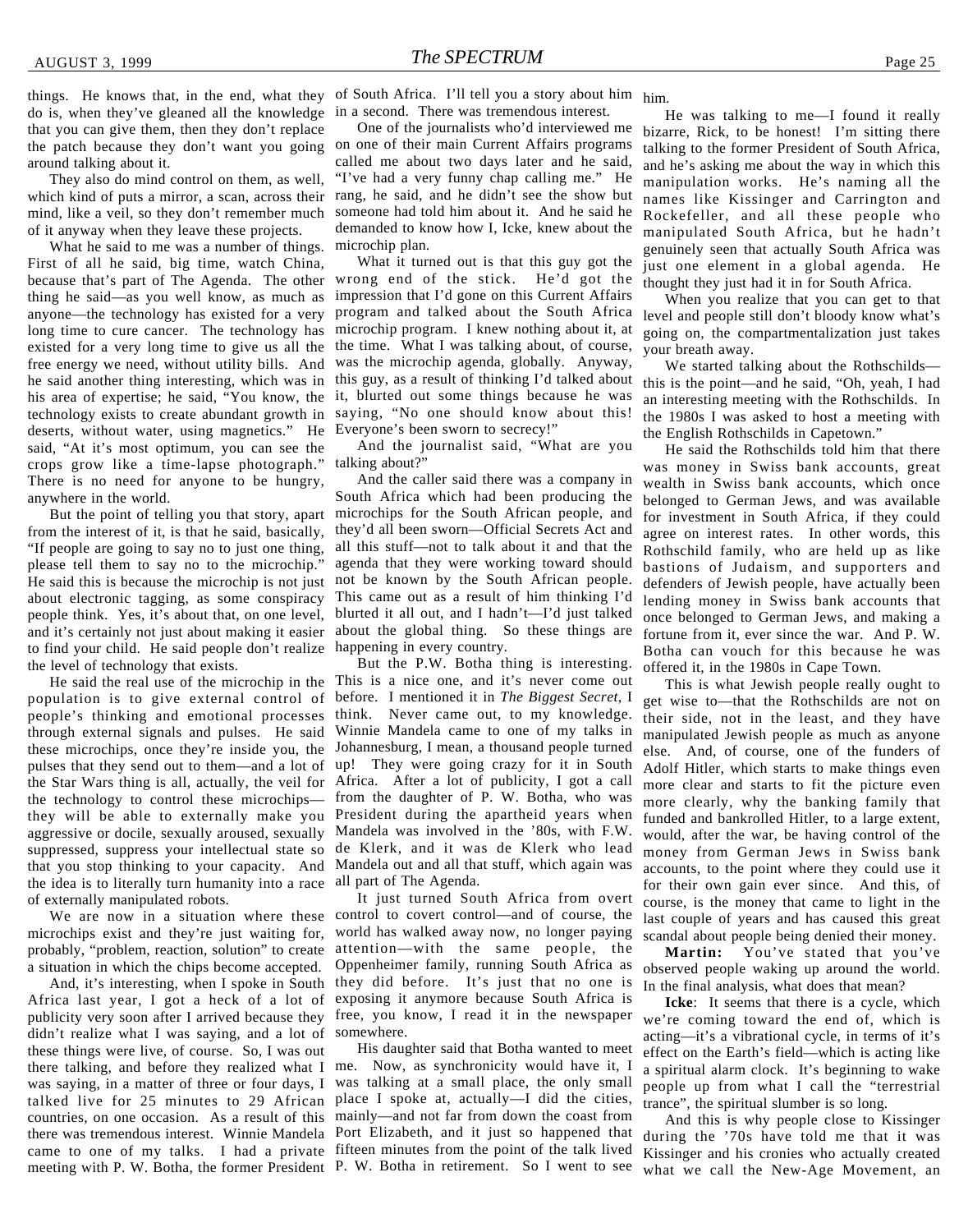things. He knows that, in the end, what they do is, when they've gleaned all the knowledge that you can give them, then they don't replace the patch because they don't want you going around talking about it.

They also do mind control on them, as well, which kind of puts a mirror, a scan, across their mind, like a veil, so they don't remember much of it anyway when they leave these projects.

What he said to me was a number of things. First of all he said, big time, watch China, because that's part of The Agenda. The other thing he said—as you well know, as much as anyone—the technology has existed for a very long time to cure cancer. The technology has existed for a very long time to give us all the free energy we need, without utility bills. And he said another thing interesting, which was in his area of expertise; he said, "You know, the technology exists to create abundant growth in deserts, without water, using magnetics." He said, "At it's most optimum, you can see the crops grow like a time-lapse photograph." There is no need for anyone to be hungry, anywhere in the world.

But the point of telling you that story, apart from the interest of it, is that he said, basically, "If people are going to say no to just one thing, please tell them to say no to the microchip." He said this is because the microchip is not just about electronic tagging, as some conspiracy people think. Yes, it's about that, on one level, and it's certainly not just about making it easier to find your child. He said people don't realize the level of technology that exists.

He said the real use of the microchip in the population is to give external control of people's thinking and emotional processes through external signals and pulses. He said these microchips, once they're inside you, the pulses that they send out to them—and a lot of the Star Wars thing is all, actually, the veil for the technology to control these microchips—they will be able to externally make you aggressive or docile, sexually aroused, sexually suppressed, suppress your intellectual state so that you stop thinking to your capacity. And the idea is to literally turn humanity into a race of externally manipulated robots.

We are now in a situation where these microchips exist and they're just waiting for, probably, "problem, reaction, solution" to create a situation in which the chips become accepted.

And, it's interesting, when I spoke in South Africa last year, I got a heck of a lot of publicity very soon after I arrived because they didn't realize what I was saying, and a lot of these things were live, of course. So, I was out there talking, and before they realized what I was saying, in a matter of three or four days, I talked live for 25 minutes to 29 African countries, on one occasion. As a result of this there was tremendous interest. Winnie Mandela came to one of my talks. I had a private meeting with P. W. Botha, the former President of South Africa. I'll tell you a story about him in a second. There was tremendous interest.

One of the journalists who'd interviewed me on one of their main Current Affairs programs called me about two days later and he said, "I've had a very funny chap calling me." He rang, he said, and he didn't see the show but someone had told him about it. And he said he demanded to know how I, Icke, knew about the microchip plan.

What it turned out is that this guy got the wrong end of the stick. He'd got the impression that I'd gone on this Current Affairs program and talked about the South Africa microchip program. I knew nothing about it, at the time. What I was talking about, of course, was the microchip agenda, globally. Anyway, this guy, as a result of thinking I'd talked about it, blurted out some things because he was saying, "No one should know about this! Everyone's been sworn to secrecy!"

And the journalist said, "What are you talking about?"

And the caller said there was a company in South Africa which had been producing the microchips for the South African people, and they'd all been sworn—Official Secrets Act and all this stuff—not to talk about it and that the agenda that they were working toward should not be known by the South African people. This came out as a result of him thinking I'd blurted it all out, and I hadn't—I'd just talked about the global thing. So these things are happening in every country.

But the P.W. Botha thing is interesting. This is a nice one, and it's never come out before. I mentioned it in *The Biggest Secret*, I think. Never came out, to my knowledge. Winnie Mandela came to one of my talks in Johannesburg, I mean, a thousand people turned up! They were going crazy for it in South Africa. After a lot of publicity, I got a call from the daughter of P. W. Botha, who was President during the apartheid years when Mandela was involved in the '80s, with F.W. de Klerk, and it was de Klerk who lead Mandela out and all that stuff, which again was all part of The Agenda.

It just turned South Africa from overt control to covert control—and of course, the world has walked away now, no longer paying attention—with the same people, the Oppenheimer family, running South Africa as they did before. It's just that no one is exposing it anymore because South Africa is free, you know, I read it in the newspaper somewhere.

His daughter said that Botha wanted to meet me. Now, as synchronicity would have it, I was talking at a small place, the only small place I spoke at, actually—I did the cities, mainly—and not far from down the coast from Port Elizabeth, and it just so happened that fifteen minutes from the point of the talk lived P. W. Botha in retirement. So I went to see him.

He was talking to me—I found it really bizarre, Rick, to be honest! I'm sitting there talking to the former President of South Africa, and he's asking me about the way in which this manipulation works. He's naming all the names like Kissinger and Carrington and Rockefeller, and all these people who manipulated South Africa, but he hadn't genuinely seen that actually South Africa was just one element in a global agenda. He thought they just had it in for South Africa.

When you realize that you can get to that level and people still don't bloody know what's going on, the compartmentalization just takes your breath away.

We started talking about the Rothschilds—this is the point—and he said, "Oh, yeah, I had an interesting meeting with the Rothschilds. In the 1980s I was asked to host a meeting with the English Rothschilds in Capetown."

He said the Rothschilds told him that there was money in Swiss bank accounts, great wealth in Swiss bank accounts, which once belonged to German Jews, and was available for investment in South Africa, if they could agree on interest rates. In other words, this Rothschild family, who are held up as like bastions of Judaism, and supporters and defenders of Jewish people, have actually been lending money in Swiss bank accounts that once belonged to German Jews, and making a fortune from it, ever since the war. And P. W. Botha can vouch for this because he was offered it, in the 1980s in Cape Town.

This is what Jewish people really ought to get wise to—that the Rothschilds are not on their side, not in the least, and they have manipulated Jewish people as much as anyone else. And, of course, one of the funders of Adolf Hitler, which starts to make things even more clear and starts to fit the picture even more clearly, why the banking family that funded and bankrolled Hitler, to a large extent, would, after the war, be having control of the money from German Jews in Swiss bank accounts, to the point where they could use it for their own gain ever since. And this, of course, is the money that came to light in the last couple of years and has caused this great scandal about people being denied their money.

**Martin:** You've stated that you've observed people waking up around the world. In the final analysis, what does that mean?

**Icke**: It seems that there is a cycle, which we're coming toward the end of, which is acting—it's a vibrational cycle, in terms of it's effect on the Earth's field—which is acting like a spiritual alarm clock. It's beginning to wake people up from what I call the "terrestrial trance", the spiritual slumber is so long.

And this is why people close to Kissinger during the '70s have told me that it was Kissinger and his cronies who actually created what we call the New-Age Movement, an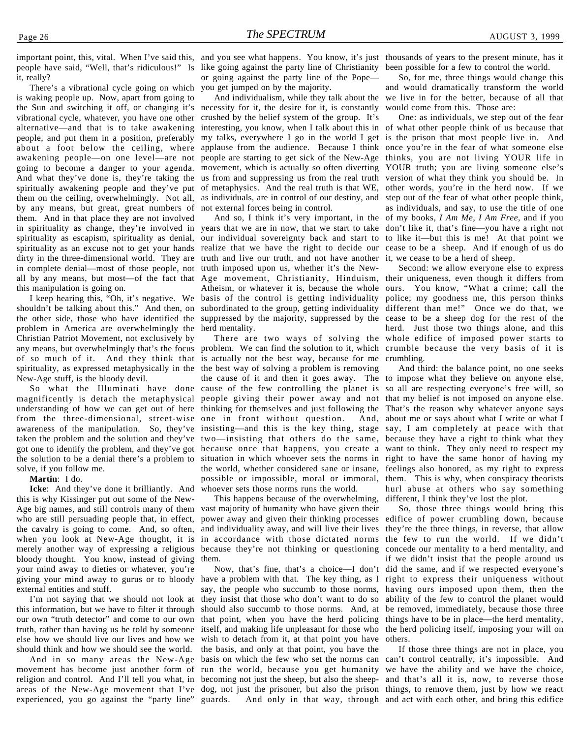important point, this, vital. When I've said this, people have said, "Well, that's ridiculous!" Is it, really?

There's a vibrational cycle going on which is waking people up. Now, apart from going to the Sun and switching it off, or changing it's vibrational cycle, whatever, you have one other alternative—and that is to take awakening people, and put them in a position, preferably about a foot below the ceiling, where awakening people—on one level—are not going to become a danger to your agenda. And what they've done is, they're taking the spiritually awakening people and they've put them on the ceiling, overwhelmingly. Not all, by any means, but great, great numbers of them. And in that place they are not involved in spirituality as change, they're involved in spirituality as escapism, spirituality as denial, spirituality as an excuse not to get your hands dirty in the three-dimensional world. They are in complete denial—most of those people, not all by any means, but most—of the fact that this manipulation is going on.

I keep hearing this, "Oh, it's negative. We shouldn't be talking about this." And then, on the other side, those who have identified the problem in America are overwhelmingly the Christian Patriot Movement, not exclusively by any means, but overwhelmingly that's the focus of so much of it. And they think that spirituality, as expressed metaphysically in the New-Age stuff, is the bloody devil.

So what the Illuminati have done magnificently is detach the metaphysical understanding of how we can get out of here from the three-dimensional, street-wise awareness of the manipulation. So, they've taken the problem and the solution and they've got one to identify the problem, and they've got the solution to be a denial there's a problem to solve, if you follow me.

**Martin**: I do.

**Icke**: And they've done it brilliantly. And this is why Kissinger put out some of the New-Age big names, and still controls many of them who are still persuading people that, in effect, the cavalry is going to come. And, so often, when you look at New-Age thought, it is merely another way of expressing a religious bloody thought. You know, instead of giving your mind away to dieties or whatever, you're giving your mind away to gurus or to bloody external entities and stuff.

I'm not saying that we should not look at this information, but we have to filter it through our own "truth detector" and come to our own truth, rather than having us be told by someone else how we should live our lives and how we should think and how we should see the world.

And in so many areas the New-Age movement has become just another form of religion and control. And I'll tell you what, in areas of the New-Age movement that I've experienced, you go against the "party line" and you see what happens. You know, it's just like going against the party line of Christianity or going against the party line of the Pope—you get jumped on by the majority.

And individualism, while they talk about the necessity for it, the desire for it, is constantly crushed by the belief system of the group. It's interesting, you know, when I talk about this in my talks, everywhere I go in the world I get applause from the audience. Because I think people are starting to get sick of the New-Age movement, which is actually so often diverting us from and suppressing us from the real truth of metaphysics. And the real truth is that WE, as individuals, are in control of our destiny, and not external forces being in control.

And so, I think it's very important, in the years that we are in now, that we start to take our individual sovereignty back and start to realize that we have the right to decide our truth and live our truth, and not have another truth imposed upon us, whether it's the New-Age movement, Christianity, Hinduism, Atheism, or whatever it is, because the whole basis of the control is getting individuality subordinated to the group, getting individuality suppressed by the majority, suppressed by the herd mentality.

There are two ways of solving the problem. We can find the solution to it, which is actually not the best way, because for me the best way of solving a problem is removing the cause of it and then it goes away. The cause of the few controlling the planet is people giving their power away and not thinking for themselves and just following the one in front without question. And, insisting—and this is the key thing, stage two—insisting that others do the same, because once that happens, you create a situation in which whoever sets the norms in the world, whether considered sane or insane, possible or impossible, moral or immoral, whoever sets those norms runs the world.

This happens because of the overwhelming, vast majority of humanity who have given their power away and given their thinking processes and individuality away, and will live their lives in accordance with those dictated norms because they're not thinking or questioning them.

Now, that's fine, that's a choice—I don't have a problem with that. The key thing, as I say, the people who succumb to those norms, they insist that those who don't want to do so should also succumb to those norms. And, at that point, when you have the herd policing itself, and making life unpleasant for those who wish to detach from it, at that point you have the basis, and only at that point, you have the basis on which the few who set the norms can run the world, because you get humanity becoming not just the sheep, but also the sheep-dog, not just the prisoner, but also the prison guards. And only in that way, through thousands of years to the present minute, has it been possible for a few to control the world.

So, for me, three things would change this and would dramatically transform the world we live in for the better, because of all that would come from this. Those are:

One: as individuals, we step out of the fear of what other people think of us because that is the prison that most people live in. And once you're in the fear of what someone else thinks, you are not living YOUR life in YOUR truth; you are living someone else's version of what they think you should be. In other words, you're in the herd now. If we step out of the fear of what other people think, as individuals, and say, to use the title of one of my books, *I Am Me, I Am Free*, and if you don't like it, that's fine—you have a right not to like it—but this is me! At that point we cease to be a sheep. And if enough of us do it, we cease to be a herd of sheep.

Second: we allow everyone else to express their uniqueness, even though it differs from ours. You know, "What a crime; call the police; my goodness me, this person thinks different than me!" Once we do that, we cease to be a sheep dog for the rest of the herd. Just those two things alone, and this whole edifice of imposed power starts to crumble because the very basis of it is crumbling.

And third: the balance point, no one seeks to impose what they believe on anyone else, so all are respecting everyone's free will, so that my belief is not imposed on anyone else. That's the reason why whatever anyone says about me or says about what I write or what I say, I am completely at peace with that because they have a right to think what they want to think. They only need to respect my right to have the same honor of having my feelings also honored, as my right to express them. This is why, when conspiracy theorists hurl abuse at others who say something different, I think they've lost the plot.

So, those three things would bring this edifice of power crumbling down, because they're the three things, in reverse, that allow the few to run the world. If we didn't concede our mentality to a herd mentality, and if we didn't insist that the people around us did the same, and if we respected everyone's right to express their uniqueness without having ours imposed upon them, then the ability of the few to control the planet would be removed, immediately, because those three things have to be in place—the herd mentality, the herd policing itself, imposing your will on others.

If those three things are not in place, you can't control centrally, it's impossible. And we have the ability and we have the choice, and that's all it is, now, to reverse those things, to remove them, just by how we react and act with each other, and bring this edifice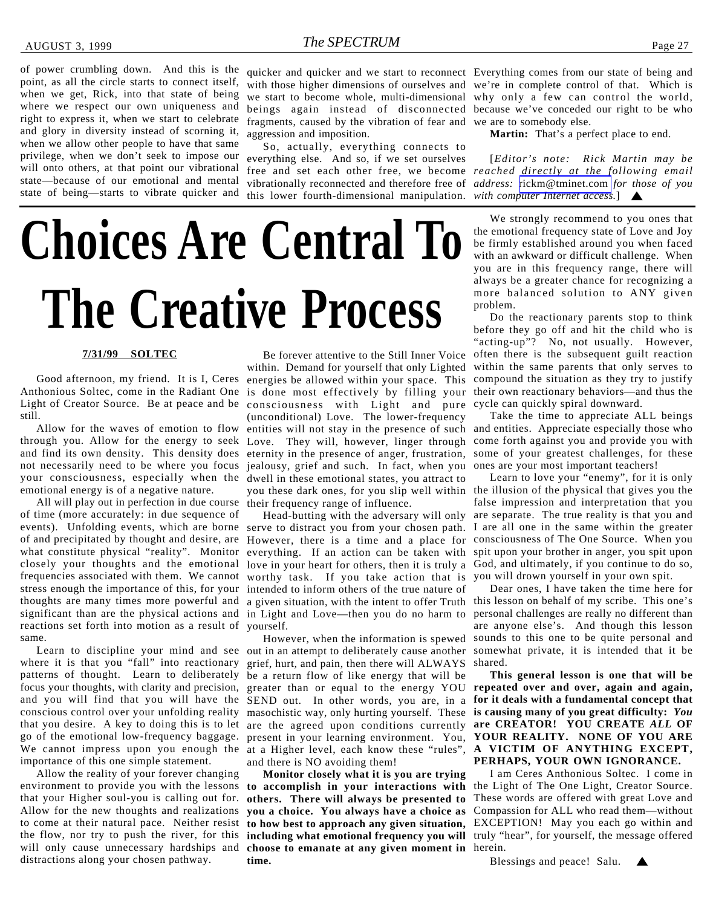of power crumbling down. And this is the point, as all the circle starts to connect itself, when we get, Rick, into that state of being where we respect our own uniqueness and right to express it, when we start to celebrate and glory in diversity instead of scorning it, when we allow other people to have that same privilege, when we don't seek to impose our will onto others, at that point our vibrational state—because of our emotional and mental state of being—starts to vibrate quicker and quicker and quicker and we start to reconnect with those higher dimensions of ourselves and we start to become whole, multi-dimensional beings again instead of disconnected fragments, caused by the vibration of fear and aggression and imposition.

So, actually, everything connects to everything else. And so, if we set ourselves free and set each other free, we become vibrationally reconnected and therefore free of this lower fourth-dimensional manipulation. Everything comes from our state of being and we're in complete control of that. Which is why only a few can control the world, because we've conceded our right to be who we are to somebody else.

**Martin:** That's a perfect place to end.

[*Editor's note: Rick Martin may be reached directly at the following email address:* rickm@tminet.com *for those of you with computer Internet access.*] ▲

# Choices Are Central To The Creative Process

**7/31/99 SOLTEC**

Good afternoon, my friend. It is I, Ceres Anthonious Soltec, come in the Radiant One Light of Creator Source. Be at peace and be still.

Allow for the waves of emotion to flow through you. Allow for the energy to seek and find its own density. This density does not necessarily need to be where you focus your consciousness, especially when the emotional energy is of a negative nature.

All will play out in perfection in due course of time (more accurately: in due sequence of events). Unfolding events, which are borne of and precipitated by thought and desire, are what constitute physical "reality". Monitor closely your thoughts and the emotional frequencies associated with them. We cannot stress enough the importance of this, for your thoughts are many times more powerful and significant than are the physical actions and reactions set forth into motion as a result of same.

Learn to discipline your mind and see where it is that you "fall" into reactionary patterns of thought. Learn to deliberately focus your thoughts, with clarity and precision, and you will find that you will have the conscious control over your unfolding reality that you desire. A key to doing this is to let go of the emotional low-frequency baggage. We cannot impress upon you enough the importance of this one simple statement.

Allow the reality of your forever changing environment to provide you with the lessons that your Higher soul-you is calling out for. Allow for the new thoughts and realizations to come at their natural pace. Neither resist the flow, nor try to push the river, for this will only cause unnecessary hardships and distractions along your chosen pathway.

Be forever attentive to the Still Inner Voice within. Demand for yourself that only Lighted energies be allowed within your space. This is done most effectively by filling your consciousness with Light and pure (unconditional) Love. The lower-frequency entities will not stay in the presence of such Love. They will, however, linger through eternity in the presence of anger, frustration, jealousy, grief and such. In fact, when you dwell in these emotional states, you attract to you these dark ones, for you slip well within their frequency range of influence.

Head-butting with the adversary will only serve to distract you from your chosen path. However, there is a time and a place for everything. If an action can be taken with love in your heart for others, then it is truly a worthy task. If you take action that is intended to inform others of the true nature of a given situation, with the intent to offer Truth in Light and Love—then you do no harm to yourself.

However, when the information is spewed out in an attempt to deliberately cause another grief, hurt, and pain, then there will ALWAYS be a return flow of like energy that will be greater than or equal to the energy YOU SEND out. In other words, you are, in a masochistic way, only hurting yourself. These are the agreed upon conditions currently present in your learning environment. You, at a Higher level, each know these "rules", and there is NO avoiding them!

**Monitor closely what it is you are trying to accomplish in your interactions with others. There will always be presented to you a choice. You always have a choice as to how best to approach any given situation, including what emotional frequency you will choose to emanate at any given moment in time.**

We strongly recommend to you ones that the emotional frequency state of Love and Joy be firmly established around you when faced with an awkward or difficult challenge. When you are in this frequency range, there will always be a greater chance for recognizing a more balanced solution to ANY given problem.

Do the reactionary parents stop to think before they go off and hit the child who is "acting-up"? No, not usually. However, often there is the subsequent guilt reaction within the same parents that only serves to compound the situation as they try to justify their own reactionary behaviors—and thus the cycle can quickly spiral downward.

Take the time to appreciate ALL beings and entities. Appreciate especially those who come forth against you and provide you with some of your greatest challenges, for these ones are your most important teachers!

Learn to love your "enemy", for it is only the illusion of the physical that gives you the false impression and interpretation that you are separate. The true reality is that you and I are all one in the same within the greater consciousness of The One Source. When you spit upon your brother in anger, you spit upon God, and ultimately, if you continue to do so, you will drown yourself in your own spit.

Dear ones, I have taken the time here for this lesson on behalf of my scribe. This one's personal challenges are really no different than are anyone else's. And though this lesson sounds to this one to be quite personal and somewhat private, it is intended that it be shared.

**This general lesson is one that will be repeated over and over, again and again, for it deals with a fundamental concept that is causing many of you great difficulty: *You* are CREATOR! YOU CREATE *ALL* OF YOUR REALITY. NONE OF YOU ARE A VICTIM OF ANYTHING EXCEPT, PERHAPS, YOUR OWN IGNORANCE.**

I am Ceres Anthonious Soltec. I come in the Light of The One Light, Creator Source. These words are offered with great Love and Compassion for ALL who read them—without EXCEPTION! May you each go within and truly "hear", for yourself, the message offered herein.

Blessings and peace! Salu. ▲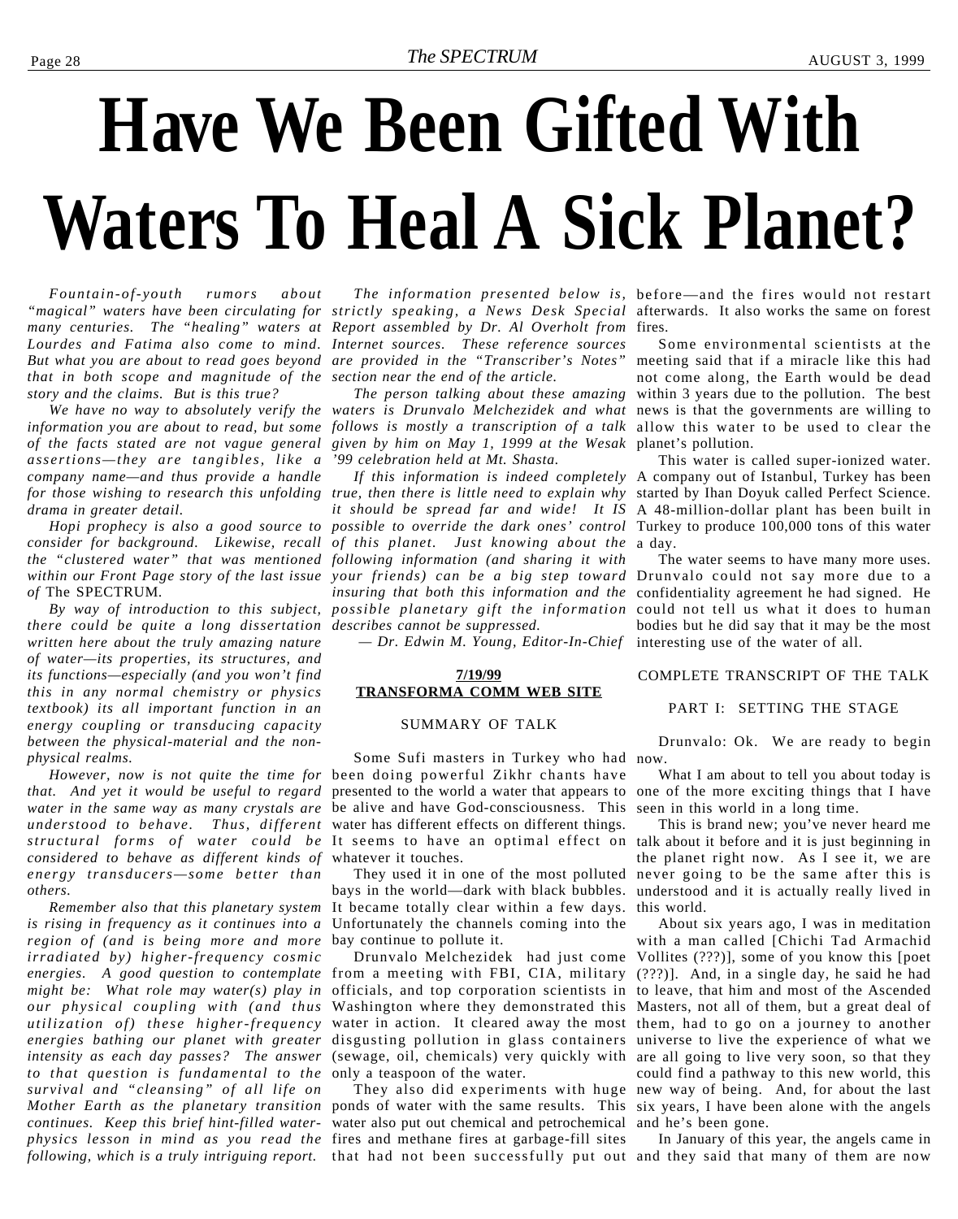# Have We Been Gifted With Waters To Heal A Sick Planet?

*Fountain-of-youth rumors about "magical" waters have been circulating for many centuries. The "healing" waters at Lourdes and Fatima also come to mind. But what you are about to read goes beyond that in both scope and magnitude of the story and the claims. But is this true?*

*We have no way to absolutely verify the information you are about to read, but some of the facts stated are not vague general assertions—they are tangibles, like a company name—and thus provide a handle for those wishing to research this unfolding drama in greater detail.*

*Hopi prophecy is also a good source to consider for background. Likewise, recall the "clustered water" that was mentioned within our Front Page story of the last issue of* The SPECTRUM.

*By way of introduction to this subject, there could be quite a long dissertation written here about the truly amazing nature of water—its properties, its structures, and its functions—especially (and you won't find this in any normal chemistry or physics textbook) its all important function in an energy coupling or transducing capacity between the physical-material and the non-physical realms.*

*However, now is not quite the time for that. And yet it would be useful to regard water in the same way as many crystals are understood to behave. Thus, different structural forms of water could be considered to behave as different kinds of energy transducers—some better than others.*

*Remember also that this planetary system is rising in frequency as it continues into a region of (and is being more and more irradiated by) higher-frequency cosmic energies. A good question to contemplate might be: What role may water(s) play in our physical coupling with (and thus utilization of) these higher-frequency energies bathing our planet with greater intensity as each day passes? The answer to that question is fundamental to the survival and "cleansing" of all life on Mother Earth as the planetary transition continues. Keep this brief hint-filled water-physics lesson in mind as you read the following, which is a truly intriguing report.*

*The information presented below is, strictly speaking, a News Desk Special Report assembled by Dr. Al Overholt from Internet sources. These reference sources are provided in the "Transcriber's Notes" section near the end of the article.*

*The person talking about these amazing waters is Drunvalo Melchezidek and what follows is mostly a transcription of a talk given by him on May 1, 1999 at the Wesak '99 celebration held at Mt. Shasta.*

*If this information is indeed completely true, then there is little need to explain why it should be spread far and wide! It IS possible to override the dark ones' control of this planet. Just knowing about the following information (and sharing it with your friends) can be a big step toward insuring that both this information and the possible planetary gift the information describes cannot be suppressed.*

*— Dr. Edwin M. Young, Editor-In-Chief*

**7/19/99**
**TRANSFORMA COMM WEB SITE**

SUMMARY OF TALK

Some Sufi masters in Turkey who had been doing powerful Zikhr chants have presented to the world a water that appears to be alive and have God-consciousness. This water has different effects on different things. It seems to have an optimal effect on whatever it touches.

They used it in one of the most polluted bays in the world—dark with black bubbles. It became totally clear within a few days. Unfortunately the channels coming into the bay continue to pollute it.

Drunvalo Melchezidek had just come from a meeting with FBI, CIA, military officials, and top corporation scientists in Washington where they demonstrated this water in action. It cleared away the most disgusting pollution in glass containers (sewage, oil, chemicals) very quickly with only a teaspoon of the water.

They also did experiments with huge ponds of water with the same results. This water also put out chemical and petrochemical fires and methane fires at garbage-fill sites that had not been successfully put out before—and the fires would not restart afterwards. It also works the same on forest fires.

Some environmental scientists at the meeting said that if a miracle like this had not come along, the Earth would be dead within 3 years due to the pollution. The best news is that the governments are willing to allow this water to be used to clear the planet's pollution.

This water is called super-ionized water. A company out of Istanbul, Turkey has been started by Ihan Doyuk called Perfect Science. A 48-million-dollar plant has been built in Turkey to produce 100,000 tons of this water a day.

The water seems to have many more uses. Drunvalo could not say more due to a confidentiality agreement he had signed. He could not tell us what it does to human bodies but he did say that it may be the most interesting use of the water of all.

COMPLETE TRANSCRIPT OF THE TALK

PART I: SETTING THE STAGE

Drunvalo: Ok. We are ready to begin now.

What I am about to tell you about today is one of the more exciting things that I have seen in this world in a long time.

This is brand new; you've never heard me talk about it before and it is just beginning in the planet right now. As I see it, we are never going to be the same after this is understood and it is actually really lived in this world.

About six years ago, I was in meditation with a man called [Chichi Tad Armachid Vollites (???)], some of you know this [poet (???)]. And, in a single day, he said he had to leave, that him and most of the Ascended Masters, not all of them, but a great deal of them, had to go on a journey to another universe to live the experience of what we are all going to live very soon, so that they could find a pathway to this new world, this new way of being. And, for about the last six years, I have been alone with the angels and he's been gone.

In January of this year, the angels came in and they said that many of them are now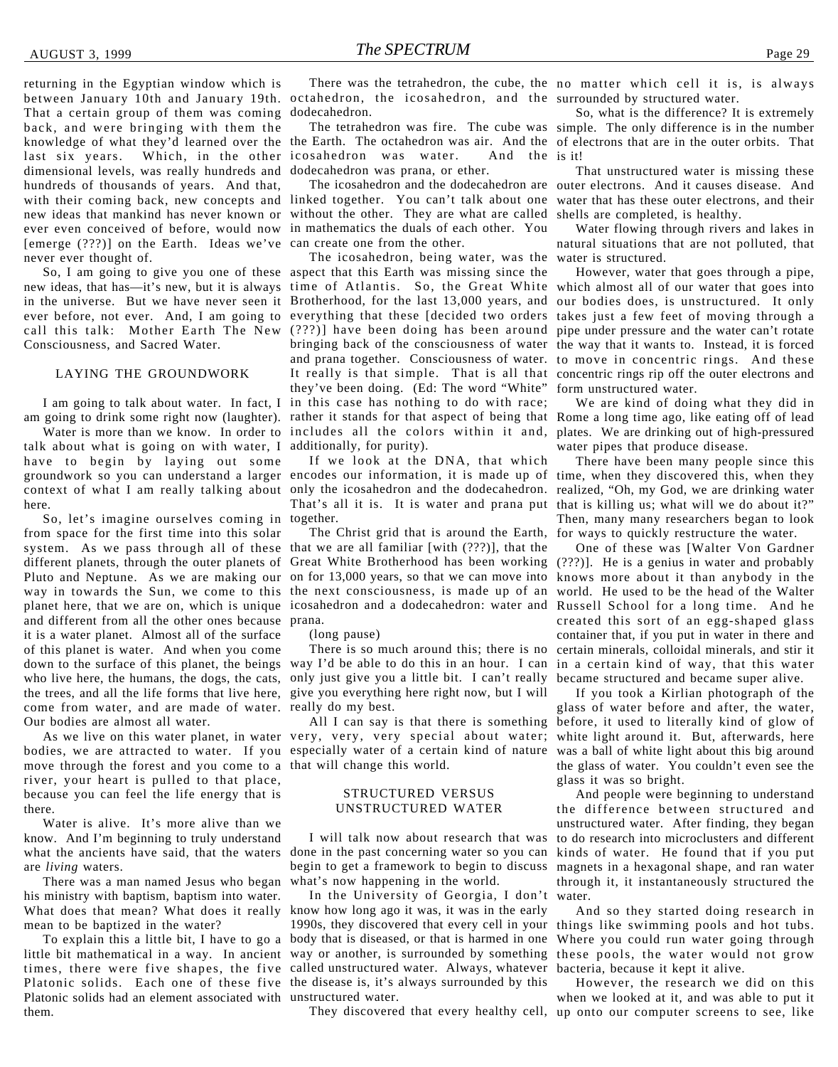returning in the Egyptian window which is between January 10th and January 19th. That a certain group of them was coming back, and were bringing with them the knowledge of what they'd learned over the last six years. Which, in the other dimensional levels, was really hundreds and hundreds of thousands of years. And that, with their coming back, new concepts and new ideas that mankind has never known or ever even conceived of before, would now [emerge (???)] on the Earth. Ideas we've never ever thought of.

So, I am going to give you one of these new ideas, that has—it's new, but it is always in the universe. But we have never seen it ever before, not ever. And, I am going to call this talk: Mother Earth The New Consciousness, and Sacred Water.

## LAYING THE GROUNDWORK

I am going to talk about water. In fact, I am going to drink some right now (laughter).

Water is more than we know. In order to talk about what is going on with water, I have to begin by laying out some groundwork so you can understand a larger context of what I am really talking about here.

So, let's imagine ourselves coming in from space for the first time into this solar system. As we pass through all of these different planets, through the outer planets of Pluto and Neptune. As we are making our way in towards the Sun, we come to this planet here, that we are on, which is unique and different from all the other ones because it is a water planet. Almost all of the surface of this planet is water. And when you come down to the surface of this planet, the beings who live here, the humans, the dogs, the cats, the trees, and all the life forms that live here, come from water, and are made of water. Our bodies are almost all water.

As we live on this water planet, in water bodies, we are attracted to water. If you move through the forest and you come to a river, your heart is pulled to that place, because you can feel the life energy that is there.

Water is alive. It's more alive than we know. And I'm beginning to truly understand what the ancients have said, that the waters are *living* waters.

There was a man named Jesus who began his ministry with baptism, baptism into water. What does that mean? What does it really mean to be baptized in the water?

To explain this a little bit, I have to go a little bit mathematical in a way. In ancient times, there were five shapes, the five Platonic solids. Each one of these five Platonic solids had an element associated with them.

There was the tetrahedron, the cube, the octahedron, the icosahedron, and the dodecahedron.

The tetrahedron was fire. The cube was the Earth. The octahedron was air. And the icosahedron was water. And the dodecahedron was prana, or ether.

The icosahedron and the dodecahedron are linked together. You can't talk about one without the other. They are what are called in mathematics the duals of each other. You can create one from the other.

The icosahedron, being water, was the aspect that this Earth was missing since the time of Atlantis. So, the Great White Brotherhood, for the last 13,000 years, and everything that these [decided two orders (???)] have been doing has been around bringing back of the consciousness of water and prana together. Consciousness of water. It really is that simple. That is all that they've been doing. (Ed: The word "White" in this case has nothing to do with race; rather it stands for that aspect of being that includes all the colors within it and, additionally, for purity).

If we look at the DNA, that which encodes our information, it is made up of only the icosahedron and the dodecahedron. That's all it is. It is water and prana put together.

The Christ grid that is around the Earth, that we are all familiar [with (???)], that the Great White Brotherhood has been working on for 13,000 years, so that we can move into the next consciousness, is made up of an icosahedron and a dodecahedron: water and prana.

(long pause)

There is so much around this; there is no way I'd be able to do this in an hour. I can only just give you a little bit. I can't really give you everything here right now, but I will really do my best.

All I can say is that there is something very, very, very special about water; especially water of a certain kind of nature that will change this world.

## STRUCTURED VERSUS UNSTRUCTURED WATER

I will talk now about research that was done in the past concerning water so you can begin to get a framework to begin to discuss what's now happening in the world.

In the University of Georgia, I don't know how long ago it was, it was in the early 1990s, they discovered that every cell in your body that is diseased, or that is harmed in one way or another, is surrounded by something called unstructured water. Always, whatever the disease is, it's always surrounded by this unstructured water.

They discovered that every healthy cell, no matter which cell it is, is always surrounded by structured water.

So, what is the difference? It is extremely simple. The only difference is in the number of electrons that are in the outer orbits. That is it!

That unstructured water is missing these outer electrons. And it causes disease. And water that has these outer electrons, and their shells are completed, is healthy.

Water flowing through rivers and lakes in natural situations that are not polluted, that water is structured.

However, water that goes through a pipe, which almost all of our water that goes into our bodies does, is unstructured. It only takes just a few feet of moving through a pipe under pressure and the water can't rotate the way that it wants to. Instead, it is forced to move in concentric rings. And these concentric rings rip off the outer electrons and form unstructured water.

We are kind of doing what they did in Rome a long time ago, like eating off of lead plates. We are drinking out of high-pressured water pipes that produce disease.

There have been many people since this time, when they discovered this, when they realized, "Oh, my God, we are drinking water that is killing us; what will we do about it?" Then, many many researchers began to look for ways to quickly restructure the water.

One of these was [Walter Von Gardner (???)]. He is a genius in water and probably knows more about it than anybody in the world. He used to be the head of the Walter Russell School for a long time. And he created this sort of an egg-shaped glass container that, if you put in water in there and certain minerals, colloidal minerals, and stir it in a certain kind of way, that this water became structured and became super alive.

If you took a Kirlian photograph of the glass of water before and after, the water, before, it used to literally kind of glow of white light around it. But, afterwards, here was a ball of white light about this big around the glass of water. You couldn't even see the glass it was so bright.

And people were beginning to understand the difference between structured and unstructured water. After finding, they began to do research into microclusters and different kinds of water. He found that if you put magnets in a hexagonal shape, and ran water through it, it instantaneously structured the water.

And so they started doing research in things like swimming pools and hot tubs. Where you could run water going through these pools, the water would not grow bacteria, because it kept it alive.

However, the research we did on this when we looked at it, and was able to put it up onto our computer screens to see, like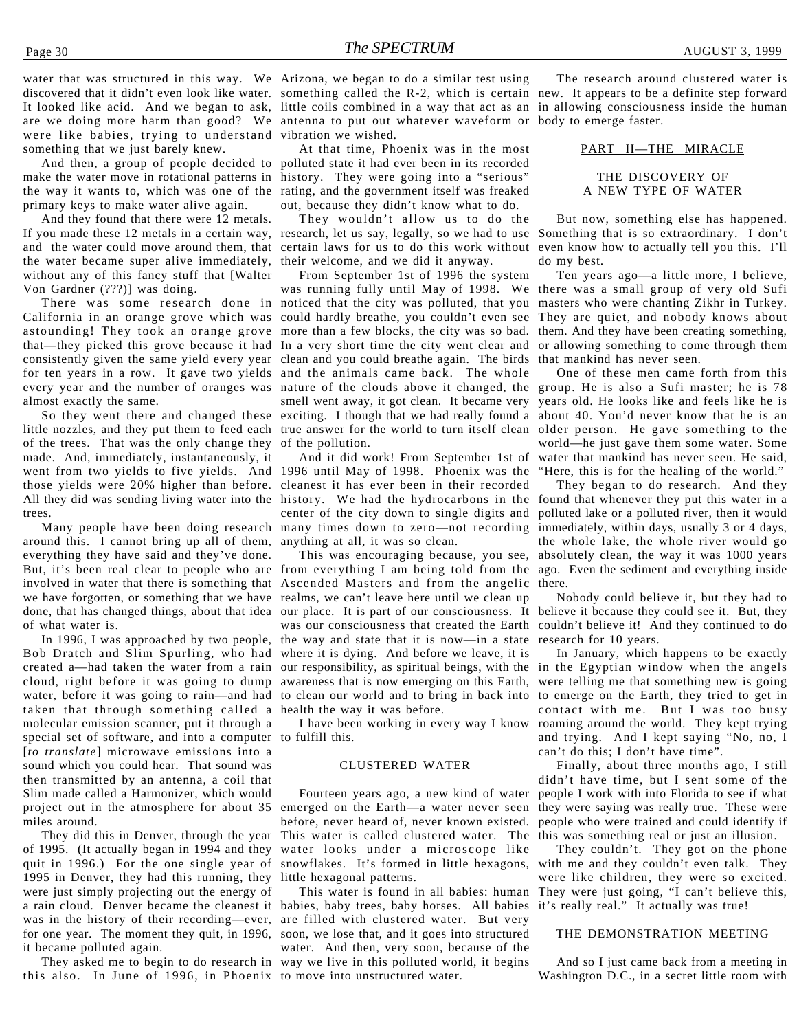water that was structured in this way. We discovered that it didn't even look like water. It looked like acid. And we began to ask, are we doing more harm than good? We were like babies, trying to understand something that we just barely knew.

And then, a group of people decided to make the water move in rotational patterns in the way it wants to, which was one of the primary keys to make water alive again.

And they found that there were 12 metals. If you made these 12 metals in a certain way, and the water could move around them, that the water became super alive immediately, without any of this fancy stuff that [Walter Von Gardner (???)] was doing.

There was some research done in California in an orange grove which was astounding! They took an orange grove that—they picked this grove because it had consistently given the same yield every year for ten years in a row. It gave two yields every year and the number of oranges was almost exactly the same.

So they went there and changed these little nozzles, and they put them to feed each of the trees. That was the only change they made. And, immediately, instantaneously, it went from two yields to five yields. And those yields were 20% higher than before. All they did was sending living water into the trees.

Many people have been doing research around this. I cannot bring up all of them, everything they have said and they've done. But, it's been real clear to people who are involved in water that there is something that we have forgotten, or something that we have done, that has changed things, about that idea of what water is.

In 1996, I was approached by two people, Bob Dratch and Slim Spurling, who had created a—had taken the water from a rain cloud, right before it was going to dump water, before it was going to rain—and had taken that through something called a molecular emission scanner, put it through a special set of software, and into a computer [*to translate*] microwave emissions into a sound which you could hear. That sound was then transmitted by an antenna, a coil that Slim made called a Harmonizer, which would project out in the atmosphere for about 35 miles around.

They did this in Denver, through the year of 1995. (It actually began in 1994 and they quit in 1996.) For the one single year of 1995 in Denver, they had this running, they were just simply projecting out the energy of a rain cloud. Denver became the cleanest it was in the history of their recording—ever, for one year. The moment they quit, in 1996, it became polluted again.

They asked me to begin to do research in this also. In June of 1996, in Phoenix Arizona, we began to do a similar test using something called the R-2, which is certain little coils combined in a way that act as an antenna to put out whatever waveform or vibration we wished.

At that time, Phoenix was in the most polluted state it had ever been in its recorded history. They were going into a "serious" rating, and the government itself was freaked out, because they didn't know what to do.

They wouldn't allow us to do the research, let us say, legally, so we had to use certain laws for us to do this work without their welcome, and we did it anyway.

From September 1st of 1996 the system was running fully until May of 1998. We noticed that the city was polluted, that you could hardly breathe, you couldn't even see more than a few blocks, the city was so bad. In a very short time the city went clear and clean and you could breathe again. The birds and the animals came back. The whole nature of the clouds above it changed, the smell went away, it got clean. It became very exciting. I though that we had really found a true answer for the world to turn itself clean of the pollution.

And it did work! From September 1st of 1996 until May of 1998. Phoenix was the cleanest it has ever been in their recorded history. We had the hydrocarbons in the center of the city down to single digits and many times down to zero—not recording anything at all, it was so clean.

This was encouraging because, you see, from everything I am being told from the Ascended Masters and from the angelic realms, we can't leave here until we clean up our place. It is part of our consciousness. It was our consciousness that created the Earth the way and state that it is now—in a state where it is dying. And before we leave, it is our responsibility, as spiritual beings, with the awareness that is now emerging on this Earth, to clean our world and to bring in back into health the way it was before.

I have been working in every way I know to fulfill this.

### CLUSTERED WATER

Fourteen years ago, a new kind of water emerged on the Earth—a water never seen before, never heard of, never known existed. This water is called clustered water. The water looks under a microscope like snowflakes. It's formed in little hexagons, little hexagonal patterns.

This water is found in all babies: human babies, baby trees, baby horses. All babies are filled with clustered water. But very soon, we lose that, and it goes into structured water. And then, very soon, because of the way we live in this polluted world, it begins to move into unstructured water.

The research around clustered water is new. It appears to be a definite step forward in allowing consciousness inside the human body to emerge faster.

## PART II—THE MIRACLE

### THE DISCOVERY OF A NEW TYPE OF WATER

But now, something else has happened. Something that is so extraordinary. I don't even know how to actually tell you this. I'll do my best.

Ten years ago—a little more, I believe, there was a small group of very old Sufi masters who were chanting Zikhr in Turkey. They are quiet, and nobody knows about them. And they have been creating something, or allowing something to come through them that mankind has never seen.

One of these men came forth from this group. He is also a Sufi master; he is 78 years old. He looks like and feels like he is about 40. You'd never know that he is an older person. He gave something to the world—he just gave them some water. Some water that mankind has never seen. He said, "Here, this is for the healing of the world."

They began to do research. And they found that whenever they put this water in a polluted lake or a polluted river, then it would immediately, within days, usually 3 or 4 days, the whole lake, the whole river would go absolutely clean, the way it was 1000 years ago. Even the sediment and everything inside there.

Nobody could believe it, but they had to believe it because they could see it. But, they couldn't believe it! And they continued to do research for 10 years.

In January, which happens to be exactly in the Egyptian window when the angels were telling me that something new is going to emerge on the Earth, they tried to get in contact with me. But I was too busy roaming around the world. They kept trying and trying. And I kept saying "No, no, I can't do this; I don't have time".

Finally, about three months ago, I still didn't have time, but I sent some of the people I work with into Florida to see if what they were saying was really true. These were people who were trained and could identify if this was something real or just an illusion.

They couldn't. They got on the phone with me and they couldn't even talk. They were like children, they were so excited. They were just going, "I can't believe this, it's really real." It actually was true!

### THE DEMONSTRATION MEETING

And so I just came back from a meeting in Washington D.C., in a secret little room with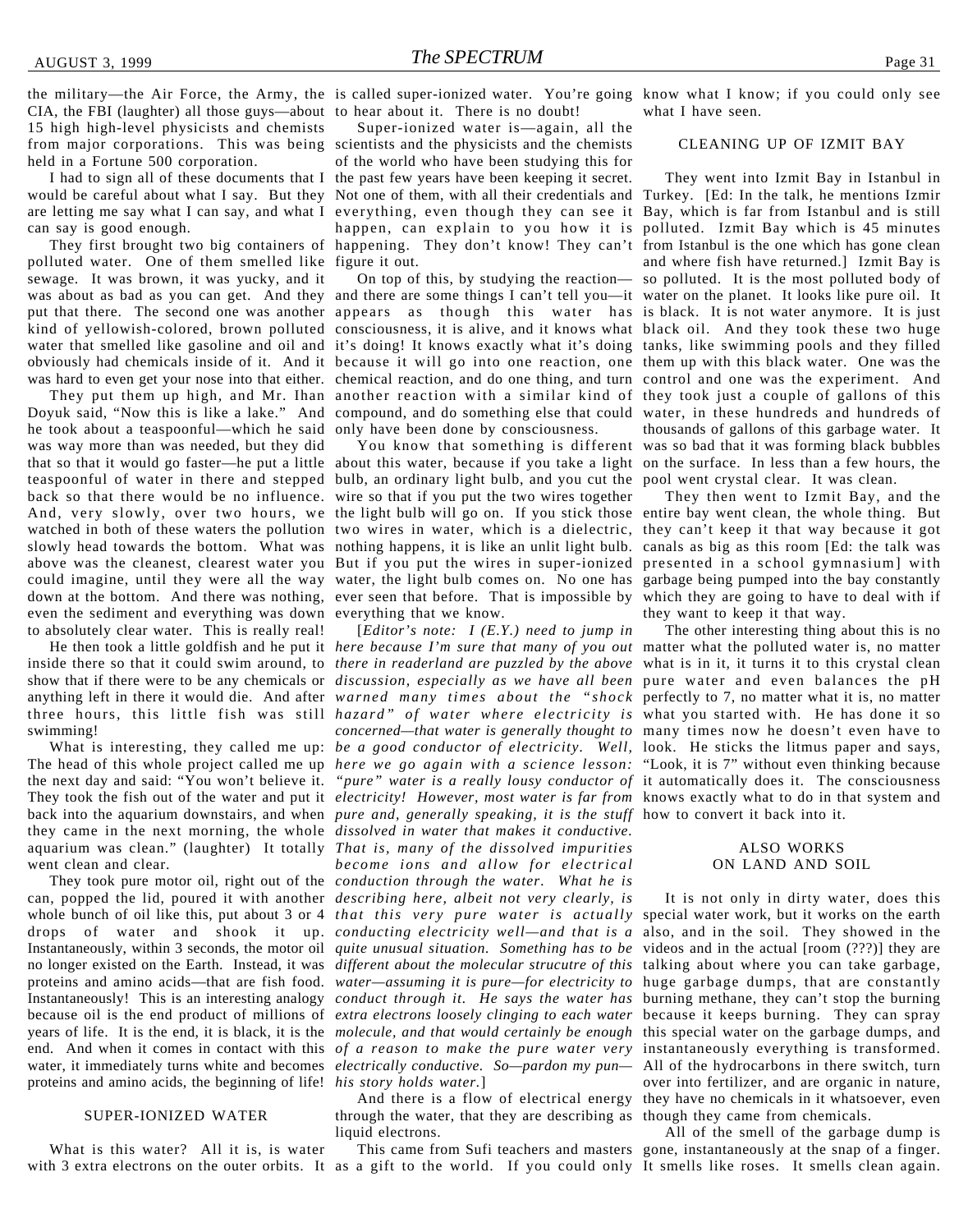the military—the Air Force, the Army, the CIA, the FBI (laughter) all those guys—about 15 high high-level physicists and chemists from major corporations. This was being held in a Fortune 500 corporation.

I had to sign all of these documents that I would be careful about what I say. But they are letting me say what I can say, and what I can say is good enough.

They first brought two big containers of polluted water. One of them smelled like sewage. It was brown, it was yucky, and it was about as bad as you can get. And they put that there. The second one was another kind of yellowish-colored, brown polluted water that smelled like gasoline and oil and obviously had chemicals inside of it. And it was hard to even get your nose into that either.

They put them up high, and Mr. Ihan Doyuk said, "Now this is like a lake." And he took about a teaspoonful—which he said was way more than was needed, but they did that so that it would go faster—he put a little teaspoonful of water in there and stepped back so that there would be no influence. And, very slowly, over two hours, we watched in both of these waters the pollution slowly head towards the bottom. What was above was the cleanest, clearest water you could imagine, until they were all the way down at the bottom. And there was nothing, even the sediment and everything was down to absolutely clear water. This is really real!

He then took a little goldfish and he put it inside there so that it could swim around, to show that if there were to be any chemicals or anything left in there it would die. And after three hours, this little fish was still swimming!

What is interesting, they called me up: The head of this whole project called me up the next day and said: "You won't believe it. They took the fish out of the water and put it back into the aquarium downstairs, and when they came in the next morning, the whole aquarium was clean." (laughter) It totally went clean and clear.

They took pure motor oil, right out of the can, popped the lid, poured it with another whole bunch of oil like this, put about 3 or 4 drops of water and shook it up. Instantaneously, within 3 seconds, the motor oil no longer existed on the Earth. Instead, it was proteins and amino acids—that are fish food. Instantaneously! This is an interesting analogy because oil is the end product of millions of years of life. It is the end, it is black, it is the end. And when it comes in contact with this water, it immediately turns white and becomes proteins and amino acids, the beginning of life!

## SUPER-IONIZED WATER

What is this water? All it is, is water with 3 extra electrons on the outer orbits. It is called super-ionized water. You're going to hear about it. There is no doubt!

Super-ionized water is—again, all the scientists and the physicists and the chemists of the world who have been studying this for the past few years have been keeping it secret. Not one of them, with all their credentials and everything, even though they can see it happen, can explain to you how it is happening. They don't know! They can't figure it out.

On top of this, by studying the reaction—and there are some things I can't tell you—it appears as though this water has consciousness, it is alive, and it knows what it's doing! It knows exactly what it's doing because it will go into one reaction, one chemical reaction, and do one thing, and turn another reaction with a similar kind of compound, and do something else that could only have been done by consciousness.

You know that something is different about this water, because if you take a light bulb, an ordinary light bulb, and you cut the wire so that if you put the two wires together the light bulb will go on. If you stick those two wires in water, which is a dielectric, nothing happens, it is like an unlit light bulb. But if you put the wires in super-ionized water, the light bulb comes on. No one has ever seen that before. That is impossible by everything that we know.

[*Editor's note: I (E.Y.) need to jump in here because I'm sure that many of you out there in readerland are puzzled by the above discussion, especially as we have all been warned many times about the "shock hazard" of water where electricity is concerned—that water is generally thought to be a good conductor of electricity. Well, here we go again with a science lesson: "pure" water is a really lousy conductor of electricity! However, most water is far from pure and, generally speaking, it is the stuff dissolved in water that makes it conductive. That is, many of the dissolved impurities become ions and allow for electrical conduction through the water. What he is describing here, albeit not very clearly, is that this very pure water is actually conducting electricity well—and that is a quite unusual situation. Something has to be different about the molecular strucutre of this water—assuming it is pure—for electricity to conduct through it. He says the water has extra electrons loosely clinging to each water molecule, and that would certainly be enough of a reason to make the pure water very electrically conductive. So—pardon my pun—his story holds water.*]

And there is a flow of electrical energy through the water, that they are describing as liquid electrons.

This came from Sufi teachers and masters as a gift to the world. If you could only know what I know; if you could only see what I have seen.

## CLEANING UP OF IZMIT BAY

They went into Izmit Bay in Istanbul in Turkey. [Ed: In the talk, he mentions Izmir Bay, which is far from Istanbul and is still polluted. Izmit Bay which is 45 minutes from Istanbul is the one which has gone clean and where fish have returned.] Izmit Bay is so polluted. It is the most polluted body of water on the planet. It looks like pure oil. It is black. It is not water anymore. It is just black oil. And they took these two huge tanks, like swimming pools and they filled them up with this black water. One was the control and one was the experiment. And they took just a couple of gallons of this water, in these hundreds and hundreds of thousands of gallons of this garbage water. It was so bad that it was forming black bubbles on the surface. In less than a few hours, the pool went crystal clear. It was clean.

They then went to Izmit Bay, and the entire bay went clean, the whole thing. But they can't keep it that way because it got canals as big as this room [Ed: the talk was presented in a school gymnasium] with garbage being pumped into the bay constantly which they are going to have to deal with if they want to keep it that way.

The other interesting thing about this is no matter what the polluted water is, no matter what is in it, it turns it to this crystal clean pure water and even balances the pH perfectly to 7, no matter what it is, no matter what you started with. He has done it so many times now he doesn't even have to look. He sticks the litmus paper and says, "Look, it is 7" without even thinking because it automatically does it. The consciousness knows exactly what to do in that system and how to convert it back into it.

## ALSO WORKS ON LAND AND SOIL

It is not only in dirty water, does this special water work, but it works on the earth also, and in the soil. They showed in the videos and in the actual [room (???)] they are talking about where you can take garbage, huge garbage dumps, that are constantly burning methane, they can't stop the burning because it keeps burning. They can spray this special water on the garbage dumps, and instantaneously everything is transformed. All of the hydrocarbons in there switch, turn over into fertilizer, and are organic in nature, they have no chemicals in it whatsoever, even though they came from chemicals.

All of the smell of the garbage dump is gone, instantaneously at the snap of a finger. It smells like roses. It smells clean again.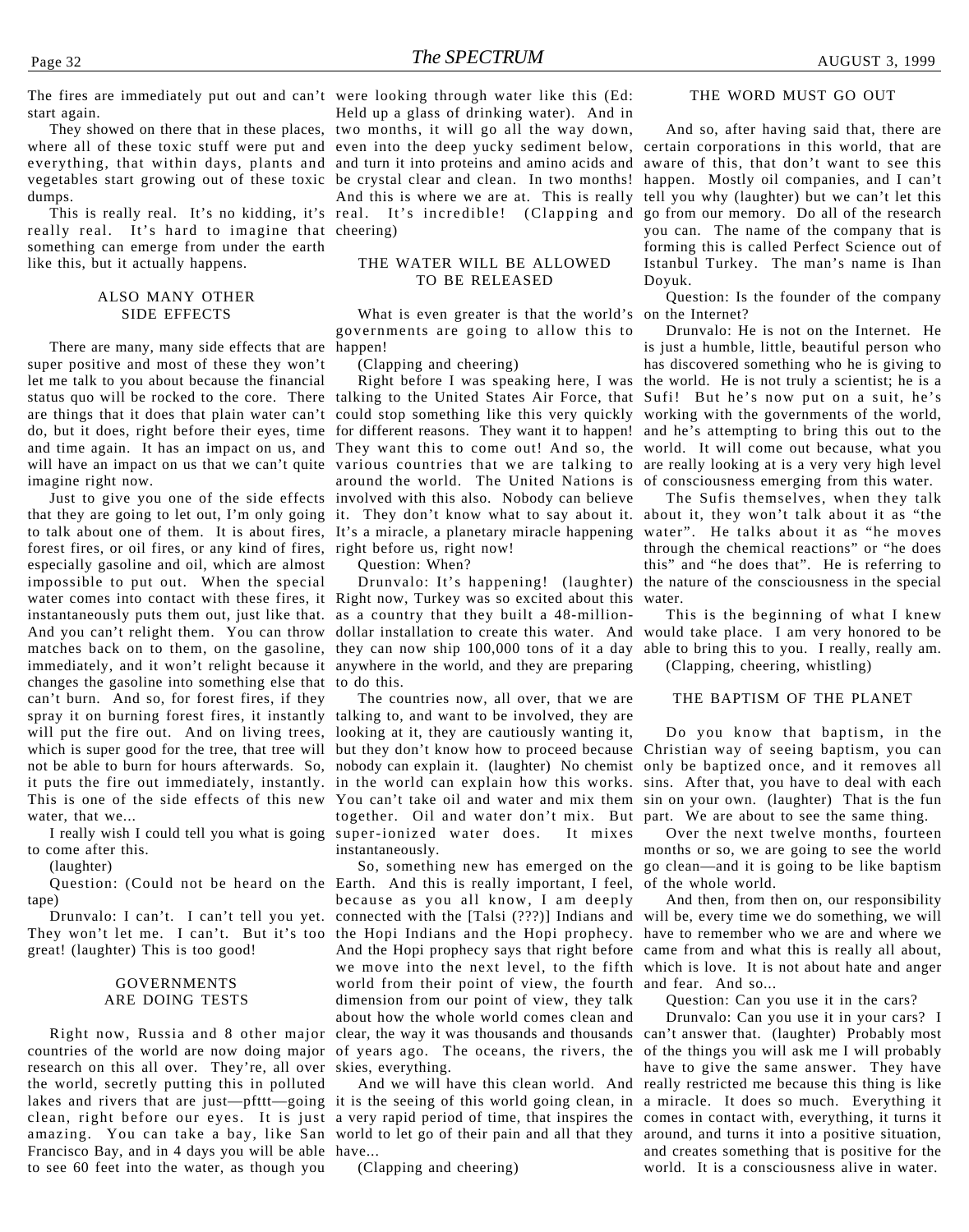The fires are immediately put out and can't start again.

They showed on there that in these places, where all of these toxic stuff were put and everything, that within days, plants and vegetables start growing out of these toxic dumps.

This is really real. It's no kidding, it's really real. It's hard to imagine that something can emerge from under the earth like this, but it actually happens.

## ALSO MANY OTHER SIDE EFFECTS

There are many, many side effects that are super positive and most of these they won't let me talk to you about because the financial status quo will be rocked to the core. There are things that it does that plain water can't do, but it does, right before their eyes, time and time again. It has an impact on us, and will have an impact on us that we can't quite imagine right now.

Just to give you one of the side effects that they are going to let out, I'm only going to talk about one of them. It is about fires, forest fires, or oil fires, or any kind of fires, especially gasoline and oil, which are almost impossible to put out. When the special water comes into contact with these fires, it instantaneously puts them out, just like that. And you can't relight them. You can throw matches back on to them, on the gasoline, immediately, and it won't relight because it changes the gasoline into something else that can't burn. And so, for forest fires, if they spray it on burning forest fires, it instantly will put the fire out. And on living trees, which is super good for the tree, that tree will not be able to burn for hours afterwards. So, it puts the fire out immediately, instantly. This is one of the side effects of this new water, that we...

I really wish I could tell you what is going to come after this.

(laughter)

Question: (Could not be heard on the tape)

Drunvalo: I can't. I can't tell you yet. They won't let me. I can't. But it's too great! (laughter) This is too good!

## GOVERNMENTS ARE DOING TESTS

Right now, Russia and 8 other major countries of the world are now doing major research on this all over. They're, all over the world, secretly putting this in polluted lakes and rivers that are just—pfttt—going clean, right before our eyes. It is just amazing. You can take a bay, like San Francisco Bay, and in 4 days you will be able to see 60 feet into the water, as though you were looking through water like this (Ed: Held up a glass of drinking water). And in two months, it will go all the way down, even into the deep yucky sediment below, and turn it into proteins and amino acids and be crystal clear and clean. In two months! And this is where we are at. This is really real. It's incredible! (Clapping and cheering)

## THE WATER WILL BE ALLOWED TO BE RELEASED

What is even greater is that the world's governments are going to allow this to happen!

(Clapping and cheering)

Right before I was speaking here, I was talking to the United States Air Force, that could stop something like this very quickly for different reasons. They want it to happen! They want this to come out! And so, the various countries that we are talking to around the world. The United Nations is involved with this also. Nobody can believe it. They don't know what to say about it. It's a miracle, a planetary miracle happening right before us, right now!

Question: When?

Drunvalo: It's happening! (laughter) Right now, Turkey was so excited about this as a country that they built a 48-million-dollar installation to create this water. And they can now ship 100,000 tons of it a day anywhere in the world, and they are preparing to do this.

The countries now, all over, that we are talking to, and want to be involved, they are looking at it, they are cautiously wanting it, but they don't know how to proceed because nobody can explain it. (laughter) No chemist in the world can explain how this works. You can't take oil and water and mix them together. Oil and water don't mix. But super-ionized water does. It mixes instantaneously.

So, something new has emerged on the Earth. And this is really important, I feel, because as you all know, I am deeply connected with the [Talsi (???)] Indians and the Hopi Indians and the Hopi prophecy. And the Hopi prophecy says that right before we move into the next level, to the fifth world from their point of view, the fourth dimension from our point of view, they talk about how the whole world comes clean and clear, the way it was thousands and thousands of years ago. The oceans, the rivers, the skies, everything.

And we will have this clean world. And it is the seeing of this world going clean, in a very rapid period of time, that inspires the world to let go of their pain and all that they have...

(Clapping and cheering)

## THE WORD MUST GO OUT

And so, after having said that, there are certain corporations in this world, that are aware of this, that don't want to see this happen. Mostly oil companies, and I can't tell you why (laughter) but we can't let this go from our memory. Do all of the research you can. The name of the company that is forming this is called Perfect Science out of Istanbul Turkey. The man's name is Ihan Doyuk.

Question: Is the founder of the company on the Internet?

Drunvalo: He is not on the Internet. He is just a humble, little, beautiful person who has discovered something who he is giving to the world. He is not truly a scientist; he is a Sufi! But he's now put on a suit, he's working with the governments of the world, and he's attempting to bring this out to the world. It will come out because, what you are really looking at is a very very high level of consciousness emerging from this water.

The Sufis themselves, when they talk about it, they won't talk about it as "the water". He talks about it as "he moves through the chemical reactions" or "he does this" and "he does that". He is referring to the nature of the consciousness in the special water.

This is the beginning of what I knew would take place. I am very honored to be able to bring this to you. I really, really am.

(Clapping, cheering, whistling)

## THE BAPTISM OF THE PLANET

Do you know that baptism, in the Christian way of seeing baptism, you can only be baptized once, and it removes all sins. After that, you have to deal with each sin on your own. (laughter) That is the fun part. We are about to see the same thing.

Over the next twelve months, fourteen months or so, we are going to see the world go clean—and it is going to be like baptism of the whole world.

And then, from then on, our responsibility will be, every time we do something, we will have to remember who we are and where we came from and what this is really all about, which is love. It is not about hate and anger and fear. And so...

Question: Can you use it in the cars?

Drunvalo: Can you use it in your cars? I can't answer that. (laughter) Probably most of the things you will ask me I will probably have to give the same answer. They have really restricted me because this thing is like a miracle. It does so much. Everything it comes in contact with, everything, it turns it around, and turns it into a positive situation, and creates something that is positive for the world. It is a consciousness alive in water.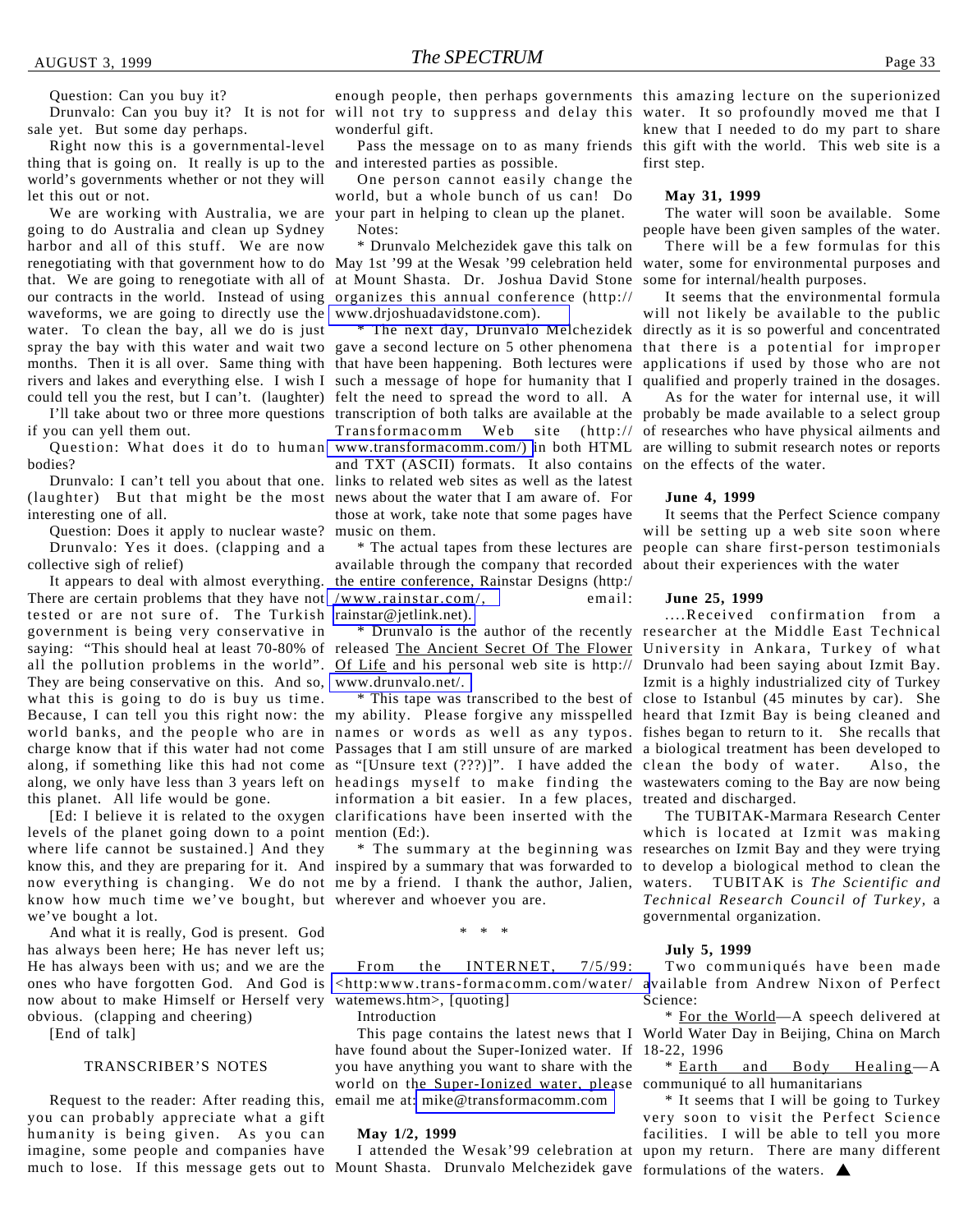Question: Can you buy it?

Drunvalo: Can you buy it? It is not for sale yet. But some day perhaps.

Right now this is a governmental-level thing that is going on. It really is up to the world's governments whether or not they will let this out or not.

We are working with Australia, we are going to do Australia and clean up Sydney harbor and all of this stuff. We are now renegotiating with that government how to do that. We are going to renegotiate with all of our contracts in the world. Instead of using waveforms, we are going to directly use the water. To clean the bay, all we do is just spray the bay with this water and wait two months. Then it is all over. Same thing with rivers and lakes and everything else. I wish I could tell you the rest, but I can't. (laughter)

I'll take about two or three more questions if you can yell them out.

Question: What does it do to human bodies?

Drunvalo: I can't tell you about that one. (laughter) But that might be the most interesting one of all.

Question: Does it apply to nuclear waste?

Drunvalo: Yes it does. (clapping and a collective sigh of relief)

It appears to deal with almost everything. There are certain problems that they have not tested or are not sure of. The Turkish government is being very conservative in saying: "This should heal at least 70-80% of all the pollution problems in the world". They are being conservative on this. And so, what this is going to do is buy us time. Because, I can tell you this right now: the world banks, and the people who are in charge know that if this water had not come along, if something like this had not come along, we only have less than 3 years left on this planet. All life would be gone.

[Ed: I believe it is related to the oxygen levels of the planet going down to a point where life cannot be sustained.] And they know this, and they are preparing for it. And now everything is changing. We do not know how much time we've bought, but we've bought a lot.

And what it is really, God is present. God has always been here; He has never left us; He has always been with us; and we are the ones who have forgotten God. And God is now about to make Himself or Herself very obvious. (clapping and cheering)

[End of talk]

### TRANSCRIBER'S NOTES

Request to the reader: After reading this, you can probably appreciate what a gift humanity is being given. As you can imagine, some people and companies have much to lose. If this message gets out to enough people, then perhaps governments will not try to suppress and delay this wonderful gift.

Pass the message on to as many friends and interested parties as possible.

One person cannot easily change the world, but a whole bunch of us can! Do your part in helping to clean up the planet.

Notes:

* Drunvalo Melchezidek gave this talk on May 1st '99 at the Wesak '99 celebration held at Mount Shasta. Dr. Joshua David Stone organizes this annual conference (http://www.drjoshuadavidstone.com).

* The next day, Drunvalo Melchezidek gave a second lecture on 5 other phenomena that have been happening. Both lectures were such a message of hope for humanity that I felt the need to spread the word to all. A transcription of both talks are available at the Transformacomm Web site (http://www.transformacomm.com/) in both HTML and TXT (ASCII) formats. It also contains links to related web sites as well as the latest news about the water that I am aware of. For those at work, take note that some pages have music on them.

* The actual tapes from these lectures are available through the company that recorded the entire conference, Rainstar Designs (http://www.rainstar.com/, email: rainstar@jetlink.net).

* Drunvalo is the author of the recently released <u>The Ancient Secret Of The Flower Of Life</u> and his personal web site is http://www.drunvalo.net/.

* This tape was transcribed to the best of my ability. Please forgive any misspelled names or words as well as any typos. Passages that I am still unsure of are marked as "[Unsure text (???)]". I have added the headings myself to make finding the information a bit easier. In a few places, clarifications have been inserted with the mention (Ed:).

* The summary at the beginning was inspired by a summary that was forwarded to me by a friend. I thank the author, Jalien, wherever and whoever you are.

\* \* \*

From the INTERNET, 7/5/99: <http:www.trans-formacomm.com/water/watemews.htm>, [quoting]

Introduction

This page contains the latest news that I have found about the Super-Ionized water. If you have anything you want to share with the world on the Super-Ionized water, please email me at: mike@transformacomm.com

**May 1/2, 1999**

I attended the Wesak'99 celebration at Mount Shasta. Drunvalo Melchezidek gave this amazing lecture on the superionized water. It so profoundly moved me that I knew that I needed to do my part to share this gift with the world. This web site is a first step.

**May 31, 1999**

The water will soon be available. Some people have been given samples of the water.

There will be a few formulas for this water, some for environmental purposes and some for internal/health purposes.

It seems that the environmental formula will not likely be available to the public directly as it is so powerful and concentrated that there is a potential for improper applications if used by those who are not qualified and properly trained in the dosages.

As for the water for internal use, it will probably be made available to a select group of researches who have physical ailments and are willing to submit research notes or reports on the effects of the water.

**June 4, 1999**

It seems that the Perfect Science company will be setting up a web site soon where people can share first-person testimonials about their experiences with the water

**June 25, 1999**

....Received confirmation from a researcher at the Middle East Technical University in Ankara, Turkey of what Drunvalo had been saying about Izmit Bay. Izmit is a highly industrialized city of Turkey close to Istanbul (45 minutes by car). She heard that Izmit Bay is being cleaned and fishes began to return to it. She recalls that a biological treatment has been developed to clean the body of water. Also, the wastewaters coming to the Bay are now being treated and discharged.

The TUBITAK-Marmara Research Center which is located at Izmit was making researches on Izmit Bay and they were trying to develop a biological method to clean the waters. TUBITAK is *The Scientific and Technical Research Council of Turkey,* a governmental organization.

**July 5, 1999**

Two communiqués have been made available from Andrew Nixon of Perfect Science:

* <u>For the World</u>—A speech delivered at World Water Day in Beijing, China on March 18-22, 1996

* <u>Earth and Body Healing</u>—A communiqué to all humanitarians

* It seems that I will be going to Turkey very soon to visit the Perfect Science facilities. I will be able to tell you more upon my return. There are many different formulations of the waters. ▲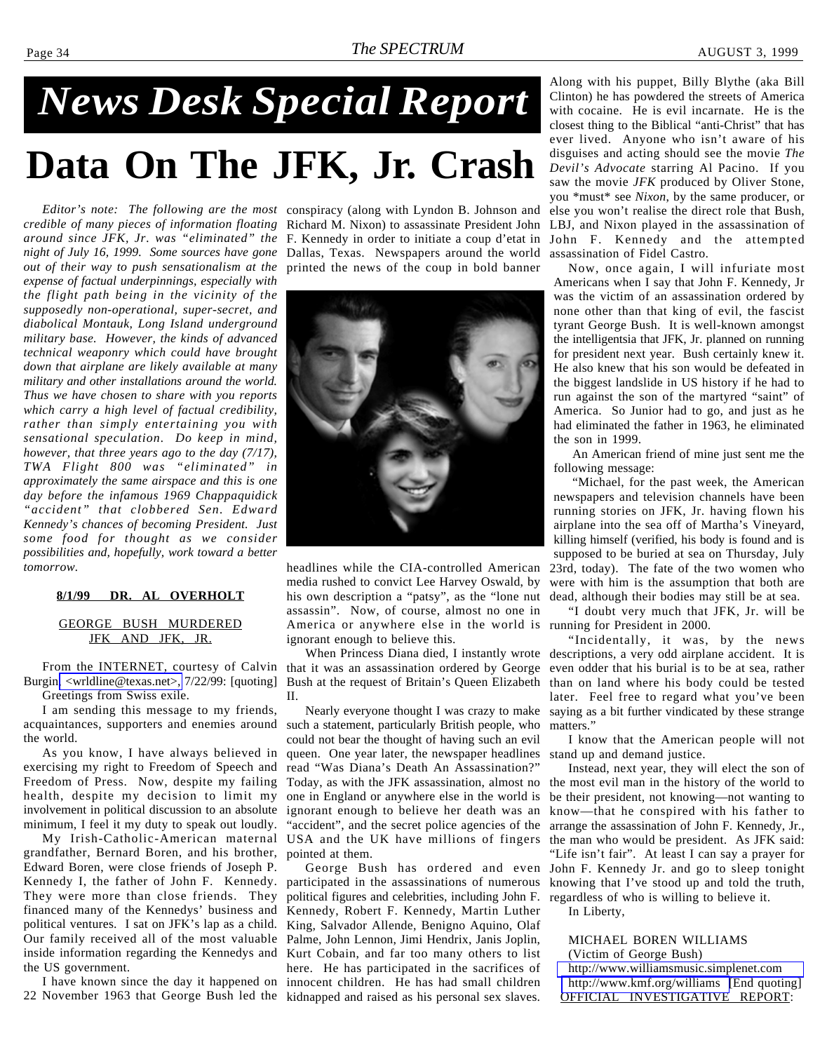# News Desk Special Report

# Data On The JFK, Jr. Crash

*Editor's note: The following are the most credible of many pieces of information floating around since JFK, Jr. was "eliminated" the night of July 16, 1999. Some sources have gone out of their way to push sensationalism at the expense of factual underpinnings, especially with the flight path being in the vicinity of the supposedly non-operational, super-secret, and diabolical Montauk, Long Island underground military base. However, the kinds of advanced technical weaponry which could have brought down that airplane are likely available at many military and other installations around the world. Thus we have chosen to share with you reports which carry a high level of factual credibility, rather than simply entertaining you with sensational speculation. Do keep in mind, however, that three years ago to the day (7/17), TWA Flight 800 was "eliminated" in approximately the same airspace and this is one day before the infamous 1969 Chappaquidick "accident" that clobbered Sen. Edward Kennedy's chances of becoming President. Just some food for thought as we consider possibilities and, hopefully, work toward a better tomorrow.*

**8/1/99 DR. AL OVERHOLT**

GEORGE BUSH MURDERED JFK AND JFK, JR.

From the INTERNET, courtesy of Calvin Burgin <wrldline@texas.net>, 7/22/99: [quoting]

Greetings from Swiss exile.

I am sending this message to my friends, acquaintances, supporters and enemies around the world.

As you know, I have always believed in exercising my right to Freedom of Speech and Freedom of Press. Now, despite my failing health, despite my decision to limit my involvement in political discussion to an absolute minimum, I feel it my duty to speak out loudly.

My Irish-Catholic-American maternal grandfather, Bernard Boren, and his brother, Edward Boren, were close friends of Joseph P. Kennedy I, the father of John F. Kennedy. They were more than close friends. They financed many of the Kennedys' business and political ventures. I sat on JFK's lap as a child. Our family received all of the most valuable inside information regarding the Kennedys and the US government.

I have known since the day it happened on 22 November 1963 that George Bush led the conspiracy (along with Lyndon B. Johnson and Richard M. Nixon) to assassinate President John F. Kennedy in order to initiate a coup d'etat in Dallas, Texas. Newspapers around the world printed the news of the coup in bold banner headlines while the CIA-controlled American media rushed to convict Lee Harvey Oswald, by his own description a "patsy", as the "lone nut assassin". Now, of course, almost no one in America or anywhere else in the world is ignorant enough to believe this.

When Princess Diana died, I instantly wrote that it was an assassination ordered by George Bush at the request of Britain's Queen Elizabeth II.

Nearly everyone thought I was crazy to make such a statement, particularly British people, who could not bear the thought of having such an evil queen. One year later, the newspaper headlines read "Was Diana's Death An Assassination?" Today, as with the JFK assassination, almost no one in England or anywhere else in the world is ignorant enough to believe her death was an "accident", and the secret police agencies of the USA and the UK have millions of fingers pointed at them.

George Bush has ordered and even participated in the assassinations of numerous political figures and celebrities, including John F. Kennedy, Robert F. Kennedy, Martin Luther King, Salvador Allende, Benigno Aquino, Olaf Palme, John Lennon, Jimi Hendrix, Janis Joplin, Kurt Cobain, and far too many others to list here. He has participated in the sacrifices of innocent children. He has had small children kidnapped and raised as his personal sex slaves. Along with his puppet, Billy Blythe (aka Bill Clinton) he has powdered the streets of America with cocaine. He is evil incarnate. He is the closest thing to the Biblical "anti-Christ" that has ever lived. Anyone who isn't aware of his disguises and acting should see the movie *The Devil's Advocate* starring Al Pacino. If you saw the movie *JFK* produced by Oliver Stone, you *must* see *Nixon*, by the same producer, or else you won't realise the direct role that Bush, LBJ, and Nixon played in the assassination of John F. Kennedy and the attempted assassination of Fidel Castro.

Now, once again, I will infuriate most Americans when I say that John F. Kennedy, Jr was the victim of an assassination ordered by none other than that king of evil, the fascist tyrant George Bush. It is well-known amongst the intelligentsia that JFK, Jr. planned on running for president next year. Bush certainly knew it. He also knew that his son would be defeated in the biggest landslide in US history if he had to run against the son of the martyred "saint" of America. So Junior had to go, and just as he had eliminated the father in 1963, he eliminated the son in 1999.

An American friend of mine just sent me the following message:

"Michael, for the past week, the American newspapers and television channels have been running stories on JFK, Jr. having flown his airplane into the sea off of Martha's Vineyard, killing himself (verified, his body is found and is supposed to be buried at sea on Thursday, July 23rd, today). The fate of the two women who were with him is the assumption that both are dead, although their bodies may still be at sea.

"I doubt very much that JFK, Jr. will be running for President in 2000.

"Incidentally, it was, by the news descriptions, a very odd airplane accident. It is even odder that his burial is to be at sea, rather than on land where his body could be tested later. Feel free to regard what you've been saying as a bit further vindicated by these strange matters."

I know that the American people will not stand up and demand justice.

Instead, next year, they will elect the son of the most evil man in the history of the world to be their president, not knowing—not wanting to know—that he conspired with his father to arrange the assassination of John F. Kennedy, Jr., the man who would be president. As JFK said: "Life isn't fair". At least I can say a prayer for John F. Kennedy Jr. and go to sleep tonight knowing that I've stood up and told the truth, regardless of who is willing to believe it.

In Liberty,

MICHAEL BOREN WILLIAMS
(Victim of George Bush)
http://www.williamsmusic.simplenet.com
http://www.kmf.org/williams [End quoting]

OFFICIAL INVESTIGATIVE REPORT: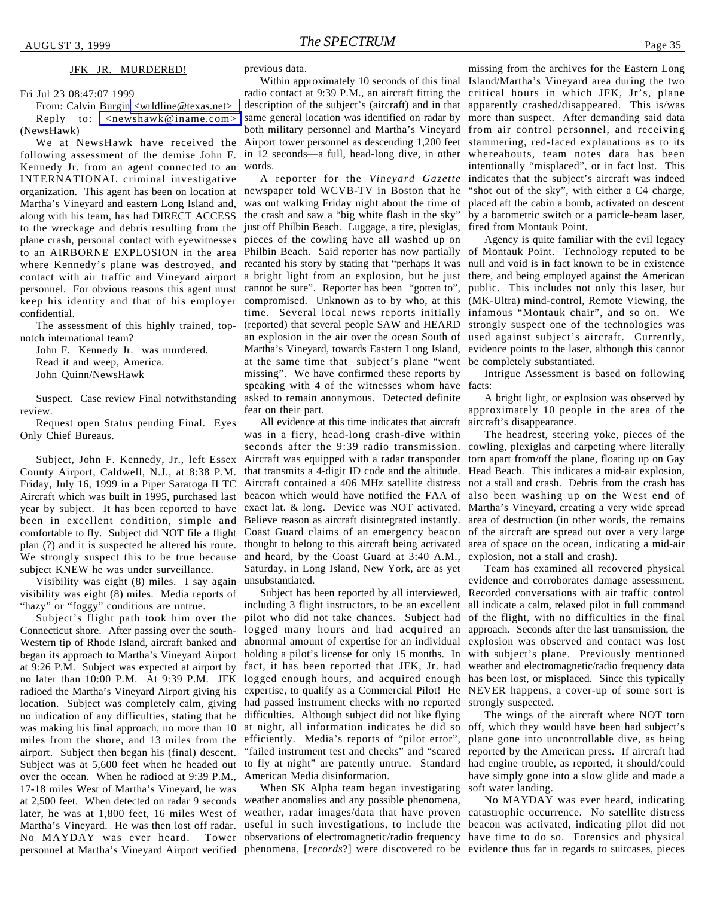## JFK JR. MURDERED!

Fri Jul 23 08:47:07 1999

From: Calvin Burgin <wrldline@texas.net>

Reply to: <newshawk@iname.com> (NewsHawk)

We at NewsHawk have received the following assessment of the demise John F. Kennedy Jr. from an agent connected to an INTERNATIONAL criminal investigative organization. This agent has been on location at Martha's Vineyard and eastern Long Island and, along with his team, has had DIRECT ACCESS to the wreckage and debris resulting from the plane crash, personal contact with eyewitnesses to an AIRBORNE EXPLOSION in the area where Kennedy's plane was destroyed, and contact with air traffic and Vineyard airport personnel. For obvious reasons this agent must keep his identity and that of his employer confidential.

The assessment of this highly trained, top-notch international team?

John F. Kennedy Jr. was murdered.

Read it and weep, America.

John Quinn/NewsHawk

Suspect. Case review Final notwithstanding review.

Request open Status pending Final. Eyes Only Chief Bureaus.

Subject, John F. Kennedy, Jr., left Essex County Airport, Caldwell, N.J., at 8:38 P.M. Friday, July 16, 1999 in a Piper Saratoga II TC Aircraft which was built in 1995, purchased last year by subject. It has been reported to have been in excellent condition, simple and comfortable to fly. Subject did NOT file a flight plan (?) and it is suspected he altered his route. We strongly suspect this to be true because subject KNEW he was under surveillance.

Visibility was eight (8) miles. I say again visibility was eight (8) miles. Media reports of "hazy" or "foggy" conditions are untrue.

Subject's flight path took him over the Connecticut shore. After passing over the south-Western tip of Rhode Island, aircraft banked and began its approach to Martha's Vineyard Airport at 9:26 P.M. Subject was expected at airport by no later than 10:00 P.M. At 9:39 P.M. JFK radioed the Martha's Vineyard Airport giving his location. Subject was completely calm, giving no indication of any difficulties, stating that he was making his final approach, no more than 10 miles from the shore, and 13 miles from the airport. Subject then began his (final) descent. Subject was at 5,600 feet when he headed out over the ocean. When he radioed at 9:39 P.M., 17-18 miles West of Martha's Vineyard, he was at 2,500 feet. When detected on radar 9 seconds later, he was at 1,800 feet, 16 miles West of Martha's Vineyard. He was then lost off radar. No MAYDAY was ever heard. Tower personnel at Martha's Vineyard Airport verified previous data.

Within approximately 10 seconds of this final radio contact at 9:39 P.M., an aircraft fitting the description of the subject's (aircraft) and in that same general location was identified on radar by both military personnel and Martha's Vineyard Airport tower personnel as descending 1,200 feet in 12 seconds—a full, head-long dive, in other words.

A reporter for the *Vineyard Gazette* newspaper told WCVB-TV in Boston that he was out walking Friday night about the time of the crash and saw a "big white flash in the sky" just off Philbin Beach. Luggage, a tire, plexiglas, pieces of the cowling have all washed up on Philbin Beach. Said reporter has now partially recanted his story by stating that "perhaps It was a bright light from an explosion, but he just cannot be sure". Reporter has been "gotten to", compromised. Unknown as to by who, at this time. Several local news reports initially (reported) that several people SAW and HEARD an explosion in the air over the ocean South of Martha's Vineyard, towards Eastern Long Island, at the same time that subject's plane "went missing". We have confirmed these reports by speaking with 4 of the witnesses whom have asked to remain anonymous. Detected definite fear on their part.

All evidence at this time indicates that aircraft was in a fiery, head-long crash-dive within seconds after the 9:39 radio transmission. Aircraft was equipped with a radar transponder that transmits a 4-digit ID code and the altitude. Aircraft contained a 406 MHz satellite distress beacon which would have notified the FAA of exact lat. & long. Device was NOT activated. Believe reason as aircraft disintegrated instantly. Coast Guard claims of an emergency beacon thought to belong to this aircraft being activated and heard, by the Coast Guard at 3:40 A.M., Saturday, in Long Island, New York, are as yet unsubstantiated.

Subject has been reported by all interviewed, including 3 flight instructors, to be an excellent pilot who did not take chances. Subject had logged many hours and had acquired an abnormal amount of expertise for an individual holding a pilot's license for only 15 months. In fact, it has been reported that JFK, Jr. had logged enough hours, and acquired enough expertise, to qualify as a Commercial Pilot! He had passed instrument checks with no reported difficulties. Although subject did not like flying at night, all information indicates he did so efficiently. Media's reports of "pilot error", "failed instrument test and checks" and "scared to fly at night" are patently untrue. Standard American Media disinformation.

When SK Alpha team began investigating weather anomalies and any possible phenomena, weather, radar images/data that have proven useful in such investigations, to include the observations of electromagnetic/radio frequency phenomena, [*records*?] were discovered to be missing from the archives for the Eastern Long Island/Martha's Vineyard area during the two critical hours in which JFK, Jr's, plane apparently crashed/disappeared. This is/was more than suspect. After demanding said data from air control personnel, and receiving stammering, red-faced explanations as to its whereabouts, team notes data has been intentionally "misplaced", or in fact lost. This indicates that the subject's aircraft was indeed "shot out of the sky", with either a C4 charge, placed aft the cabin a bomb, activated on descent by a barometric switch or a particle-beam laser, fired from Montauk Point.

Agency is quite familiar with the evil legacy of Montauk Point. Technology reputed to be null and void is in fact known to be in existence there, and being employed against the American public. This includes not only this laser, but (MK-Ultra) mind-control, Remote Viewing, the infamous "Montauk chair", and so on. We strongly suspect one of the technologies was used against subject's aircraft. Currently, evidence points to the laser, although this cannot be completely substantiated.

Intrigue Assessment is based on following facts:

A bright light, or explosion was observed by approximately 10 people in the area of the aircraft's disappearance.

The headrest, steering yoke, pieces of the cowling, plexiglas and carpeting where literally torn apart from/off the plane, floating up on Gay Head Beach. This indicates a mid-air explosion, not a stall and crash. Debris from the crash has also been washing up on the West end of Martha's Vineyard, creating a very wide spread area of destruction (in other words, the remains of the aircraft are spread out over a very large area of space on the ocean, indicating a mid-air explosion, not a stall and crash).

Team has examined all recovered physical evidence and corroborates damage assessment. Recorded conversations with air traffic control all indicate a calm, relaxed pilot in full command of the flight, with no difficulties in the final approach. Seconds after the last transmission, the explosion was observed and contact was lost with subject's plane. Previously mentioned weather and electromagnetic/radio frequency data has been lost, or misplaced. Since this typically NEVER happens, a cover-up of some sort is strongly suspected.

The wings of the aircraft where NOT torn off, which they would have been had subject's plane gone into uncontrollable dive, as being reported by the American press. If aircraft had had engine trouble, as reported, it should/could have simply gone into a slow glide and made a soft water landing.

No MAYDAY was ever heard, indicating catastrophic occurrence. No satellite distress beacon was activated, indicating pilot did not have time to do so. Forensics and physical evidence thus far in regards to suitcases, pieces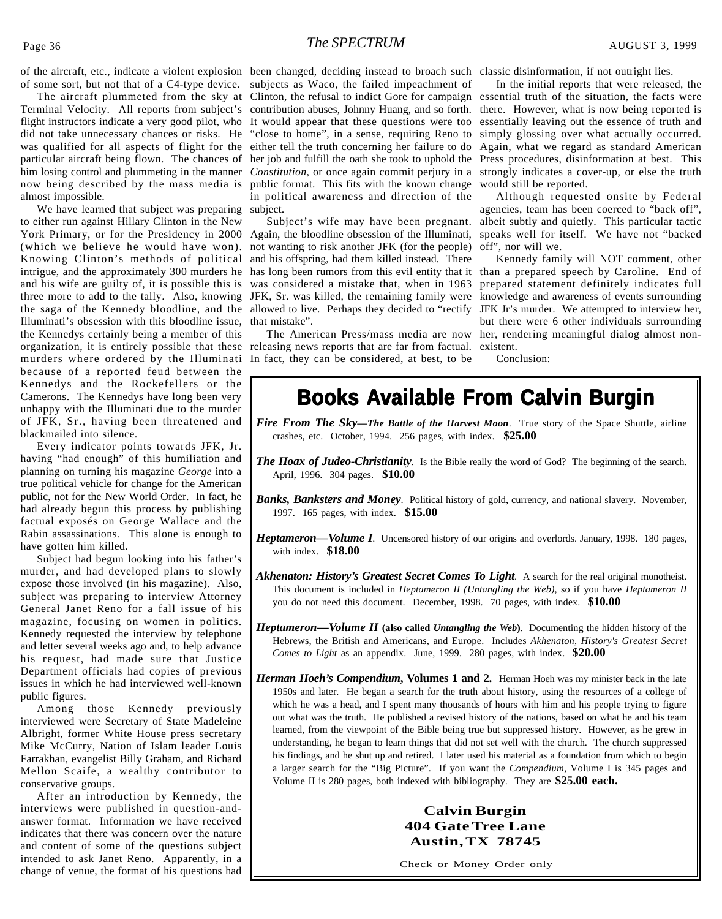of the aircraft, etc., indicate a violent explosion of some sort, but not that of a C4-type device.

The aircraft plummeted from the sky at Terminal Velocity. All reports from subject's flight instructors indicate a very good pilot, who did not take unnecessary chances or risks. He was qualified for all aspects of flight for the particular aircraft being flown. The chances of him losing control and plummeting in the manner now being described by the mass media is almost impossible.

We have learned that subject was preparing to either run against Hillary Clinton in the New York Primary, or for the Presidency in 2000 (which we believe he would have won). Knowing Clinton's methods of political intrigue, and the approximately 300 murders he and his wife are guilty of, it is possible this is three more to add to the tally. Also, knowing the saga of the Kennedy bloodline, and the Illuminati's obsession with this bloodline issue, the Kennedys certainly being a member of this organization, it is entirely possible that these murders where ordered by the Illuminati because of a reported feud between the Kennedys and the Rockefellers or the Camerons. The Kennedys have long been very unhappy with the Illuminati due to the murder of JFK, Sr., having been threatened and blackmailed into silence.

Every indicator points towards JFK, Jr. having "had enough" of this humiliation and planning on turning his magazine *George* into a true political vehicle for change for the American public, not for the New World Order. In fact, he had already begun this process by publishing factual exposés on George Wallace and the Rabin assassinations. This alone is enough to have gotten him killed.

Subject had begun looking into his father's murder, and had developed plans to slowly expose those involved (in his magazine). Also, subject was preparing to interview Attorney General Janet Reno for a fall issue of his magazine, focusing on women in politics. Kennedy requested the interview by telephone and letter several weeks ago and, to help advance his request, had made sure that Justice Department officials had copies of previous issues in which he had interviewed well-known public figures.

Among those Kennedy previously interviewed were Secretary of State Madeleine Albright, former White House press secretary Mike McCurry, Nation of Islam leader Louis Farrakhan, evangelist Billy Graham, and Richard Mellon Scaife, a wealthy contributor to conservative groups.

After an introduction by Kennedy, the interviews were published in question-and-answer format. Information we have received indicates that there was concern over the nature and content of some of the questions subject intended to ask Janet Reno. Apparently, in a change of venue, the format of his questions had been changed, deciding instead to broach such subjects as Waco, the failed impeachment of Clinton, the refusal to indict Gore for campaign contribution abuses, Johnny Huang, and so forth. It would appear that these questions were too "close to home", in a sense, requiring Reno to either tell the truth concerning her failure to do her job and fulfill the oath she took to uphold the *Constitution*, or once again commit perjury in a public format. This fits with the known change in political awareness and direction of the subject.

Subject's wife may have been pregnant. Again, the bloodline obsession of the Illuminati, not wanting to risk another JFK (for the people) and his offspring, had them killed instead. There has long been rumors from this evil entity that it was considered a mistake that, when in 1963 JFK, Sr. was killed, the remaining family were allowed to live. Perhaps they decided to "rectify that mistake".

The American Press/mass media are now releasing news reports that are far from factual. In fact, they can be considered, at best, to be classic disinformation, if not outright lies.

In the initial reports that were released, the essential truth of the situation, the facts were there. However, what is now being reported is essentially leaving out the essence of truth and simply glossing over what actually occurred. Again, what we regard as standard American Press procedures, disinformation at best. This strongly indicates a cover-up, or else the truth would still be reported.

Although requested onsite by Federal agencies, team has been coerced to "back off", albeit subtly and quietly. This particular tactic speaks well for itself. We have not "backed off", nor will we.

Kennedy family will NOT comment, other than a prepared speech by Caroline. End of prepared statement definitely indicates full knowledge and awareness of events surrounding JFK Jr's murder. We attempted to interview her, but there were 6 other individuals surrounding her, rendering meaningful dialog almost non-existent.

Conclusion:

## Books Available From Calvin Burgin

***Fire From The Sky—The Battle of the Harvest Moon***. True story of the Space Shuttle, airline crashes, etc. October, 1994. 256 pages, with index. **$25.00**

***The Hoax of Judeo-Christianity***. Is the Bible really the word of God? The beginning of the search. April, 1996. 304 pages. **$10.00**

***Banks, Banksters and Money***. Political history of gold, currency, and national slavery. November, 1997. 165 pages, with index. **$15.00**

***Heptameron—Volume I***. Uncensored history of our origins and overlords. January, 1998. 180 pages, with index. **$18.00**

***Akhenaton: History's Greatest Secret Comes To Light***. A search for the real original monotheist. This document is included in *Heptameron II (Untangling the Web)*, so if you have *Heptameron II* you do not need this document. December, 1998. 70 pages, with index. **$10.00**

***Heptameron—Volume II*** **(also called *Untangling the Web*)**. Documenting the hidden history of the Hebrews, the British and Americans, and Europe. Includes *Akhenaton, History's Greatest Secret Comes to Light* as an appendix. June, 1999. 280 pages, with index. **$20.00**

***Herman Hoeh's Compendium*, Volumes 1 and 2.** Herman Hoeh was my minister back in the late 1950s and later. He began a search for the truth about history, using the resources of a college of which he was a head, and I spent many thousands of hours with him and his people trying to figure out what was the truth. He published a revised history of the nations, based on what he and his team learned, from the viewpoint of the Bible being true but suppressed history. However, as he grew in understanding, he began to learn things that did not set well with the church. The church suppressed his findings, and he shut up and retired. I later used his material as a foundation from which to begin a larger search for the "Big Picture". If you want the *Compendium*, Volume I is 345 pages and Volume II is 280 pages, both indexed with bibliography. They are **$25.00 each.**

**Calvin Burgin**
**404 Gate Tree Lane**
**Austin, TX 78745**

Check or Money Order only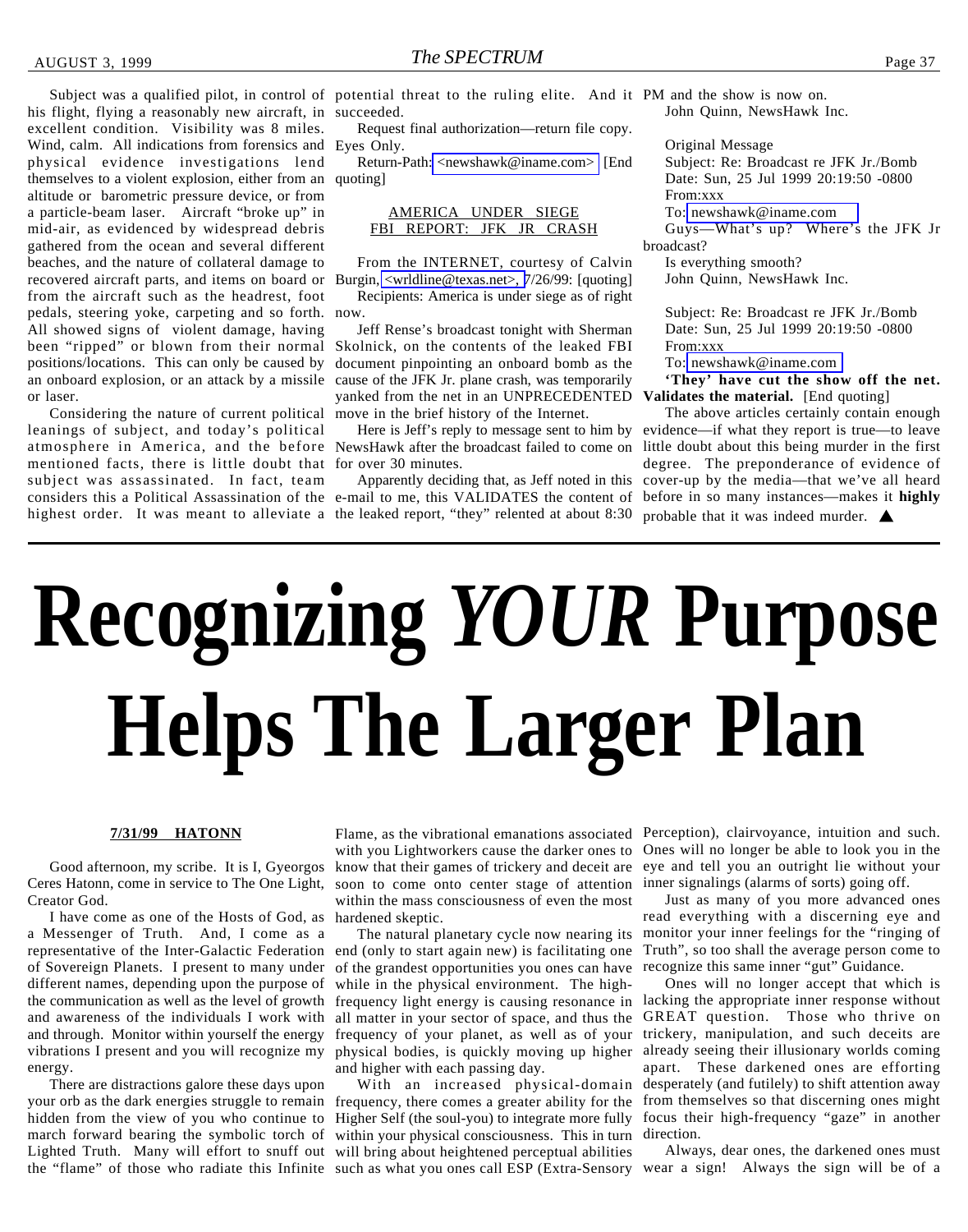Subject was a qualified pilot, in control of his flight, flying a reasonably new aircraft, in excellent condition. Visibility was 8 miles. Wind, calm. All indications from forensics and physical evidence investigations lend themselves to a violent explosion, either from an altitude or barometric pressure device, or from a particle-beam laser. Aircraft "broke up" in mid-air, as evidenced by widespread debris gathered from the ocean and several different beaches, and the nature of collateral damage to recovered aircraft parts, and items on board or from the aircraft such as the headrest, foot pedals, steering yoke, carpeting and so forth. All showed signs of violent damage, having been "ripped" or blown from their normal positions/locations. This can only be caused by an onboard explosion, or an attack by a missile or laser.

Considering the nature of current political leanings of subject, and today's political atmosphere in America, and the before mentioned facts, there is little doubt that subject was assassinated. In fact, team considers this a Political Assassination of the highest order. It was meant to alleviate a potential threat to the ruling elite. And it succeeded.

Request final authorization—return file copy. Eyes Only.

Return-Path: <newshawk@iname.com> [End quoting]

AMERICA UNDER SIEGE
FBI REPORT: JFK JR CRASH

From the INTERNET, courtesy of Calvin Burgin, <wrldline@texas.net>, 7/26/99: [quoting]

Recipients: America is under siege as of right now.

Jeff Rense's broadcast tonight with Sherman Skolnick, on the contents of the leaked FBI document pinpointing an onboard bomb as the cause of the JFK Jr. plane crash, was temporarily yanked from the net in an UNPRECEDENTED move in the brief history of the Internet.

Here is Jeff's reply to message sent to him by NewsHawk after the broadcast failed to come on for over 30 minutes.

Apparently deciding that, as Jeff noted in this e-mail to me, this VALIDATES the content of the leaked report, "they" relented at about 8:30 PM and the show is now on.

John Quinn, NewsHawk Inc.

Original Message
Subject: Re: Broadcast re JFK Jr./Bomb
Date: Sun, 25 Jul 1999 20:19:50 -0800
From:xxx
To: newshawk@iname.com

Guys—What's up? Where's the JFK Jr broadcast?

Is everything smooth?

John Quinn, NewsHawk Inc.

Subject: Re: Broadcast re JFK Jr./Bomb
Date: Sun, 25 Jul 1999 20:19:50 -0800
From:xxx
To: newshawk@iname.com

**'They' have cut the show off the net. Validates the material.** [End quoting]

The above articles certainly contain enough evidence—if what they report is true—to leave little doubt about this being murder in the first degree. The preponderance of evidence of cover-up by the media—that we've all heard before in so many instances—makes it **highly** probable that it was indeed murder. ▲

# Recognizing *YOUR* Purpose Helps The Larger Plan

**7/31/99 HATONN**

Good afternoon, my scribe. It is I, Gyeorgos Ceres Hatonn, come in service to The One Light, Creator God.

I have come as one of the Hosts of God, as a Messenger of Truth. And, I come as a representative of the Inter-Galactic Federation of Sovereign Planets. I present to many under different names, depending upon the purpose of the communication as well as the level of growth and awareness of the individuals I work with and through. Monitor within yourself the energy vibrations I present and you will recognize my energy.

There are distractions galore these days upon your orb as the dark energies struggle to remain hidden from the view of you who continue to march forward bearing the symbolic torch of Lighted Truth. Many will effort to snuff out the "flame" of those who radiate this Infinite Flame, as the vibrational emanations associated with you Lightworkers cause the darker ones to know that their games of trickery and deceit are soon to come onto center stage of attention within the mass consciousness of even the most hardened skeptic.

The natural planetary cycle now nearing its end (only to start again new) is facilitating one of the grandest opportunities you ones can have while in the physical environment. The high-frequency light energy is causing resonance in all matter in your sector of space, and thus the frequency of your planet, as well as of your physical bodies, is quickly moving up higher and higher with each passing day.

With an increased physical-domain frequency, there comes a greater ability for the Higher Self (the soul-you) to integrate more fully within your physical consciousness. This in turn will bring about heightened perceptual abilities such as what you ones call ESP (Extra-Sensory Perception), clairvoyance, intuition and such. Ones will no longer be able to look you in the eye and tell you an outright lie without your inner signalings (alarms of sorts) going off.

Just as many of you more advanced ones read everything with a discerning eye and monitor your inner feelings for the "ringing of Truth", so too shall the average person come to recognize this same inner "gut" Guidance.

Ones will no longer accept that which is lacking the appropriate inner response without GREAT question. Those who thrive on trickery, manipulation, and such deceits are already seeing their illusionary worlds coming apart. These darkened ones are efforting desperately (and futilely) to shift attention away from themselves so that discerning ones might focus their high-frequency "gaze" in another direction.

Always, dear ones, the darkened ones must wear a sign! Always the sign will be of a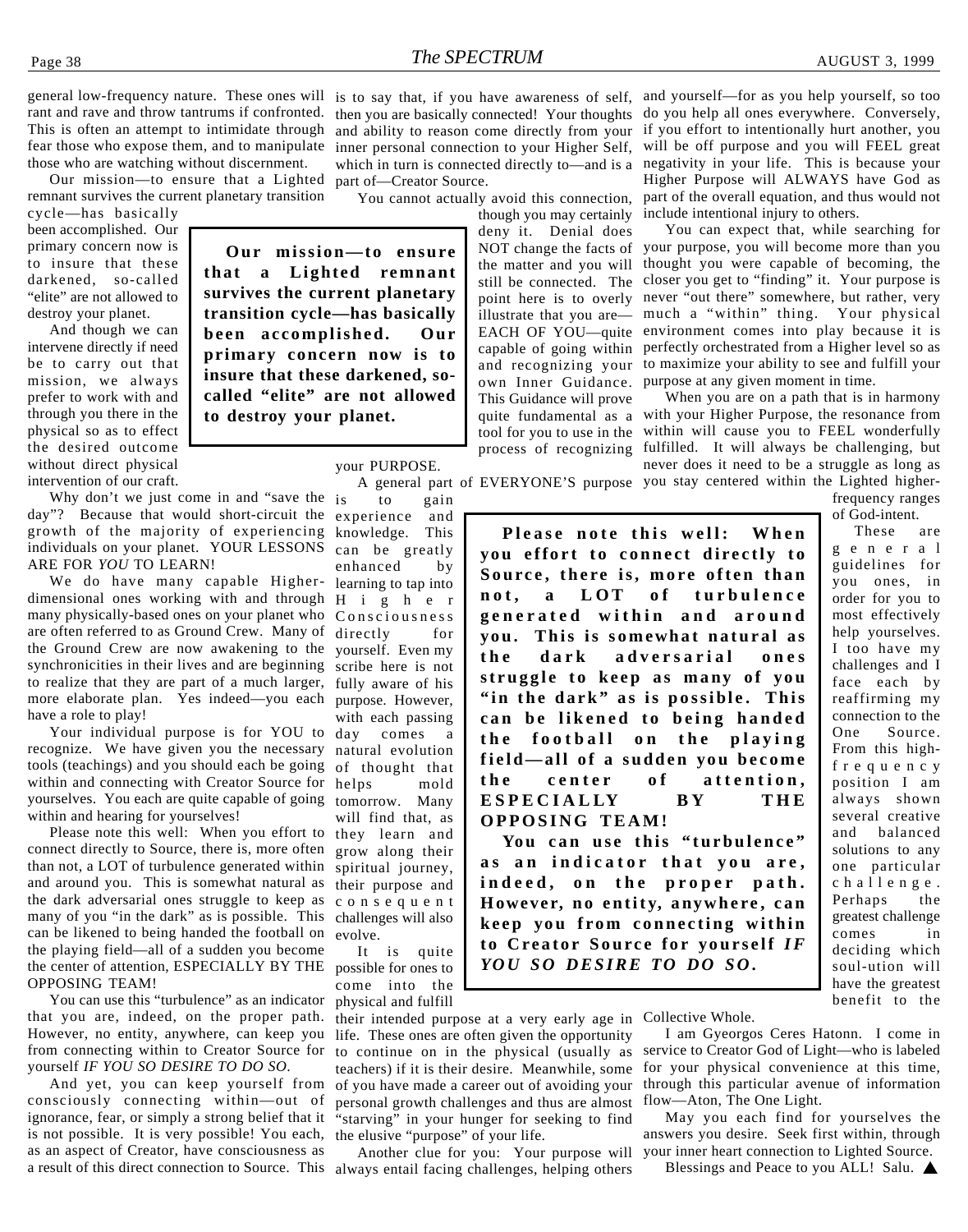general low-frequency nature. These ones will rant and rave and throw tantrums if confronted. This is often an attempt to intimidate through fear those who expose them, and to manipulate those who are watching without discernment.

Our mission—to ensure that a Lighted remnant survives the current planetary transition cycle—has basically been accomplished. Our primary concern now is to insure that these darkened, so-called "elite" are not allowed to destroy your planet.

> **Our mission—to ensure that a Lighted remnant survives the current planetary transition cycle—has basically been accomplished. Our primary concern now is to insure that these darkened, so-called "elite" are not allowed to destroy your planet.**

And though we can intervene directly if need be to carry out that mission, we always prefer to work with and through you there in the physical so as to effect the desired outcome without direct physical intervention of our craft.

Why don't we just come in and "save the day"? Because that would short-circuit the growth of the majority of experiencing individuals on your planet. YOUR LESSONS ARE FOR *YOU* TO LEARN!

We do have many capable Higher-dimensional ones working with and through many physically-based ones on your planet who are often referred to as Ground Crew. Many of the Ground Crew are now awakening to the synchronicities in their lives and are beginning to realize that they are part of a much larger, more elaborate plan. Yes indeed—you each have a role to play!

Your individual purpose is for YOU to recognize. We have given you the necessary tools (teachings) and you should each be going within and connecting with Creator Source for yourselves. You each are quite capable of going within and hearing for yourselves!

Please note this well: When you effort to connect directly to Source, there is, more often than not, a LOT of turbulence generated within and around you. This is somewhat natural as the dark adversarial ones struggle to keep as many of you "in the dark" as is possible. This can be likened to being handed the football on the playing field—all of a sudden you become the center of attention, ESPECIALLY BY THE OPPOSING TEAM!

You can use this "turbulence" as an indicator that you are, indeed, on the proper path. However, no entity, anywhere, can keep you from connecting within to Creator Source for yourself *IF YOU SO DESIRE TO DO SO*.

And yet, you can keep yourself from consciously connecting within—out of ignorance, fear, or simply a strong belief that it is not possible. It is very possible! You each, as an aspect of Creator, have consciousness as a result of this direct connection to Source. This is to say that, if you have awareness of self, then you are basically connected! Your thoughts and ability to reason come directly from your inner personal connection to your Higher Self, which in turn is connected directly to—and is a part of—Creator Source.

You cannot actually avoid this connection, though you may certainly deny it. Denial does NOT change the facts of the matter and you will still be connected. The point here is to overly illustrate that you are—EACH OF YOU—quite capable of going within and recognizing your own Inner Guidance. This Guidance will prove quite fundamental as a tool for you to use in the process of recognizing your PURPOSE.

A general part of EVERYONE'S purpose is to gain experience and knowledge. This can be greatly enhanced by learning to tap into Higher Consciousness directly for yourself. Even my scribe here is not fully aware of his purpose. However, with each passing day comes a natural evolution of thought that helps mold tomorrow. Many will find that, as they learn and grow along their spiritual journey, their purpose and consequent challenges will also evolve.

> **Please note this well: When you effort to connect directly to Source, there is, more often than not, a LOT of turbulence generated within and around you. This is somewhat natural as the dark adversarial ones struggle to keep as many of you "in the dark" as is possible. This can be likened to being handed the football on the playing field—all of a sudden you become the center of attention, ESPECIALLY BY THE OPPOSING TEAM!**
>
> **You can use this "turbulence" as an indicator that you are, indeed, on the proper path. However, no entity, anywhere, can keep you from connecting within to Creator Source for yourself *IF YOU SO DESIRE TO DO SO*.**

It is quite possible for ones to come into the physical and fulfill their intended purpose at a very early age in life. These ones are often given the opportunity to continue on in the physical (usually as teachers) if it is their desire. Meanwhile, some of you have made a career out of avoiding your personal growth challenges and thus are almost "starving" in your hunger for seeking to find the elusive "purpose" of your life.

Another clue for you: Your purpose will always entail facing challenges, helping others and yourself—for as you help yourself, so too do you help all ones everywhere. Conversely, if you effort to intentionally hurt another, you will be off purpose and you will FEEL great negativity in your life. This is because your Higher Purpose will ALWAYS have God as part of the overall equation, and thus would not include intentional injury to others.

You can expect that, while searching for your purpose, you will become more than you thought you were capable of becoming, the closer you get to "finding" it. Your purpose is never "out there" somewhere, but rather, very much a "within" thing. Your physical environment comes into play because it is perfectly orchestrated from a Higher level so as to maximize your ability to see and fulfill your purpose at any given moment in time.

When you are on a path that is in harmony with your Higher Purpose, the resonance from within will cause you to FEEL wonderfully fulfilled. It will always be challenging, but never does it need to be a struggle as long as you stay centered within the Lighted higher-frequency ranges of God-intent.

These are general guidelines for you ones, in order for you to most effectively help yourselves. I too have my challenges and I face each by reaffirming my connection to the One Source. From this high-frequency position I am always shown several creative and balanced solutions to any one particular challenge. Perhaps the greatest challenge comes in deciding which soul-ution will have the greatest benefit to the Collective Whole.

I am Gyeorgos Ceres Hatonn. I come in service to Creator God of Light—who is labeled for your physical convenience at this time, through this particular avenue of information flow—Aton, The One Light.

May you each find for yourselves the answers you desire. Seek first within, through your inner heart connection to Lighted Source.

Blessings and Peace to you ALL! Salu. ▲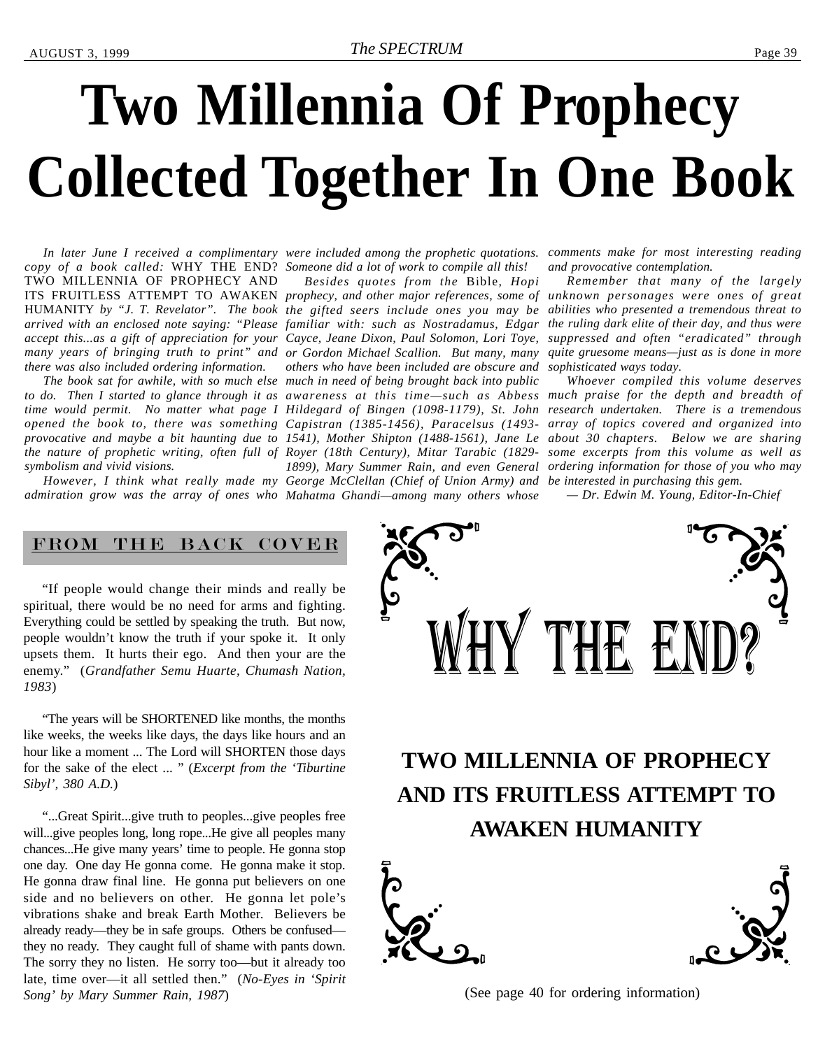# Two Millennia Of Prophecy Collected Together In One Book

*In later June I received a complimentary copy of a book called:* WHY THE END? TWO MILLENNIA OF PROPHECY AND ITS FRUITLESS ATTEMPT TO AWAKEN HUMANITY *by "J. T. Revelator". The book arrived with an enclosed note saying: "Please accept this...as a gift of appreciation for your many years of bringing truth to print" and there was also included ordering information.*

*The book sat for awhile, with so much else to do. Then I started to glance through it as time would permit. No matter what page I opened the book to, there was something provocative and maybe a bit haunting due to the nature of prophetic writing, often full of symbolism and vivid visions.*

*However, I think what really made my admiration grow was the array of ones who were included among the prophetic quotations. Someone did a lot of work to compile all this!*

*Besides quotes from the* Bible, *Hopi prophecy, and other major references, some of the gifted seers include ones you may be familiar with: such as Nostradamus, Edgar Cayce, Jeane Dixon, Paul Solomon, Lori Toye, or Gordon Michael Scallion. But many, many others who have been included are obscure and much in need of being brought back into public awareness at this time—such as Abbess Hildegard of Bingen (1098-1179), St. John Capistran (1385-1456), Paracelsus (1493-1541), Mother Shipton (1488-1561), Jane Le Royer (18th Century), Mitar Tarabic (1829-1899), Mary Summer Rain, and even General George McClellan (Chief of Union Army) and Mahatma Ghandi—among many others whose comments make for most interesting reading and provocative contemplation.*

*Remember that many of the largely unknown personages were ones of great abilities who presented a tremendous threat to the ruling dark elite of their day, and thus were suppressed and often "eradicated" through quite gruesome means—just as is done in more sophisticated ways today.*

*Whoever compiled this volume deserves much praise for the depth and breadth of research undertaken. There is a tremendous array of topics covered and organized into about 30 chapters. Below we are sharing some excerpts from this volume as well as ordering information for those of you who may be interested in purchasing this gem.*

*— Dr. Edwin M. Young, Editor-In-Chief*

## FROM THE BACK COVER

"If people would change their minds and really be spiritual, there would be no need for arms and fighting. Everything could be settled by speaking the truth. But now, people wouldn't know the truth if your spoke it. It only upsets them. It hurts their ego. And then your are the enemy." (*Grandfather Semu Huarte, Chumash Nation, 1983*)

"The years will be SHORTENED like months, the months like weeks, the weeks like days, the days like hours and an hour like a moment ... The Lord will SHORTEN those days for the sake of the elect ... " (*Excerpt from the 'Tiburtine Sibyl', 380 A.D.*)

"...Great Spirit...give truth to peoples...give peoples free will...give peoples long, long rope...He give all peoples many chances...He give many years' time to people. He gonna stop one day. One day He gonna come. He gonna make it stop. He gonna draw final line. He gonna put believers on one side and no believers on other. He gonna let pole's vibrations shake and break Earth Mother. Believers be already ready—they be in safe groups. Others be confused—they no ready. They caught full of shame with pants down. The sorry they no listen. He sorry too—but it already too late, time over—it all settled then." (*No-Eyes in 'Spirit Song' by Mary Summer Rain, 1987*)

## WHY THE END?

**TWO MILLENNIA OF PROPHECY AND ITS FRUITLESS ATTEMPT TO AWAKEN HUMANITY**

(See page 40 for ordering information)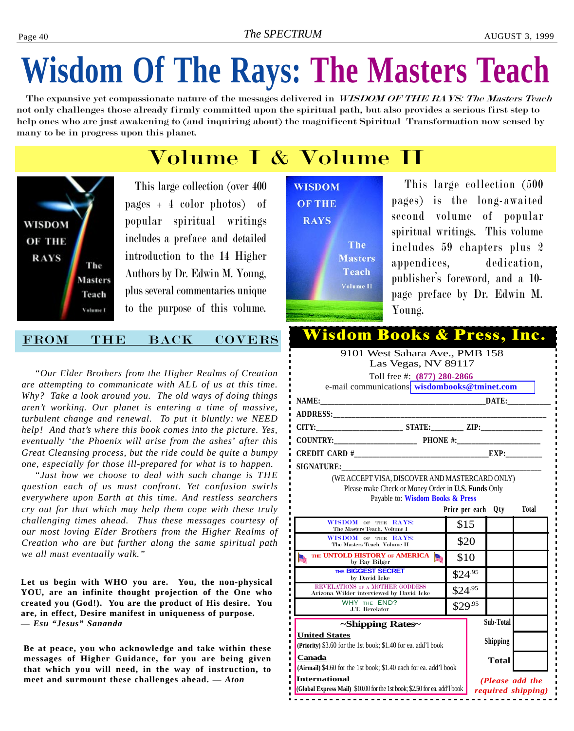# Wisdom Of The Rays: The Masters Teach

The expansive yet compassionate nature of the messages delivered in *WISDOM OF THE RAYS: The Masters Teach* not only challenges those already firmly committed upon the spiritual path, but also provides a serious first step to help ones who are just awakening to (and inquiring about) the magnificent Spiritual Transformation now sensed by many to be in progress upon this planet.

## Volume I & Volume II

This large collection (over 400 pages + 4 color photos) of popular spiritual writings includes a preface and detailed introduction to the 14 Higher Authors by Dr. Edwin M. Young, plus several commentaries unique to the purpose of this volume.

This large collection (500 pages) is the long-awaited second volume of popular spiritual writings. This volume includes 59 chapters plus 2 appendices, dedication, publisher's foreword, and a 10-page preface by Dr. Edwin M. Young.

### FROM THE BACK COVERS

*"Our Elder Brothers from the Higher Realms of Creation are attempting to communicate with ALL of us at this time. Why? Take a look around you. The old ways of doing things aren't working. Our planet is entering a time of massive, turbulent change and renewal. To put it bluntly: we NEED help! And that's where this book comes into the picture. Yes, eventually 'the Phoenix will arise from the ashes' after this Great Cleansing process, but the ride could be quite a bumpy one, especially for those ill-prepared for what is to happen.*

*"Just how we choose to deal with such change is THE question each of us must confront. Yet confusion swirls everywhere upon Earth at this time. And restless searchers cry out for that which may help them cope with these truly challenging times ahead. Thus these messages courtesy of our most loving Elder Brothers from the Higher Realms of Creation who are but further along the same spiritual path we all must eventually walk."*

**Let us begin with WHO you are. You, the non-physical YOU, are an infinite thought projection of the One who created you (God!). You are the product of His desire. You are, in effect, Desire manifest in uniqueness of purpose. — *Esu "Jesus" Sananda***

**Be at peace, you who acknowledge and take within these messages of Higher Guidance, for you are being given that which you will need, in the way of instruction, to meet and surmount these challenges ahead. — *Aton***

## Wisdom Books & Press, Inc.

9101 West Sahara Ave., PMB 158
Las Vegas, NV 89117

Toll free #: (877) 280-2866
e-mail communications: wisdombooks@tminet.com

**NAME:**_______________________________ **DATE:**__________
**ADDRESS:**____________________________________________
**CITY:**__________________ **STATE:**________ **ZIP:**______________
**COUNTRY:**__________________ **PHONE #:**__________________
**CREDIT CARD #**___________________________ **EXP:**_________
**SIGNATURE:**___________________________________________

(WE ACCEPT VISA, DISCOVER AND MASTERCARD ONLY)
Please make Check or Money Order in **U.S. Funds** Only
Payable to: Wisdom Books & Press

| | Price per each | Qty | Total |
|---|---|---|---|
| WISDOM OF THE RAYS: The Masters Teach, Volume I | $15 | | |
| WISDOM OF THE RAYS: The Masters Teach, Volume II | $20 | | |
| THE UNTOLD HISTORY OF AMERICA by Ray Bilger | $10 | | |
| THE BIGGEST SECRET by David Icke | $24.95 | | |
| REVELATIONS OF A MOTHER GODDESS Arizona Wilder interviewed by David Icke | $24.95 | | |
| WHY THE END? J.T. Revelator | $29.95 | | |

**~Shipping Rates~**

**United States**
**(Priority)** $3.60 for the 1st book; $1.40 for ea. add'l book

**Canada**
**(Airmail)** $4.60 for the 1st book; $1.40 each for ea. add'l book

**International**
**(Global Express Mail)** $10.00 for the 1st book; $2.50 for ea. add'l book

**Sub-Total** ______
**Shipping** ______
**Total** ______

*(Please add the required shipping)*